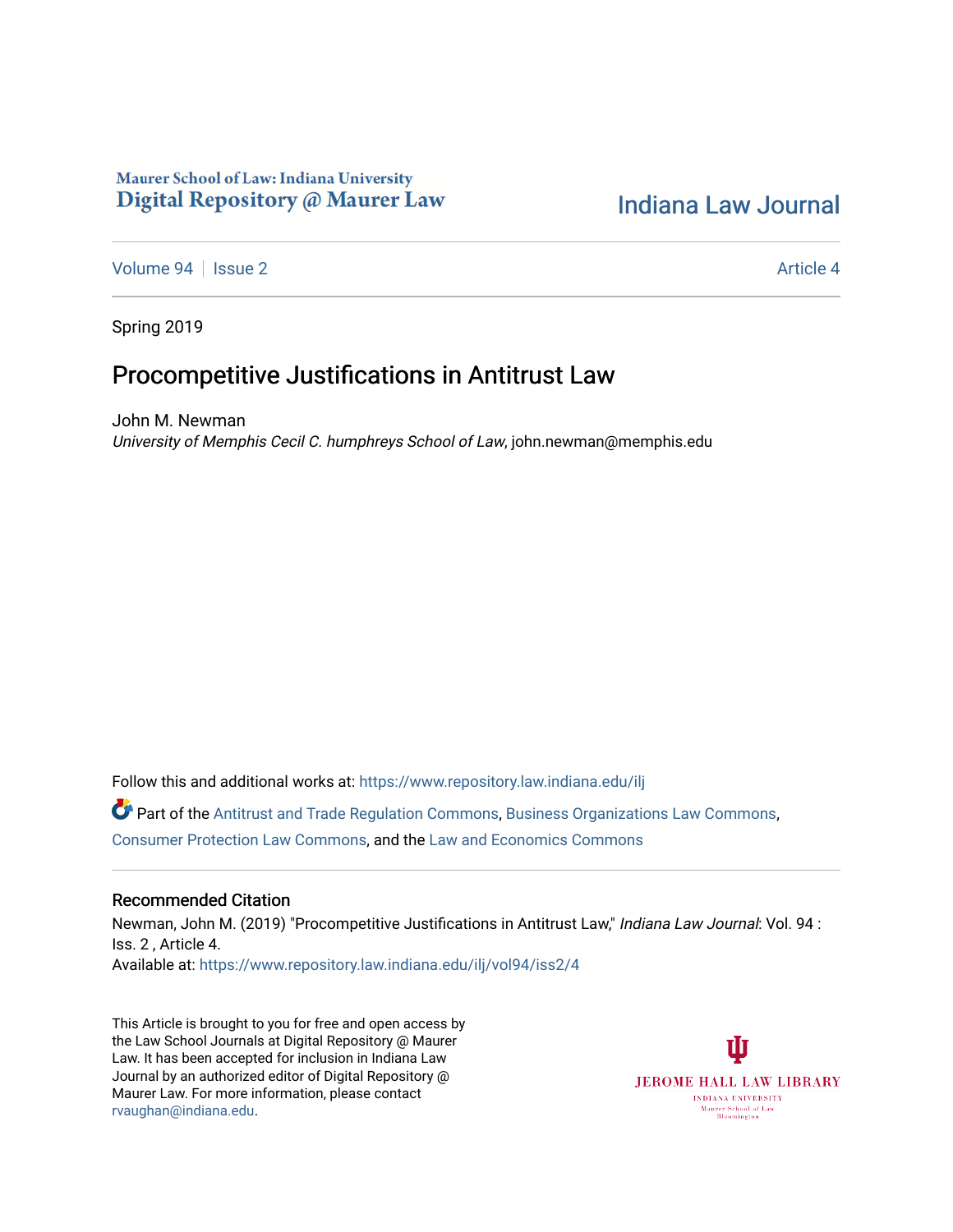Maurer School of Law: Indiana University
Digital Repository @ Maurer Law

Indiana Law Journal

Volume 94 | Issue 2 — Article 4

Spring 2019

# Procompetitive Justifications in Antitrust Law

John M. Newman
*University of Memphis Cecil C. humphreys School of Law*, john.newman@memphis.edu

Follow this and additional works at: https://www.repository.law.indiana.edu/ilj

Part of the Antitrust and Trade Regulation Commons, Business Organizations Law Commons, Consumer Protection Law Commons, and the Law and Economics Commons

## Recommended Citation

Newman, John M. (2019) "Procompetitive Justifications in Antitrust Law," *Indiana Law Journal*: Vol. 94 : Iss. 2 , Article 4.
Available at: https://www.repository.law.indiana.edu/ilj/vol94/iss2/4

This Article is brought to you for free and open access by the Law School Journals at Digital Repository @ Maurer Law. It has been accepted for inclusion in Indiana Law Journal by an authorized editor of Digital Repository @ Maurer Law. For more information, please contact rvaughan@indiana.edu.

JEROME HALL LAW LIBRARY
INDIANA UNIVERSITY
Maurer School of Law
Bloomington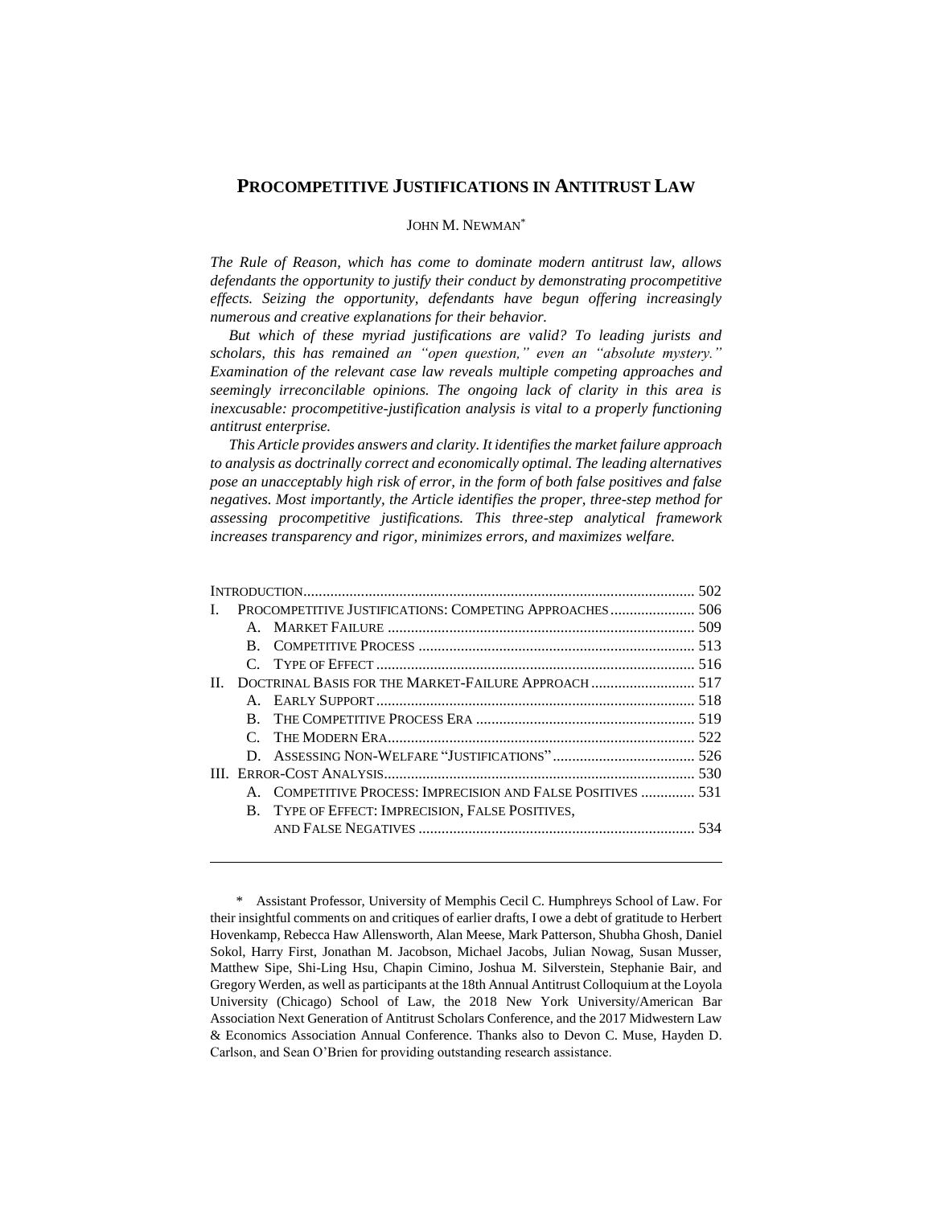# PROCOMPETITIVE JUSTIFICATIONS IN ANTITRUST LAW

JOHN M. NEWMAN*

*The Rule of Reason, which has come to dominate modern antitrust law, allows defendants the opportunity to justify their conduct by demonstrating procompetitive effects. Seizing the opportunity, defendants have begun offering increasingly numerous and creative explanations for their behavior.*

*But which of these myriad justifications are valid? To leading jurists and scholars, this has remained an "open question," even an "absolute mystery." Examination of the relevant case law reveals multiple competing approaches and seemingly irreconcilable opinions. The ongoing lack of clarity in this area is inexcusable: procompetitive-justification analysis is vital to a properly functioning antitrust enterprise.*

*This Article provides answers and clarity. It identifies the market failure approach to analysis as doctrinally correct and economically optimal. The leading alternatives pose an unacceptably high risk of error, in the form of both false positives and false negatives. Most importantly, the Article identifies the proper, three-step method for assessing procompetitive justifications. This three-step analytical framework increases transparency and rigor, minimizes errors, and maximizes welfare.*

- INTRODUCTION ..... 502
- I. PROCOMPETITIVE JUSTIFICATIONS: COMPETING APPROACHES ..... 506
  - A. MARKET FAILURE ..... 509
  - B. COMPETITIVE PROCESS ..... 513
  - C. TYPE OF EFFECT ..... 516
- II. DOCTRINAL BASIS FOR THE MARKET-FAILURE APPROACH ..... 517
  - A. EARLY SUPPORT ..... 518
  - B. THE COMPETITIVE PROCESS ERA ..... 519
  - C. THE MODERN ERA ..... 522
  - D. ASSESSING NON-WELFARE "JUSTIFICATIONS" ..... 526
- III. ERROR-COST ANALYSIS ..... 530
  - A. COMPETITIVE PROCESS: IMPRECISION AND FALSE POSITIVES ..... 531
  - B. TYPE OF EFFECT: IMPRECISION, FALSE POSITIVES, AND FALSE NEGATIVES ..... 534

---

\* Assistant Professor, University of Memphis Cecil C. Humphreys School of Law. For their insightful comments on and critiques of earlier drafts, I owe a debt of gratitude to Herbert Hovenkamp, Rebecca Haw Allensworth, Alan Meese, Mark Patterson, Shubha Ghosh, Daniel Sokol, Harry First, Jonathan M. Jacobson, Michael Jacobs, Julian Nowag, Susan Musser, Matthew Sipe, Shi-Ling Hsu, Chapin Cimino, Joshua M. Silverstein, Stephanie Bair, and Gregory Werden, as well as participants at the 18th Annual Antitrust Colloquium at the Loyola University (Chicago) School of Law, the 2018 New York University/American Bar Association Next Generation of Antitrust Scholars Conference, and the 2017 Midwestern Law & Economics Association Annual Conference. Thanks also to Devon C. Muse, Hayden D. Carlson, and Sean O'Brien for providing outstanding research assistance.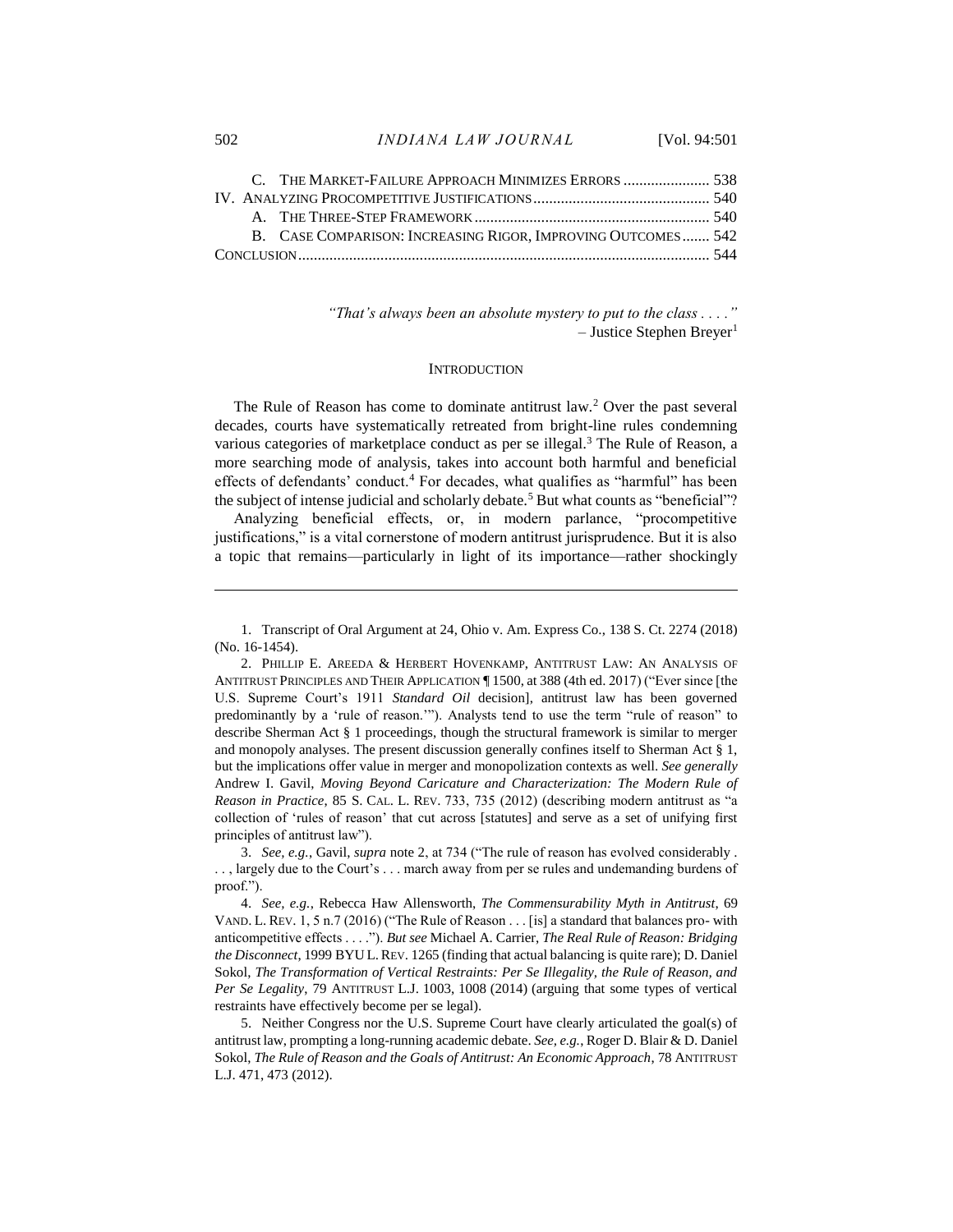C. THE MARKET-FAILURE APPROACH MINIMIZES ERRORS ...................... 538
IV. ANALYZING PROCOMPETITIVE JUSTIFICATIONS ............................................. 540
A. THE THREE-STEP FRAMEWORK ............................................................ 540
B. CASE COMPARISON: INCREASING RIGOR, IMPROVING OUTCOMES ....... 542
CONCLUSION ........................................................................................................ 544

> *"That's always been an absolute mystery to put to the class . . . ."*
> – Justice Stephen Breyer[1]

## INTRODUCTION

The Rule of Reason has come to dominate antitrust law.[2] Over the past several decades, courts have systematically retreated from bright-line rules condemning various categories of marketplace conduct as per se illegal.[3] The Rule of Reason, a more searching mode of analysis, takes into account both harmful and beneficial effects of defendants' conduct.[4] For decades, what qualifies as "harmful" has been the subject of intense judicial and scholarly debate.[5] But what counts as "beneficial"?

Analyzing beneficial effects, or, in modern parlance, "procompetitive justifications," is a vital cornerstone of modern antitrust jurisprudence. But it is also a topic that remains—particularly in light of its importance—rather shockingly

---

1. Transcript of Oral Argument at 24, Ohio v. Am. Express Co., 138 S. Ct. 2274 (2018) (No. 16-1454).

2. PHILLIP E. AREEDA & HERBERT HOVENKAMP, ANTITRUST LAW: AN ANALYSIS OF ANTITRUST PRINCIPLES AND THEIR APPLICATION ¶ 1500, at 388 (4th ed. 2017) ("Ever since [the U.S. Supreme Court's 1911 *Standard Oil* decision], antitrust law has been governed predominantly by a 'rule of reason.'"). Analysts tend to use the term "rule of reason" to describe Sherman Act § 1 proceedings, though the structural framework is similar to merger and monopoly analyses. The present discussion generally confines itself to Sherman Act § 1, but the implications offer value in merger and monopolization contexts as well. *See generally* Andrew I. Gavil, *Moving Beyond Caricature and Characterization: The Modern Rule of Reason in Practice*, 85 S. CAL. L. REV. 733, 735 (2012) (describing modern antitrust as "a collection of 'rules of reason' that cut across [statutes] and serve as a set of unifying first principles of antitrust law").

3. *See, e.g.*, Gavil, *supra* note 2, at 734 ("The rule of reason has evolved considerably . . . , largely due to the Court's . . . march away from per se rules and undemanding burdens of proof.").

4. *See, e.g.*, Rebecca Haw Allensworth, *The Commensurability Myth in Antitrust*, 69 VAND. L. REV. 1, 5 n.7 (2016) ("The Rule of Reason . . . [is] a standard that balances pro- with anticompetitive effects . . . ."). *But see* Michael A. Carrier, *The Real Rule of Reason: Bridging the Disconnect*, 1999 BYU L. REV. 1265 (finding that actual balancing is quite rare); D. Daniel Sokol, *The Transformation of Vertical Restraints: Per Se Illegality, the Rule of Reason, and Per Se Legality*, 79 ANTITRUST L.J. 1003, 1008 (2014) (arguing that some types of vertical restraints have effectively become per se legal).

5. Neither Congress nor the U.S. Supreme Court have clearly articulated the goal(s) of antitrust law, prompting a long-running academic debate. *See, e.g.*, Roger D. Blair & D. Daniel Sokol, *The Rule of Reason and the Goals of Antitrust: An Economic Approach*, 78 ANTITRUST L.J. 471, 473 (2012).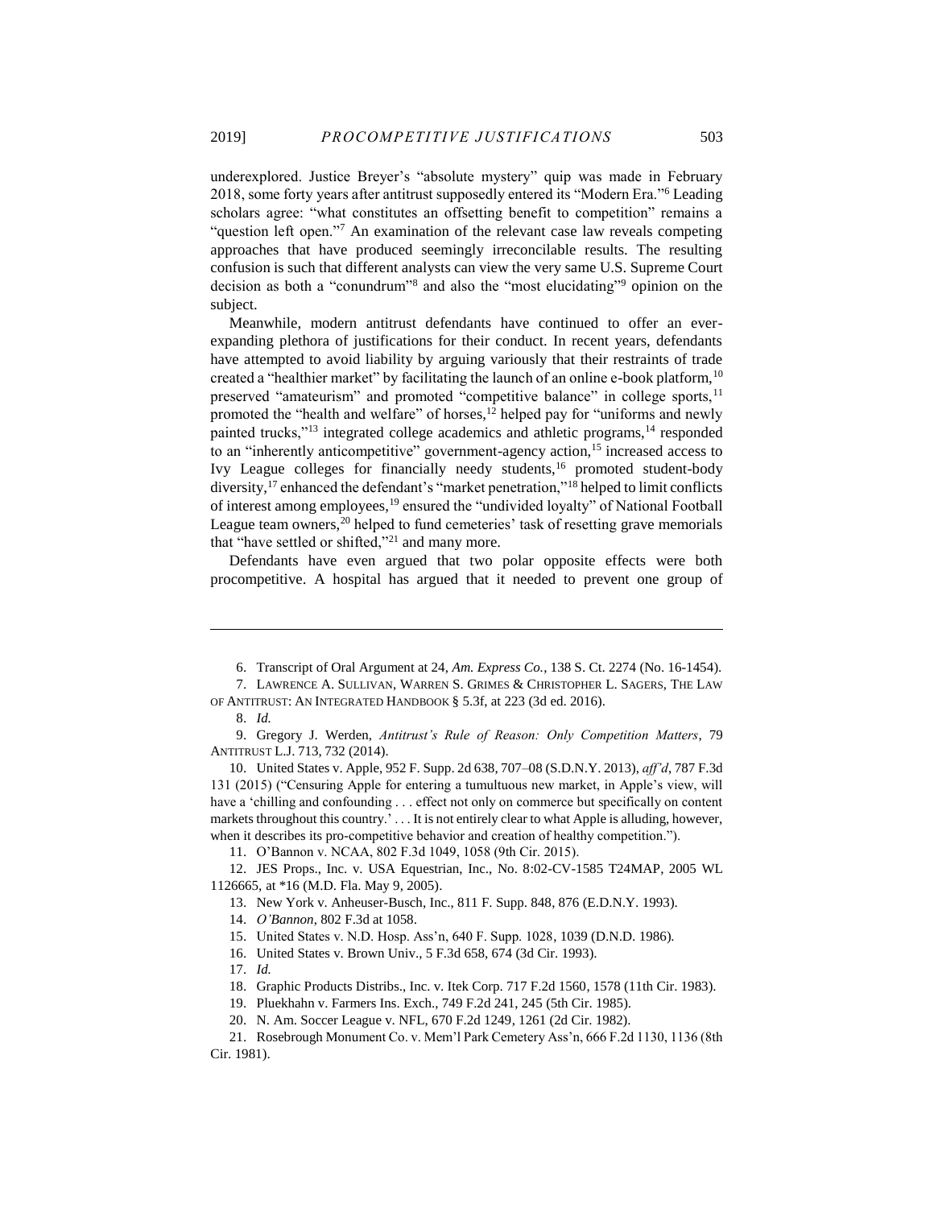underexplored. Justice Breyer's "absolute mystery" quip was made in February 2018, some forty years after antitrust supposedly entered its "Modern Era."[6] Leading scholars agree: "what constitutes an offsetting benefit to competition" remains a "question left open."[7] An examination of the relevant case law reveals competing approaches that have produced seemingly irreconcilable results. The resulting confusion is such that different analysts can view the very same U.S. Supreme Court decision as both a "conundrum"[8] and also the "most elucidating"[9] opinion on the subject.

Meanwhile, modern antitrust defendants have continued to offer an ever-expanding plethora of justifications for their conduct. In recent years, defendants have attempted to avoid liability by arguing variously that their restraints of trade created a "healthier market" by facilitating the launch of an online e-book platform,[10] preserved "amateurism" and promoted "competitive balance" in college sports,[11] promoted the "health and welfare" of horses,[12] helped pay for "uniforms and newly painted trucks,"[13] integrated college academics and athletic programs,[14] responded to an "inherently anticompetitive" government-agency action,[15] increased access to Ivy League colleges for financially needy students,[16] promoted student-body diversity,[17] enhanced the defendant's "market penetration,"[18] helped to limit conflicts of interest among employees,[19] ensured the "undivided loyalty" of National Football League team owners,[20] helped to fund cemeteries' task of resetting grave memorials that "have settled or shifted,"[21] and many more.

Defendants have even argued that two polar opposite effects were both procompetitive. A hospital has argued that it needed to prevent one group of

---

6. Transcript of Oral Argument at 24, *Am. Express Co.*, 138 S. Ct. 2274 (No. 16-1454).

7. LAWRENCE A. SULLIVAN, WARREN S. GRIMES & CHRISTOPHER L. SAGERS, THE LAW OF ANTITRUST: AN INTEGRATED HANDBOOK § 5.3f, at 223 (3d ed. 2016).

8. *Id.*

9. Gregory J. Werden, *Antitrust's Rule of Reason: Only Competition Matters*, 79 ANTITRUST L.J. 713, 732 (2014).

10. United States v. Apple, 952 F. Supp. 2d 638, 707–08 (S.D.N.Y. 2013), *aff'd*, 787 F.3d 131 (2015) ("Censuring Apple for entering a tumultuous new market, in Apple's view, will have a 'chilling and confounding . . . effect not only on commerce but specifically on content markets throughout this country.' . . . It is not entirely clear to what Apple is alluding, however, when it describes its pro-competitive behavior and creation of healthy competition.").

11. O'Bannon v. NCAA, 802 F.3d 1049, 1058 (9th Cir. 2015).

12. JES Props., Inc. v. USA Equestrian, Inc., No. 8:02-CV-1585 T24MAP, 2005 WL 1126665, at *16 (M.D. Fla. May 9, 2005).

13. New York v. Anheuser-Busch, Inc., 811 F. Supp. 848, 876 (E.D.N.Y. 1993).

14. *O'Bannon*, 802 F.3d at 1058.

15. United States v. N.D. Hosp. Ass'n, 640 F. Supp. 1028, 1039 (D.N.D. 1986).

16. United States v. Brown Univ., 5 F.3d 658, 674 (3d Cir. 1993).

17. *Id.*

18. Graphic Products Distribs., Inc. v. Itek Corp. 717 F.2d 1560, 1578 (11th Cir. 1983).

19. Pluekhahn v. Farmers Ins. Exch., 749 F.2d 241, 245 (5th Cir. 1985).

20. N. Am. Soccer League v. NFL, 670 F.2d 1249, 1261 (2d Cir. 1982).

21. Rosebrough Monument Co. v. Mem'l Park Cemetery Ass'n, 666 F.2d 1130, 1136 (8th Cir. 1981).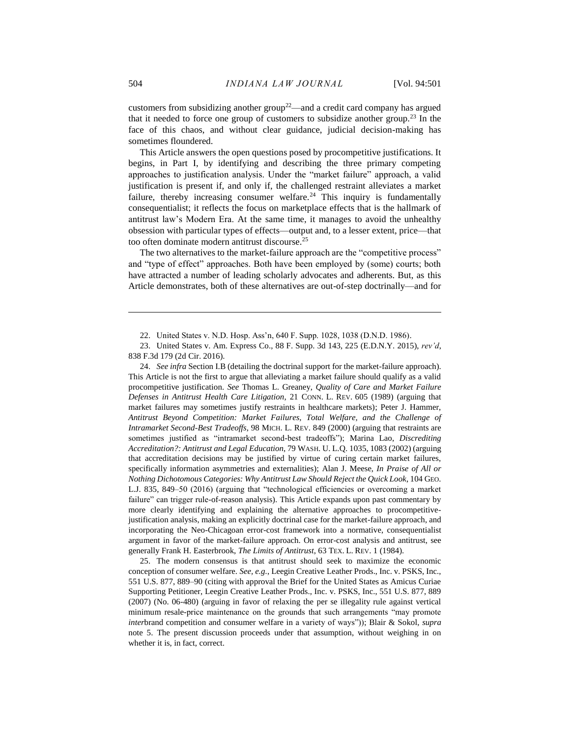customers from subsidizing another group[22]—and a credit card company has argued that it needed to force one group of customers to subsidize another group.[23] In the face of this chaos, and without clear guidance, judicial decision-making has sometimes floundered.

This Article answers the open questions posed by procompetitive justifications. It begins, in Part I, by identifying and describing the three primary competing approaches to justification analysis. Under the "market failure" approach, a valid justification is present if, and only if, the challenged restraint alleviates a market failure, thereby increasing consumer welfare.[24] This inquiry is fundamentally consequentialist; it reflects the focus on marketplace effects that is the hallmark of antitrust law's Modern Era. At the same time, it manages to avoid the unhealthy obsession with particular types of effects—output and, to a lesser extent, price—that too often dominate modern antitrust discourse.[25]

The two alternatives to the market-failure approach are the "competitive process" and "type of effect" approaches. Both have been employed by (some) courts; both have attracted a number of leading scholarly advocates and adherents. But, as this Article demonstrates, both of these alternatives are out-of-step doctrinally—and for

---

22. United States v. N.D. Hosp. Ass'n, 640 F. Supp. 1028, 1038 (D.N.D. 1986).

23. United States v. Am. Express Co., 88 F. Supp. 3d 143, 225 (E.D.N.Y. 2015), *rev'd*, 838 F.3d 179 (2d Cir. 2016).

24. *See infra* Section I.B (detailing the doctrinal support for the market-failure approach). This Article is not the first to argue that alleviating a market failure should qualify as a valid procompetitive justification. *See* Thomas L. Greaney, *Quality of Care and Market Failure Defenses in Antitrust Health Care Litigation*, 21 CONN. L. REV. 605 (1989) (arguing that market failures may sometimes justify restraints in healthcare markets); Peter J. Hammer, *Antitrust Beyond Competition: Market Failures, Total Welfare, and the Challenge of Intramarket Second-Best Tradeoffs*, 98 MICH. L. REV. 849 (2000) (arguing that restraints are sometimes justified as "intramarket second-best tradeoffs"); Marina Lao, *Discrediting Accreditation?: Antitrust and Legal Education*, 79 WASH. U. L.Q. 1035, 1083 (2002) (arguing that accreditation decisions may be justified by virtue of curing certain market failures, specifically information asymmetries and externalities); Alan J. Meese, *In Praise of All or Nothing Dichotomous Categories: Why Antitrust Law Should Reject the Quick Look*, 104 GEO. L.J. 835, 849–50 (2016) (arguing that "technological efficiencies or overcoming a market failure" can trigger rule-of-reason analysis). This Article expands upon past commentary by more clearly identifying and explaining the alternative approaches to procompetitive-justification analysis, making an explicitly doctrinal case for the market-failure approach, and incorporating the Neo-Chicagoan error-cost framework into a normative, consequentialist argument in favor of the market-failure approach. On error-cost analysis and antitrust, see generally Frank H. Easterbrook, *The Limits of Antitrust*, 63 TEX. L. REV. 1 (1984).

25. The modern consensus is that antitrust should seek to maximize the economic conception of consumer welfare. *See, e.g.*, Leegin Creative Leather Prods., Inc. v. PSKS, Inc., 551 U.S. 877, 889–90 (citing with approval the Brief for the United States as Amicus Curiae Supporting Petitioner, Leegin Creative Leather Prods., Inc. v. PSKS, Inc., 551 U.S. 877, 889 (2007) (No. 06-480) (arguing in favor of relaxing the per se illegality rule against vertical minimum resale-price maintenance on the grounds that such arrangements "may promote *inter*brand competition and consumer welfare in a variety of ways")); Blair & Sokol, *supra* note 5. The present discussion proceeds under that assumption, without weighing in on whether it is, in fact, correct.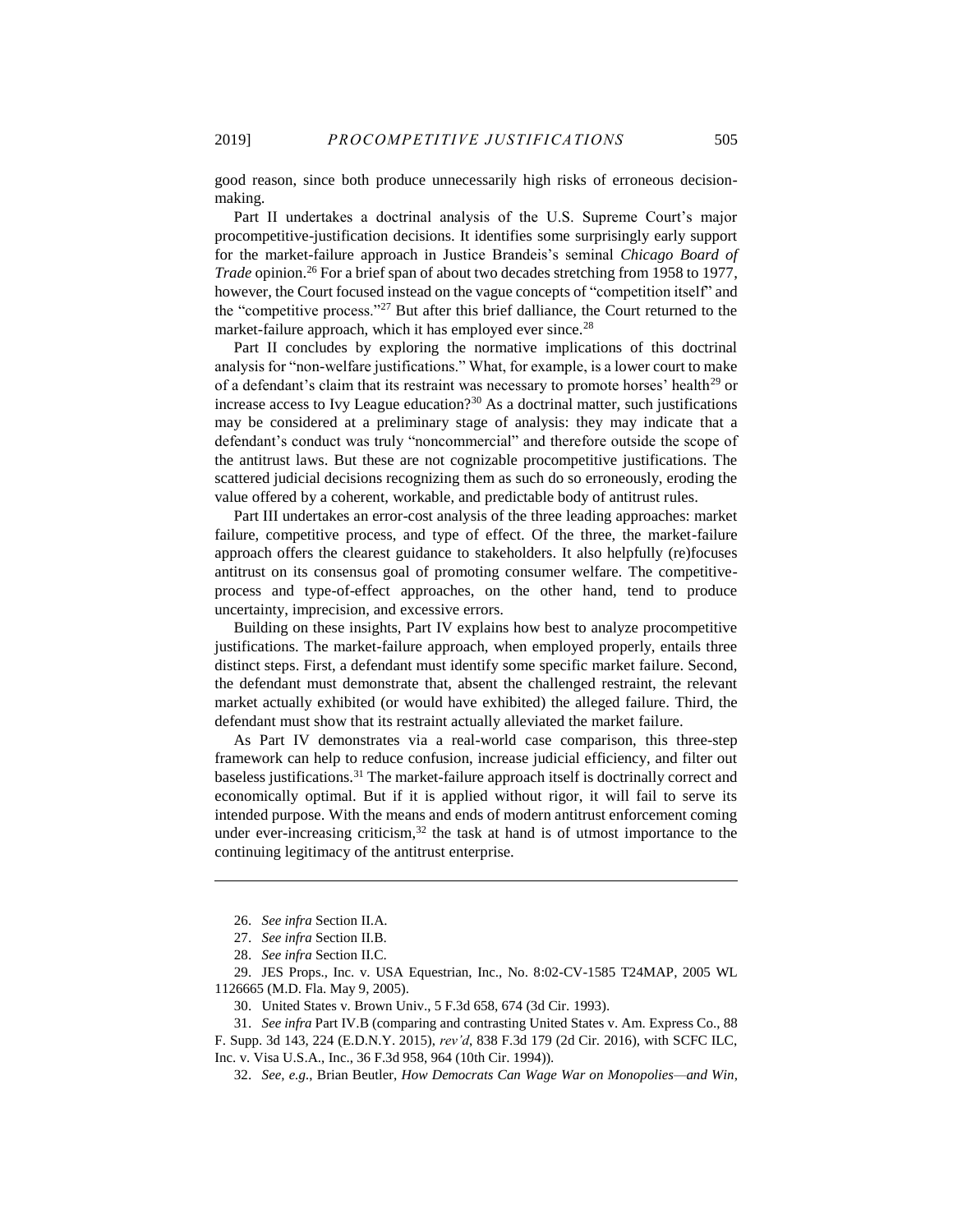good reason, since both produce unnecessarily high risks of erroneous decision-making.

Part II undertakes a doctrinal analysis of the U.S. Supreme Court's major procompetitive-justification decisions. It identifies some surprisingly early support for the market-failure approach in Justice Brandeis's seminal *Chicago Board of Trade* opinion.[26] For a brief span of about two decades stretching from 1958 to 1977, however, the Court focused instead on the vague concepts of "competition itself" and the "competitive process."[27] But after this brief dalliance, the Court returned to the market-failure approach, which it has employed ever since.[28]

Part II concludes by exploring the normative implications of this doctrinal analysis for "non-welfare justifications." What, for example, is a lower court to make of a defendant's claim that its restraint was necessary to promote horses' health[29] or increase access to Ivy League education?[30] As a doctrinal matter, such justifications may be considered at a preliminary stage of analysis: they may indicate that a defendant's conduct was truly "noncommercial" and therefore outside the scope of the antitrust laws. But these are not cognizable procompetitive justifications. The scattered judicial decisions recognizing them as such do so erroneously, eroding the value offered by a coherent, workable, and predictable body of antitrust rules.

Part III undertakes an error-cost analysis of the three leading approaches: market failure, competitive process, and type of effect. Of the three, the market-failure approach offers the clearest guidance to stakeholders. It also helpfully (re)focuses antitrust on its consensus goal of promoting consumer welfare. The competitive-process and type-of-effect approaches, on the other hand, tend to produce uncertainty, imprecision, and excessive errors.

Building on these insights, Part IV explains how best to analyze procompetitive justifications. The market-failure approach, when employed properly, entails three distinct steps. First, a defendant must identify some specific market failure. Second, the defendant must demonstrate that, absent the challenged restraint, the relevant market actually exhibited (or would have exhibited) the alleged failure. Third, the defendant must show that its restraint actually alleviated the market failure.

As Part IV demonstrates via a real-world case comparison, this three-step framework can help to reduce confusion, increase judicial efficiency, and filter out baseless justifications.[31] The market-failure approach itself is doctrinally correct and economically optimal. But if it is applied without rigor, it will fail to serve its intended purpose. With the means and ends of modern antitrust enforcement coming under ever-increasing criticism,[32] the task at hand is of utmost importance to the continuing legitimacy of the antitrust enterprise.

---

26. *See infra* Section II.A.

27. *See infra* Section II.B.

28. *See infra* Section II.C.

29. JES Props., Inc. v. USA Equestrian, Inc., No. 8:02-CV-1585 T24MAP, 2005 WL 1126665 (M.D. Fla. May 9, 2005).

30. United States v. Brown Univ., 5 F.3d 658, 674 (3d Cir. 1993).

31. *See infra* Part IV.B (comparing and contrasting United States v. Am. Express Co., 88 F. Supp. 3d 143, 224 (E.D.N.Y. 2015), *rev'd*, 838 F.3d 179 (2d Cir. 2016), with SCFC ILC, Inc. v. Visa U.S.A., Inc., 36 F.3d 958, 964 (10th Cir. 1994)).

32. *See, e.g.*, Brian Beutler, *How Democrats Can Wage War on Monopolies—and Win*,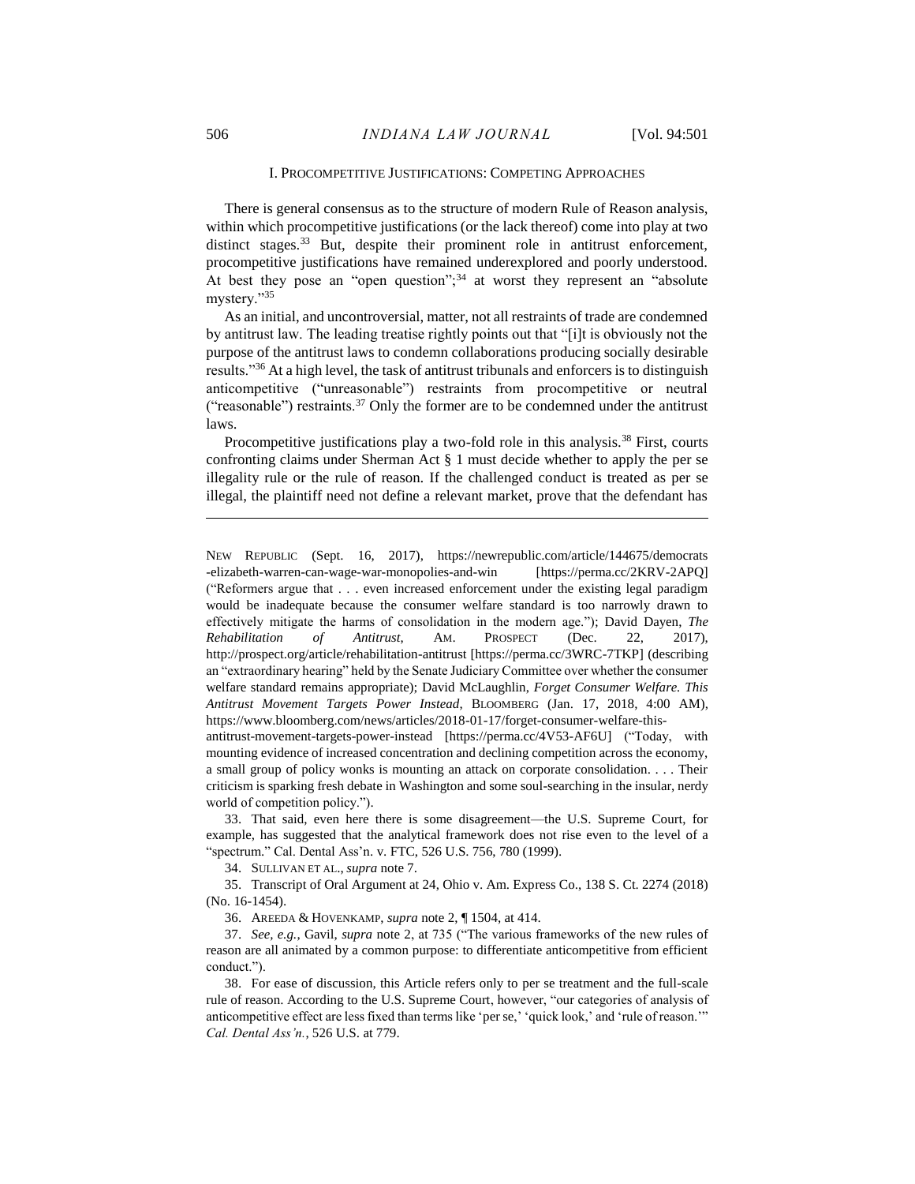## I. PROCOMPETITIVE JUSTIFICATIONS: COMPETING APPROACHES

There is general consensus as to the structure of modern Rule of Reason analysis, within which procompetitive justifications (or the lack thereof) come into play at two distinct stages.[33] But, despite their prominent role in antitrust enforcement, procompetitive justifications have remained underexplored and poorly understood. At best they pose an "open question";[34] at worst they represent an "absolute mystery."[35]

As an initial, and uncontroversial, matter, not all restraints of trade are condemned by antitrust law. The leading treatise rightly points out that "[i]t is obviously not the purpose of the antitrust laws to condemn collaborations producing socially desirable results."[36] At a high level, the task of antitrust tribunals and enforcers is to distinguish anticompetitive ("unreasonable") restraints from procompetitive or neutral ("reasonable") restraints.[37] Only the former are to be condemned under the antitrust laws.

Procompetitive justifications play a two-fold role in this analysis.[38] First, courts confronting claims under Sherman Act § 1 must decide whether to apply the per se illegality rule or the rule of reason. If the challenged conduct is treated as per se illegal, the plaintiff need not define a relevant market, prove that the defendant has

---

NEW REPUBLIC (Sept. 16, 2017), https://newrepublic.com/article/144675/democrats-elizabeth-warren-can-wage-war-monopolies-and-win [https://perma.cc/2KRV-2APQ] ("Reformers argue that . . . even increased enforcement under the existing legal paradigm would be inadequate because the consumer welfare standard is too narrowly drawn to effectively mitigate the harms of consolidation in the modern age."); David Dayen, *The Rehabilitation of Antitrust*, AM. PROSPECT (Dec. 22, 2017), http://prospect.org/article/rehabilitation-antitrust [https://perma.cc/3WRC-7TKP] (describing an "extraordinary hearing" held by the Senate Judiciary Committee over whether the consumer welfare standard remains appropriate); David McLaughlin, *Forget Consumer Welfare. This Antitrust Movement Targets Power Instead*, BLOOMBERG (Jan. 17, 2018, 4:00 AM), https://www.bloomberg.com/news/articles/2018-01-17/forget-consumer-welfare-this-antitrust-movement-targets-power-instead [https://perma.cc/4V53-AF6U] ("Today, with mounting evidence of increased concentration and declining competition across the economy, a small group of policy wonks is mounting an attack on corporate consolidation. . . . Their criticism is sparking fresh debate in Washington and some soul-searching in the insular, nerdy world of competition policy.").

33. That said, even here there is some disagreement—the U.S. Supreme Court, for example, has suggested that the analytical framework does not rise even to the level of a "spectrum." Cal. Dental Ass'n. v. FTC, 526 U.S. 756, 780 (1999).

34. SULLIVAN ET AL., *supra* note 7.

35. Transcript of Oral Argument at 24, Ohio v. Am. Express Co., 138 S. Ct. 2274 (2018) (No. 16-1454).

36. AREEDA & HOVENKAMP, *supra* note 2, ¶ 1504, at 414.

37. *See, e.g.*, Gavil, *supra* note 2, at 735 ("The various frameworks of the new rules of reason are all animated by a common purpose: to differentiate anticompetitive from efficient conduct.").

38. For ease of discussion, this Article refers only to per se treatment and the full-scale rule of reason. According to the U.S. Supreme Court, however, "our categories of analysis of anticompetitive effect are less fixed than terms like 'per se,' 'quick look,' and 'rule of reason.'" *Cal. Dental Ass'n.*, 526 U.S. at 779.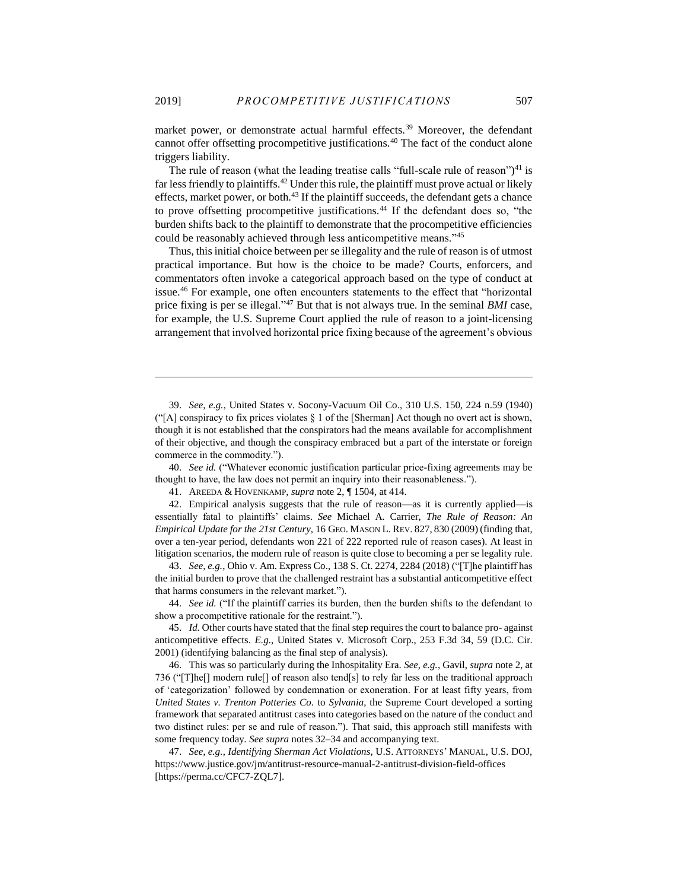market power, or demonstrate actual harmful effects.[39] Moreover, the defendant cannot offer offsetting procompetitive justifications.[40] The fact of the conduct alone triggers liability.

The rule of reason (what the leading treatise calls "full-scale rule of reason")[41] is far less friendly to plaintiffs.[42] Under this rule, the plaintiff must prove actual or likely effects, market power, or both.[43] If the plaintiff succeeds, the defendant gets a chance to prove offsetting procompetitive justifications.[44] If the defendant does so, "the burden shifts back to the plaintiff to demonstrate that the procompetitive efficiencies could be reasonably achieved through less anticompetitive means."[45]

Thus, this initial choice between per se illegality and the rule of reason is of utmost practical importance. But how is the choice to be made? Courts, enforcers, and commentators often invoke a categorical approach based on the type of conduct at issue.[46] For example, one often encounters statements to the effect that "horizontal price fixing is per se illegal."[47] But that is not always true. In the seminal *BMI* case, for example, the U.S. Supreme Court applied the rule of reason to a joint-licensing arrangement that involved horizontal price fixing because of the agreement's obvious

---

39. *See, e.g.*, United States v. Socony-Vacuum Oil Co., 310 U.S. 150, 224 n.59 (1940) ("[A] conspiracy to fix prices violates § 1 of the [Sherman] Act though no overt act is shown, though it is not established that the conspirators had the means available for accomplishment of their objective, and though the conspiracy embraced but a part of the interstate or foreign commerce in the commodity.").

40. *See id.* ("Whatever economic justification particular price-fixing agreements may be thought to have, the law does not permit an inquiry into their reasonableness.").

41. AREEDA & HOVENKAMP, *supra* note 2, ¶ 1504, at 414.

42. Empirical analysis suggests that the rule of reason—as it is currently applied—is essentially fatal to plaintiffs' claims. *See* Michael A. Carrier, *The Rule of Reason: An Empirical Update for the 21st Century*, 16 GEO. MASON L. REV. 827, 830 (2009) (finding that, over a ten-year period, defendants won 221 of 222 reported rule of reason cases). At least in litigation scenarios, the modern rule of reason is quite close to becoming a per se legality rule.

43. *See, e.g.*, Ohio v. Am. Express Co., 138 S. Ct. 2274, 2284 (2018) ("[T]he plaintiff has the initial burden to prove that the challenged restraint has a substantial anticompetitive effect that harms consumers in the relevant market.").

44. *See id.* ("If the plaintiff carries its burden, then the burden shifts to the defendant to show a procompetitive rationale for the restraint.").

45. *Id.* Other courts have stated that the final step requires the court to balance pro- against anticompetitive effects. *E.g.*, United States v. Microsoft Corp., 253 F.3d 34, 59 (D.C. Cir. 2001) (identifying balancing as the final step of analysis).

46. This was so particularly during the Inhospitality Era. *See, e.g.*, Gavil, *supra* note 2, at 736 ("[T]he[] modern rule[] of reason also tend[s] to rely far less on the traditional approach of 'categorization' followed by condemnation or exoneration. For at least fifty years, from *United States v. Trenton Potteries Co.* to *Sylvania*, the Supreme Court developed a sorting framework that separated antitrust cases into categories based on the nature of the conduct and two distinct rules: per se and rule of reason."). That said, this approach still manifests with some frequency today. *See supra* notes 32–34 and accompanying text.

47. *See, e.g.*, *Identifying Sherman Act Violations*, U.S. ATTORNEYS' MANUAL, U.S. DOJ, https://www.justice.gov/jm/antitrust-resource-manual-2-antitrust-division-field-offices [https://perma.cc/CFC7-ZQL7].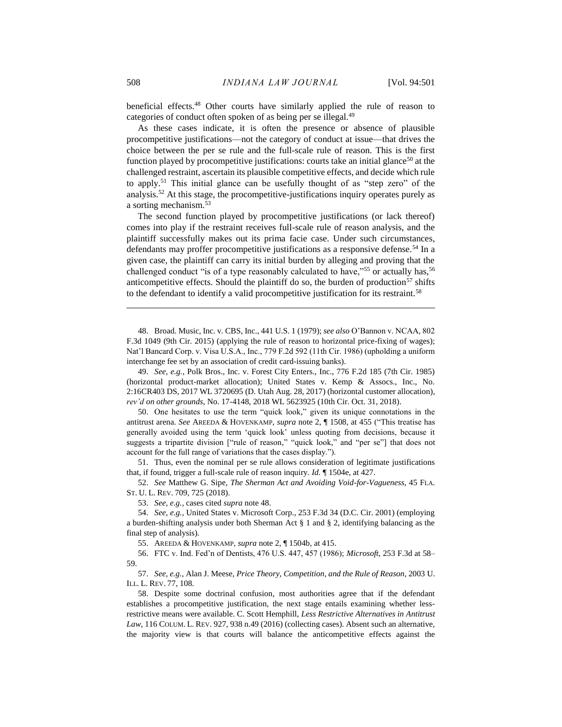beneficial effects.[48] Other courts have similarly applied the rule of reason to categories of conduct often spoken of as being per se illegal.[49]

As these cases indicate, it is often the presence or absence of plausible procompetitive justifications—not the category of conduct at issue—that drives the choice between the per se rule and the full-scale rule of reason. This is the first function played by procompetitive justifications: courts take an initial glance[50] at the challenged restraint, ascertain its plausible competitive effects, and decide which rule to apply.[51] This initial glance can be usefully thought of as "step zero" of the analysis.[52] At this stage, the procompetitive-justifications inquiry operates purely as a sorting mechanism.[53]

The second function played by procompetitive justifications (or lack thereof) comes into play if the restraint receives full-scale rule of reason analysis, and the plaintiff successfully makes out its prima facie case. Under such circumstances, defendants may proffer procompetitive justifications as a responsive defense.[54] In a given case, the plaintiff can carry its initial burden by alleging and proving that the challenged conduct "is of a type reasonably calculated to have,"[55] or actually has,[56] anticompetitive effects. Should the plaintiff do so, the burden of production[57] shifts to the defendant to identify a valid procompetitive justification for its restraint.[58]

---

48. Broad. Music, Inc. v. CBS, Inc., 441 U.S. 1 (1979); *see also* O'Bannon v. NCAA, 802 F.3d 1049 (9th Cir. 2015) (applying the rule of reason to horizontal price-fixing of wages); Nat'l Bancard Corp. v. Visa U.S.A., Inc., 779 F.2d 592 (11th Cir. 1986) (upholding a uniform interchange fee set by an association of credit card-issuing banks).

49. *See, e.g.*, Polk Bros., Inc. v. Forest City Enters., Inc., 776 F.2d 185 (7th Cir. 1985) (horizontal product-market allocation); United States v. Kemp & Assocs., Inc., No. 2:16CR403 DS, 2017 WL 3720695 (D. Utah Aug. 28, 2017) (horizontal customer allocation), *rev'd on other grounds*, No. 17-4148, 2018 WL 5623925 (10th Cir. Oct. 31, 2018).

50. One hesitates to use the term "quick look," given its unique connotations in the antitrust arena. *See* AREEDA & HOVENKAMP, *supra* note 2, ¶ 1508, at 455 ("This treatise has generally avoided using the term 'quick look' unless quoting from decisions, because it suggests a tripartite division ["rule of reason," "quick look," and "per se"] that does not account for the full range of variations that the cases display.").

51. Thus, even the nominal per se rule allows consideration of legitimate justifications that, if found, trigger a full-scale rule of reason inquiry. *Id.* ¶ 1504e, at 427.

52. *See* Matthew G. Sipe, *The Sherman Act and Avoiding Void-for-Vagueness*, 45 FLA. ST. U. L. REV. 709, 725 (2018).

53. *See, e.g.*, cases cited *supra* note 48.

54. *See, e.g.*, United States v. Microsoft Corp., 253 F.3d 34 (D.C. Cir. 2001) (employing a burden-shifting analysis under both Sherman Act § 1 and § 2, identifying balancing as the final step of analysis).

55. AREEDA & HOVENKAMP, *supra* note 2, ¶ 1504b, at 415.

56. FTC v. Ind. Fed'n of Dentists, 476 U.S. 447, 457 (1986); *Microsoft*, 253 F.3d at 58–59.

57. *See, e.g.*, Alan J. Meese, *Price Theory, Competition, and the Rule of Reason*, 2003 U. ILL. L. REV. 77, 108.

58. Despite some doctrinal confusion, most authorities agree that if the defendant establishes a procompetitive justification, the next stage entails examining whether less-restrictive means were available. C. Scott Hemphill, *Less Restrictive Alternatives in Antitrust Law*, 116 COLUM. L. REV. 927, 938 n.49 (2016) (collecting cases). Absent such an alternative, the majority view is that courts will balance the anticompetitive effects against the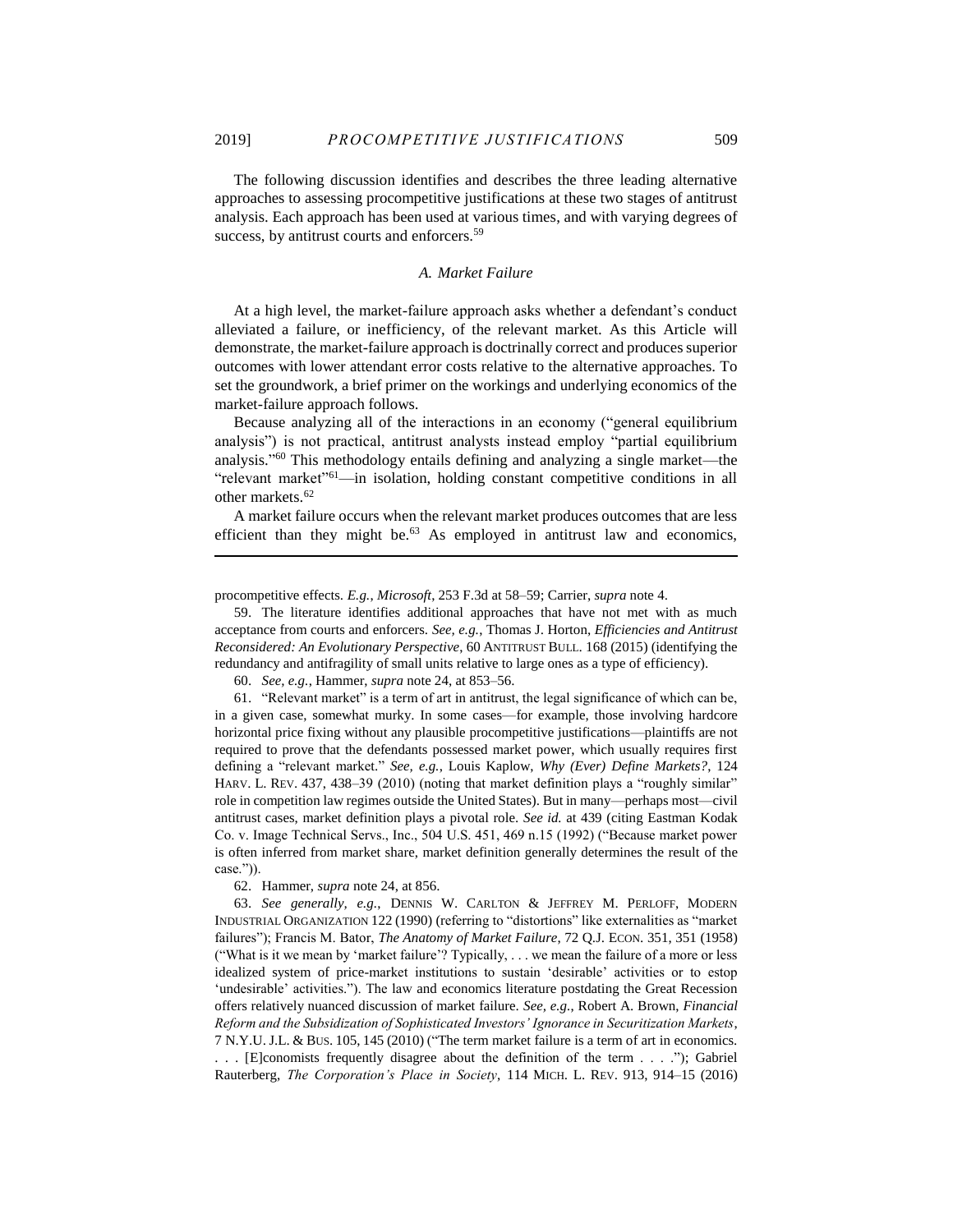The following discussion identifies and describes the three leading alternative approaches to assessing procompetitive justifications at these two stages of antitrust analysis. Each approach has been used at various times, and with varying degrees of success, by antitrust courts and enforcers.[59]

### *A. Market Failure*

At a high level, the market-failure approach asks whether a defendant's conduct alleviated a failure, or inefficiency, of the relevant market. As this Article will demonstrate, the market-failure approach is doctrinally correct and produces superior outcomes with lower attendant error costs relative to the alternative approaches. To set the groundwork, a brief primer on the workings and underlying economics of the market-failure approach follows.

Because analyzing all of the interactions in an economy ("general equilibrium analysis") is not practical, antitrust analysts instead employ "partial equilibrium analysis."[60] This methodology entails defining and analyzing a single market—the "relevant market"[61]—in isolation, holding constant competitive conditions in all other markets.[62]

A market failure occurs when the relevant market produces outcomes that are less efficient than they might be.[63] As employed in antitrust law and economics,

---

procompetitive effects. *E.g.*, *Microsoft*, 253 F.3d at 58–59; Carrier, *supra* note 4.

59. The literature identifies additional approaches that have not met with as much acceptance from courts and enforcers. *See, e.g.*, Thomas J. Horton, *Efficiencies and Antitrust Reconsidered: An Evolutionary Perspective*, 60 ANTITRUST BULL. 168 (2015) (identifying the redundancy and antifragility of small units relative to large ones as a type of efficiency).

60. *See, e.g.*, Hammer, *supra* note 24, at 853–56.

61. "Relevant market" is a term of art in antitrust, the legal significance of which can be, in a given case, somewhat murky. In some cases—for example, those involving hardcore horizontal price fixing without any plausible procompetitive justifications—plaintiffs are not required to prove that the defendants possessed market power, which usually requires first defining a "relevant market." *See, e.g.*, Louis Kaplow, *Why (Ever) Define Markets?*, 124 HARV. L. REV. 437, 438–39 (2010) (noting that market definition plays a "roughly similar" role in competition law regimes outside the United States). But in many—perhaps most—civil antitrust cases, market definition plays a pivotal role. *See id.* at 439 (citing Eastman Kodak Co. v. Image Technical Servs., Inc., 504 U.S. 451, 469 n.15 (1992) ("Because market power is often inferred from market share, market definition generally determines the result of the case.")).

62. Hammer, *supra* note 24, at 856.

63. *See generally, e.g.*, DENNIS W. CARLTON & JEFFREY M. PERLOFF, MODERN INDUSTRIAL ORGANIZATION 122 (1990) (referring to "distortions" like externalities as "market failures"); Francis M. Bator, *The Anatomy of Market Failure*, 72 Q.J. ECON. 351, 351 (1958) ("What is it we mean by 'market failure'? Typically, . . . we mean the failure of a more or less idealized system of price-market institutions to sustain 'desirable' activities or to estop 'undesirable' activities."). The law and economics literature postdating the Great Recession offers relatively nuanced discussion of market failure. *See, e.g.*, Robert A. Brown, *Financial Reform and the Subsidization of Sophisticated Investors' Ignorance in Securitization Markets*, 7 N.Y.U. J.L. & BUS. 105, 145 (2010) ("The term market failure is a term of art in economics. . . . [E]conomists frequently disagree about the definition of the term . . . ."); Gabriel Rauterberg, *The Corporation's Place in Society*, 114 MICH. L. REV. 913, 914–15 (2016)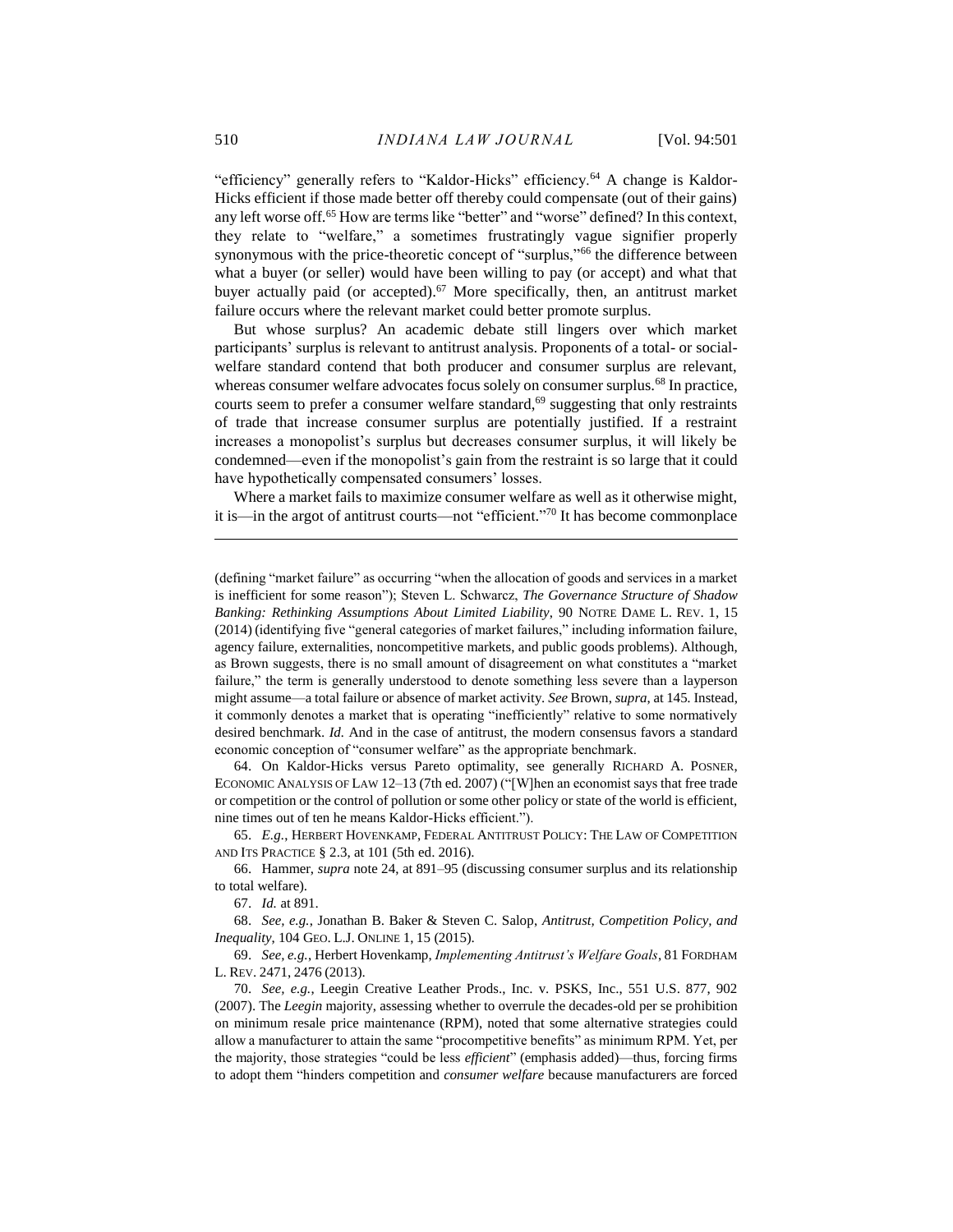"efficiency" generally refers to "Kaldor-Hicks" efficiency.[64] A change is Kaldor-Hicks efficient if those made better off thereby could compensate (out of their gains) any left worse off.[65] How are terms like "better" and "worse" defined? In this context, they relate to "welfare," a sometimes frustratingly vague signifier properly synonymous with the price-theoretic concept of "surplus,"[66] the difference between what a buyer (or seller) would have been willing to pay (or accept) and what that buyer actually paid (or accepted).[67] More specifically, then, an antitrust market failure occurs where the relevant market could better promote surplus.

But whose surplus? An academic debate still lingers over which market participants' surplus is relevant to antitrust analysis. Proponents of a total- or social-welfare standard contend that both producer and consumer surplus are relevant, whereas consumer welfare advocates focus solely on consumer surplus.[68] In practice, courts seem to prefer a consumer welfare standard,[69] suggesting that only restraints of trade that increase consumer surplus are potentially justified. If a restraint increases a monopolist's surplus but decreases consumer surplus, it will likely be condemned—even if the monopolist's gain from the restraint is so large that it could have hypothetically compensated consumers' losses.

Where a market fails to maximize consumer welfare as well as it otherwise might, it is—in the argot of antitrust courts—not "efficient."[70] It has become commonplace

---

(defining "market failure" as occurring "when the allocation of goods and services in a market is inefficient for some reason"); Steven L. Schwarcz, *The Governance Structure of Shadow Banking: Rethinking Assumptions About Limited Liability*, 90 NOTRE DAME L. REV. 1, 15 (2014) (identifying five "general categories of market failures," including information failure, agency failure, externalities, noncompetitive markets, and public goods problems). Although, as Brown suggests, there is no small amount of disagreement on what constitutes a "market failure," the term is generally understood to denote something less severe than a layperson might assume—a total failure or absence of market activity. *See* Brown, *supra*, at 145. Instead, it commonly denotes a market that is operating "inefficiently" relative to some normatively desired benchmark. *Id.* And in the case of antitrust, the modern consensus favors a standard economic conception of "consumer welfare" as the appropriate benchmark.

64. On Kaldor-Hicks versus Pareto optimality, see generally RICHARD A. POSNER, ECONOMIC ANALYSIS OF LAW 12–13 (7th ed. 2007) ("[W]hen an economist says that free trade or competition or the control of pollution or some other policy or state of the world is efficient, nine times out of ten he means Kaldor-Hicks efficient.").

65. *E.g.*, HERBERT HOVENKAMP, FEDERAL ANTITRUST POLICY: THE LAW OF COMPETITION AND ITS PRACTICE § 2.3, at 101 (5th ed. 2016).

66. Hammer, *supra* note 24, at 891–95 (discussing consumer surplus and its relationship to total welfare).

67. *Id.* at 891.

68. *See, e.g.*, Jonathan B. Baker & Steven C. Salop, *Antitrust, Competition Policy, and Inequality*, 104 GEO. L.J. ONLINE 1, 15 (2015).

69. *See, e.g.*, Herbert Hovenkamp, *Implementing Antitrust's Welfare Goals*, 81 FORDHAM L. REV. 2471, 2476 (2013).

70. *See, e.g.*, Leegin Creative Leather Prods., Inc. v. PSKS, Inc., 551 U.S. 877, 902 (2007). The *Leegin* majority, assessing whether to overrule the decades-old per se prohibition on minimum resale price maintenance (RPM), noted that some alternative strategies could allow a manufacturer to attain the same "procompetitive benefits" as minimum RPM. Yet, per the majority, those strategies "could be less *efficient*" (emphasis added)—thus, forcing firms to adopt them "hinders competition and *consumer welfare* because manufacturers are forced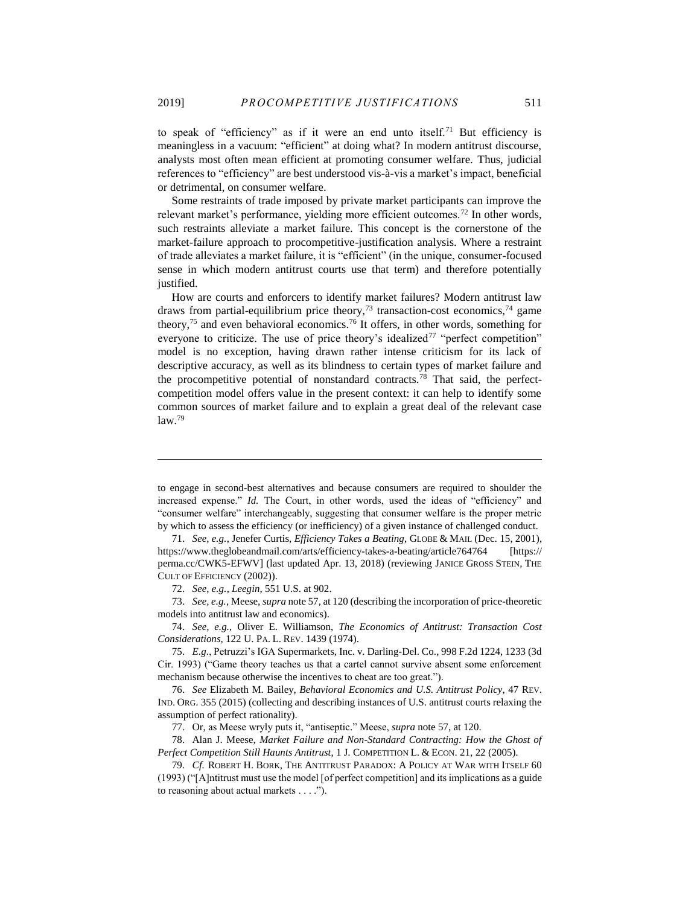to speak of "efficiency" as if it were an end unto itself.[71] But efficiency is meaningless in a vacuum: "efficient" at doing what? In modern antitrust discourse, analysts most often mean efficient at promoting consumer welfare. Thus, judicial references to "efficiency" are best understood vis-à-vis a market's impact, beneficial or detrimental, on consumer welfare.

Some restraints of trade imposed by private market participants can improve the relevant market's performance, yielding more efficient outcomes.[72] In other words, such restraints alleviate a market failure. This concept is the cornerstone of the market-failure approach to procompetitive-justification analysis. Where a restraint of trade alleviates a market failure, it is "efficient" (in the unique, consumer-focused sense in which modern antitrust courts use that term) and therefore potentially justified.

How are courts and enforcers to identify market failures? Modern antitrust law draws from partial-equilibrium price theory,[73] transaction-cost economics,[74] game theory,[75] and even behavioral economics.[76] It offers, in other words, something for everyone to criticize. The use of price theory's idealized[77] "perfect competition" model is no exception, having drawn rather intense criticism for its lack of descriptive accuracy, as well as its blindness to certain types of market failure and the procompetitive potential of nonstandard contracts.[78] That said, the perfect-competition model offers value in the present context: it can help to identify some common sources of market failure and to explain a great deal of the relevant case law.[79]

---

to engage in second-best alternatives and because consumers are required to shoulder the increased expense." *Id.* The Court, in other words, used the ideas of "efficiency" and "consumer welfare" interchangeably, suggesting that consumer welfare is the proper metric by which to assess the efficiency (or inefficiency) of a given instance of challenged conduct.

71. *See, e.g.*, Jenefer Curtis, *Efficiency Takes a Beating*, GLOBE & MAIL (Dec. 15, 2001), https://www.theglobeandmail.com/arts/efficiency-takes-a-beating/article764764 [https://perma.cc/CWK5-EFWV] (last updated Apr. 13, 2018) (reviewing JANICE GROSS STEIN, THE CULT OF EFFICIENCY (2002)).

72. *See, e.g.*, *Leegin*, 551 U.S. at 902.

73. *See, e.g.*, Meese, *supra* note 57, at 120 (describing the incorporation of price-theoretic models into antitrust law and economics).

74. *See, e.g.*, Oliver E. Williamson, *The Economics of Antitrust: Transaction Cost Considerations*, 122 U. PA. L. REV. 1439 (1974).

75. *E.g.*, Petruzzi's IGA Supermarkets, Inc. v. Darling-Del. Co., 998 F.2d 1224, 1233 (3d Cir. 1993) ("Game theory teaches us that a cartel cannot survive absent some enforcement mechanism because otherwise the incentives to cheat are too great.").

76. *See* Elizabeth M. Bailey, *Behavioral Economics and U.S. Antitrust Policy*, 47 REV. IND. ORG. 355 (2015) (collecting and describing instances of U.S. antitrust courts relaxing the assumption of perfect rationality).

77. Or, as Meese wryly puts it, "antiseptic." Meese, *supra* note 57, at 120.

78. Alan J. Meese, *Market Failure and Non-Standard Contracting: How the Ghost of Perfect Competition Still Haunts Antitrust*, 1 J. COMPETITION L. & ECON. 21, 22 (2005).

79. *Cf.* ROBERT H. BORK, THE ANTITRUST PARADOX: A POLICY AT WAR WITH ITSELF 60 (1993) ("[A]ntitrust must use the model [of perfect competition] and its implications as a guide to reasoning about actual markets . . . .").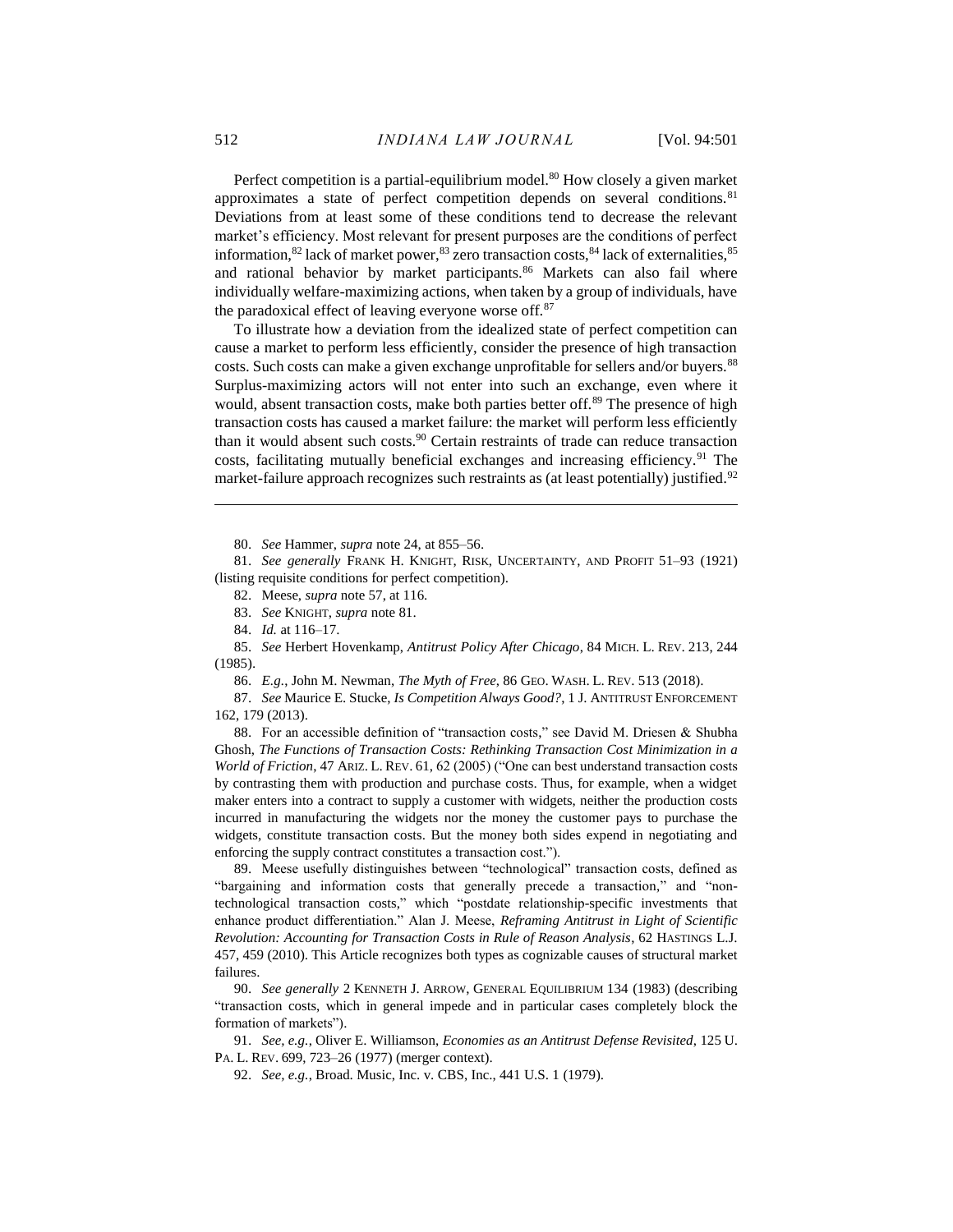Perfect competition is a partial-equilibrium model.[80] How closely a given market approximates a state of perfect competition depends on several conditions.[81] Deviations from at least some of these conditions tend to decrease the relevant market's efficiency. Most relevant for present purposes are the conditions of perfect information,[82] lack of market power,[83] zero transaction costs,[84] lack of externalities,[85] and rational behavior by market participants.[86] Markets can also fail where individually welfare-maximizing actions, when taken by a group of individuals, have the paradoxical effect of leaving everyone worse off.[87]

To illustrate how a deviation from the idealized state of perfect competition can cause a market to perform less efficiently, consider the presence of high transaction costs. Such costs can make a given exchange unprofitable for sellers and/or buyers.[88] Surplus-maximizing actors will not enter into such an exchange, even where it would, absent transaction costs, make both parties better off.[89] The presence of high transaction costs has caused a market failure: the market will perform less efficiently than it would absent such costs.[90] Certain restraints of trade can reduce transaction costs, facilitating mutually beneficial exchanges and increasing efficiency.[91] The market-failure approach recognizes such restraints as (at least potentially) justified.[92]

---

80. *See* Hammer, *supra* note 24, at 855–56.

81. *See generally* FRANK H. KNIGHT, RISK, UNCERTAINTY, AND PROFIT 51–93 (1921) (listing requisite conditions for perfect competition).

82. Meese, *supra* note 57, at 116.

83. *See* KNIGHT, *supra* note 81.

84. *Id.* at 116–17.

85. *See* Herbert Hovenkamp, *Antitrust Policy After Chicago*, 84 MICH. L. REV. 213, 244 (1985).

86. *E.g.*, John M. Newman, *The Myth of Free*, 86 GEO. WASH. L. REV. 513 (2018).

87. *See* Maurice E. Stucke, *Is Competition Always Good?*, 1 J. ANTITRUST ENFORCEMENT 162, 179 (2013).

88. For an accessible definition of "transaction costs," see David M. Driesen & Shubha Ghosh, *The Functions of Transaction Costs: Rethinking Transaction Cost Minimization in a World of Friction*, 47 ARIZ. L. REV. 61, 62 (2005) ("One can best understand transaction costs by contrasting them with production and purchase costs. Thus, for example, when a widget maker enters into a contract to supply a customer with widgets, neither the production costs incurred in manufacturing the widgets nor the money the customer pays to purchase the widgets, constitute transaction costs. But the money both sides expend in negotiating and enforcing the supply contract constitutes a transaction cost.").

89. Meese usefully distinguishes between "technological" transaction costs, defined as "bargaining and information costs that generally precede a transaction," and "non-technological transaction costs," which "postdate relationship-specific investments that enhance product differentiation." Alan J. Meese, *Reframing Antitrust in Light of Scientific Revolution: Accounting for Transaction Costs in Rule of Reason Analysis*, 62 HASTINGS L.J. 457, 459 (2010). This Article recognizes both types as cognizable causes of structural market failures.

90. *See generally* 2 KENNETH J. ARROW, GENERAL EQUILIBRIUM 134 (1983) (describing "transaction costs, which in general impede and in particular cases completely block the formation of markets").

91. *See, e.g.*, Oliver E. Williamson, *Economies as an Antitrust Defense Revisited*, 125 U. PA. L. REV. 699, 723–26 (1977) (merger context).

92. *See, e.g.*, Broad. Music, Inc. v. CBS, Inc., 441 U.S. 1 (1979).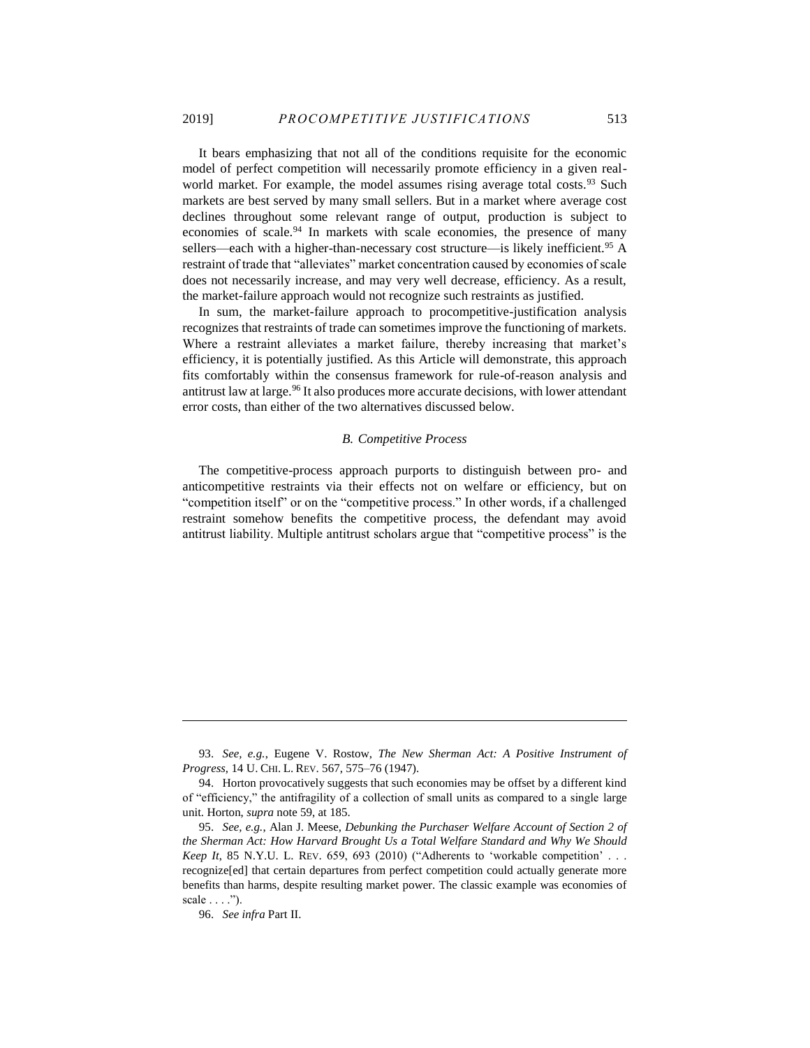It bears emphasizing that not all of the conditions requisite for the economic model of perfect competition will necessarily promote efficiency in a given real-world market. For example, the model assumes rising average total costs.[93] Such markets are best served by many small sellers. But in a market where average cost declines throughout some relevant range of output, production is subject to economies of scale.[94] In markets with scale economies, the presence of many sellers—each with a higher-than-necessary cost structure—is likely inefficient.[95] A restraint of trade that "alleviates" market concentration caused by economies of scale does not necessarily increase, and may very well decrease, efficiency. As a result, the market-failure approach would not recognize such restraints as justified.

In sum, the market-failure approach to procompetitive-justification analysis recognizes that restraints of trade can sometimes improve the functioning of markets. Where a restraint alleviates a market failure, thereby increasing that market's efficiency, it is potentially justified. As this Article will demonstrate, this approach fits comfortably within the consensus framework for rule-of-reason analysis and antitrust law at large.[96] It also produces more accurate decisions, with lower attendant error costs, than either of the two alternatives discussed below.

### *B. Competitive Process*

The competitive-process approach purports to distinguish between pro- and anticompetitive restraints via their effects not on welfare or efficiency, but on "competition itself" or on the "competitive process." In other words, if a challenged restraint somehow benefits the competitive process, the defendant may avoid antitrust liability. Multiple antitrust scholars argue that "competitive process" is the

---

93. *See, e.g.*, Eugene V. Rostow, *The New Sherman Act: A Positive Instrument of Progress*, 14 U. CHI. L. REV. 567, 575–76 (1947).

94. Horton provocatively suggests that such economies may be offset by a different kind of "efficiency," the antifragility of a collection of small units as compared to a single large unit. Horton, *supra* note 59, at 185.

95. *See, e.g.*, Alan J. Meese, *Debunking the Purchaser Welfare Account of Section 2 of the Sherman Act: How Harvard Brought Us a Total Welfare Standard and Why We Should Keep It*, 85 N.Y.U. L. REV. 659, 693 (2010) ("Adherents to 'workable competition' . . . recognize[ed] that certain departures from perfect competition could actually generate more benefits than harms, despite resulting market power. The classic example was economies of scale . . . .").

96. *See infra* Part II.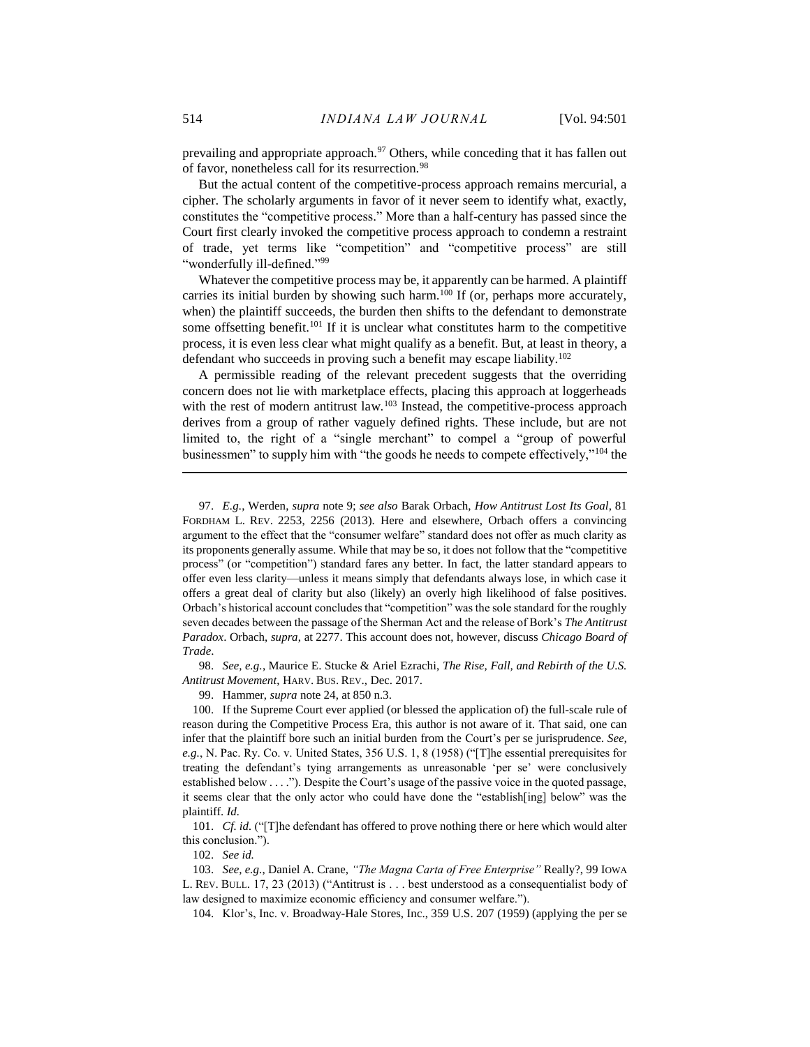prevailing and appropriate approach.[97] Others, while conceding that it has fallen out of favor, nonetheless call for its resurrection.[98]

But the actual content of the competitive-process approach remains mercurial, a cipher. The scholarly arguments in favor of it never seem to identify what, exactly, constitutes the "competitive process." More than a half-century has passed since the Court first clearly invoked the competitive process approach to condemn a restraint of trade, yet terms like "competition" and "competitive process" are still "wonderfully ill-defined."[99]

Whatever the competitive process may be, it apparently can be harmed. A plaintiff carries its initial burden by showing such harm.[100] If (or, perhaps more accurately, when) the plaintiff succeeds, the burden then shifts to the defendant to demonstrate some offsetting benefit.[101] If it is unclear what constitutes harm to the competitive process, it is even less clear what might qualify as a benefit. But, at least in theory, a defendant who succeeds in proving such a benefit may escape liability.[102]

A permissible reading of the relevant precedent suggests that the overriding concern does not lie with marketplace effects, placing this approach at loggerheads with the rest of modern antitrust law.[103] Instead, the competitive-process approach derives from a group of rather vaguely defined rights. These include, but are not limited to, the right of a "single merchant" to compel a "group of powerful businessmen" to supply him with "the goods he needs to compete effectively,"[104] the

---

97. *E.g.*, Werden, *supra* note 9; *see also* Barak Orbach, *How Antitrust Lost Its Goal*, 81 FORDHAM L. REV. 2253, 2256 (2013). Here and elsewhere, Orbach offers a convincing argument to the effect that the "consumer welfare" standard does not offer as much clarity as its proponents generally assume. While that may be so, it does not follow that the "competitive process" (or "competition") standard fares any better. In fact, the latter standard appears to offer even less clarity—unless it means simply that defendants always lose, in which case it offers a great deal of clarity but also (likely) an overly high likelihood of false positives. Orbach's historical account concludes that "competition" was the sole standard for the roughly seven decades between the passage of the Sherman Act and the release of Bork's *The Antitrust Paradox*. Orbach, *supra*, at 2277. This account does not, however, discuss *Chicago Board of Trade*.

98. *See, e.g.*, Maurice E. Stucke & Ariel Ezrachi, *The Rise, Fall, and Rebirth of the U.S. Antitrust Movement*, HARV. BUS. REV., Dec. 2017.

99. Hammer, *supra* note 24, at 850 n.3.

100. If the Supreme Court ever applied (or blessed the application of) the full-scale rule of reason during the Competitive Process Era, this author is not aware of it. That said, one can infer that the plaintiff bore such an initial burden from the Court's per se jurisprudence. *See, e.g.*, N. Pac. Ry. Co. v. United States, 356 U.S. 1, 8 (1958) ("[T]he essential prerequisites for treating the defendant's tying arrangements as unreasonable 'per se' were conclusively established below . . . ."). Despite the Court's usage of the passive voice in the quoted passage, it seems clear that the only actor who could have done the "establish[ing] below" was the plaintiff. *Id.*

101. *Cf. id.* ("[T]he defendant has offered to prove nothing there or here which would alter this conclusion.").

102. *See id.*

103. *See, e.g.*, Daniel A. Crane, *"The Magna Carta of Free Enterprise"* Really?, 99 IOWA L. REV. BULL. 17, 23 (2013) ("Antitrust is . . . best understood as a consequentialist body of law designed to maximize economic efficiency and consumer welfare.").

104. Klor's, Inc. v. Broadway-Hale Stores, Inc., 359 U.S. 207 (1959) (applying the per se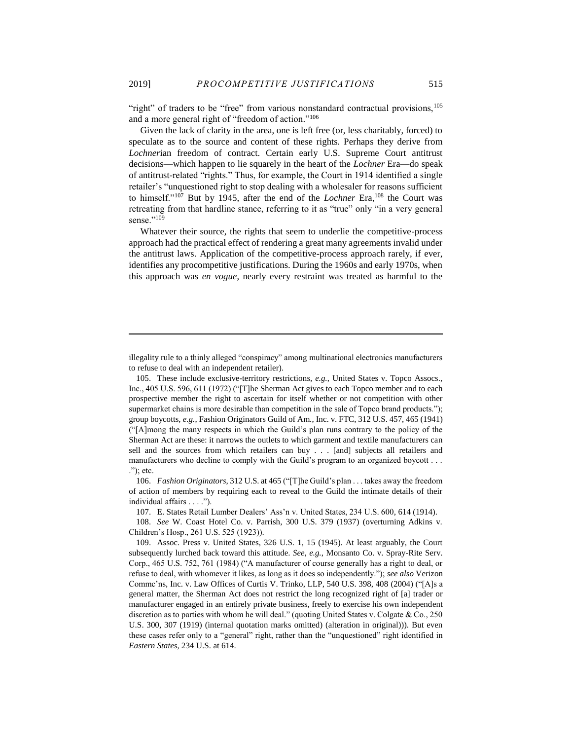"right" of traders to be "free" from various nonstandard contractual provisions,[105] and a more general right of "freedom of action."[106]

Given the lack of clarity in the area, one is left free (or, less charitably, forced) to speculate as to the source and content of these rights. Perhaps they derive from *Lochner*ian freedom of contract. Certain early U.S. Supreme Court antitrust decisions—which happen to lie squarely in the heart of the *Lochner* Era—do speak of antitrust-related "rights." Thus, for example, the Court in 1914 identified a single retailer's "unquestioned right to stop dealing with a wholesaler for reasons sufficient to himself."[107] But by 1945, after the end of the *Lochner* Era,[108] the Court was retreating from that hardline stance, referring to it as "true" only "in a very general sense."[109]

Whatever their source, the rights that seem to underlie the competitive-process approach had the practical effect of rendering a great many agreements invalid under the antitrust laws. Application of the competitive-process approach rarely, if ever, identifies any procompetitive justifications. During the 1960s and early 1970s, when this approach was *en vogue*, nearly every restraint was treated as harmful to the

---

illegality rule to a thinly alleged "conspiracy" among multinational electronics manufacturers to refuse to deal with an independent retailer).

105. These include exclusive-territory restrictions, *e.g.*, United States v. Topco Assocs., Inc., 405 U.S. 596, 611 (1972) ("[T]he Sherman Act gives to each Topco member and to each prospective member the right to ascertain for itself whether or not competition with other supermarket chains is more desirable than competition in the sale of Topco brand products."); group boycotts, *e.g.*, Fashion Originators Guild of Am., Inc. v. FTC, 312 U.S. 457, 465 (1941) ("[A]mong the many respects in which the Guild's plan runs contrary to the policy of the Sherman Act are these: it narrows the outlets to which garment and textile manufacturers can sell and the sources from which retailers can buy . . . [and] subjects all retailers and manufacturers who decline to comply with the Guild's program to an organized boycott . . . ."); etc.

106. *Fashion Originators*, 312 U.S. at 465 ("[T]he Guild's plan . . . takes away the freedom of action of members by requiring each to reveal to the Guild the intimate details of their individual affairs . . . .").

107. E. States Retail Lumber Dealers' Ass'n v. United States, 234 U.S. 600, 614 (1914).

108. *See* W. Coast Hotel Co. v. Parrish, 300 U.S. 379 (1937) (overturning Adkins v. Children's Hosp., 261 U.S. 525 (1923)).

109. Assoc. Press v. United States, 326 U.S. 1, 15 (1945). At least arguably, the Court subsequently lurched back toward this attitude. *See, e.g.*, Monsanto Co. v. Spray-Rite Serv. Corp., 465 U.S. 752, 761 (1984) ("A manufacturer of course generally has a right to deal, or refuse to deal, with whomever it likes, as long as it does so independently."); *see also* Verizon Commc'ns, Inc. v. Law Offices of Curtis V. Trinko, LLP, 540 U.S. 398, 408 (2004) ("[A]s a general matter, the Sherman Act does not restrict the long recognized right of [a] trader or manufacturer engaged in an entirely private business, freely to exercise his own independent discretion as to parties with whom he will deal." (quoting United States v. Colgate & Co., 250 U.S. 300, 307 (1919) (internal quotation marks omitted) (alteration in original))). But even these cases refer only to a "general" right, rather than the "unquestioned" right identified in *Eastern States*, 234 U.S. at 614.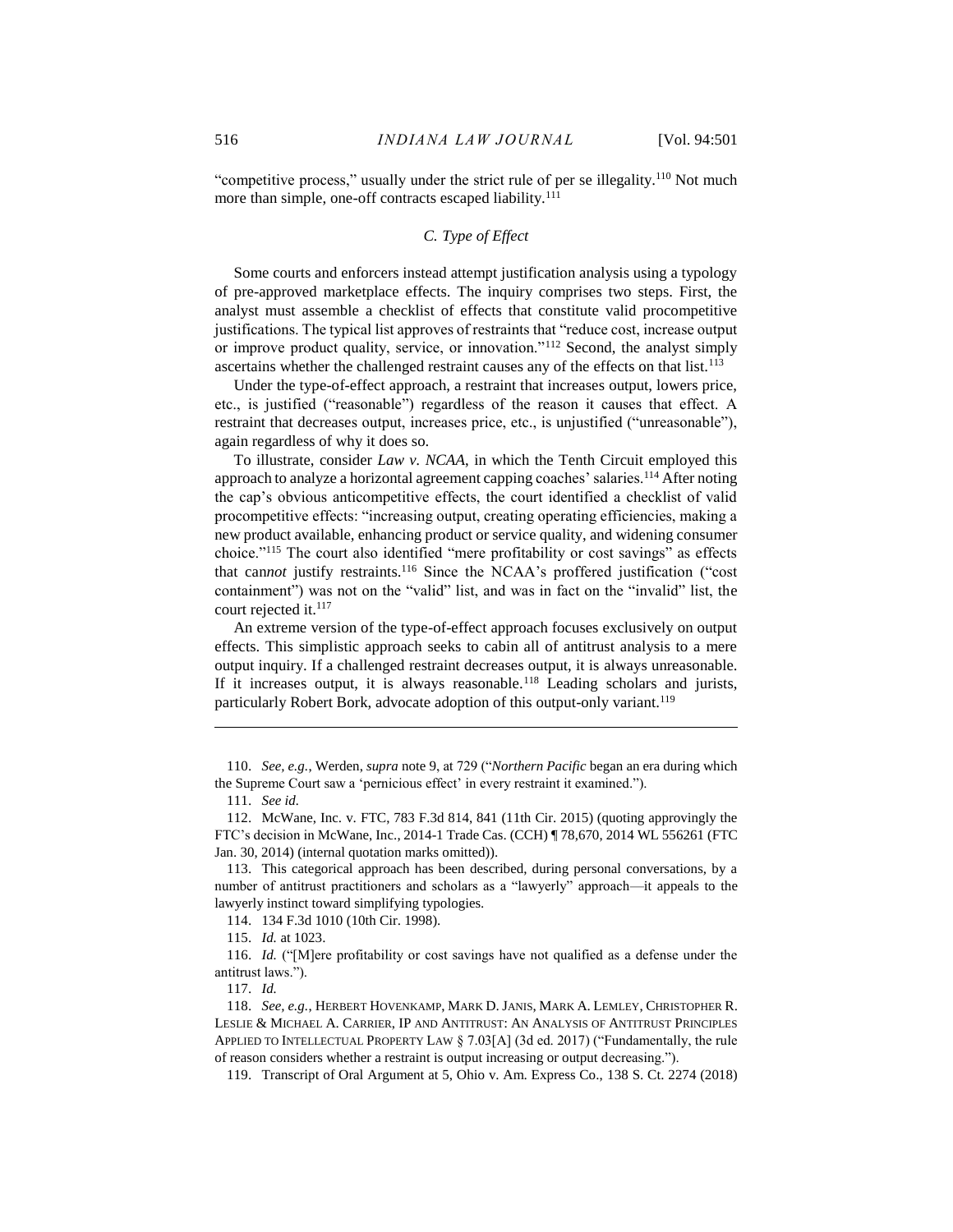"competitive process," usually under the strict rule of per se illegality.[110] Not much more than simple, one-off contracts escaped liability.[111]

### *C. Type of Effect*

Some courts and enforcers instead attempt justification analysis using a typology of pre-approved marketplace effects. The inquiry comprises two steps. First, the analyst must assemble a checklist of effects that constitute valid procompetitive justifications. The typical list approves of restraints that "reduce cost, increase output or improve product quality, service, or innovation."[112] Second, the analyst simply ascertains whether the challenged restraint causes any of the effects on that list.[113]

Under the type-of-effect approach, a restraint that increases output, lowers price, etc., is justified ("reasonable") regardless of the reason it causes that effect. A restraint that decreases output, increases price, etc., is unjustified ("unreasonable"), again regardless of why it does so.

To illustrate, consider *Law v. NCAA*, in which the Tenth Circuit employed this approach to analyze a horizontal agreement capping coaches' salaries.[114] After noting the cap's obvious anticompetitive effects, the court identified a checklist of valid procompetitive effects: "increasing output, creating operating efficiencies, making a new product available, enhancing product or service quality, and widening consumer choice."[115] The court also identified "mere profitability or cost savings" as effects that can*not* justify restraints.[116] Since the NCAA's proffered justification ("cost containment") was not on the "valid" list, and was in fact on the "invalid" list, the court rejected it.[117]

An extreme version of the type-of-effect approach focuses exclusively on output effects. This simplistic approach seeks to cabin all of antitrust analysis to a mere output inquiry. If a challenged restraint decreases output, it is always unreasonable. If it increases output, it is always reasonable.[118] Leading scholars and jurists, particularly Robert Bork, advocate adoption of this output-only variant.[119]

---

110. *See, e.g.*, Werden, *supra* note 9, at 729 ("*Northern Pacific* began an era during which the Supreme Court saw a 'pernicious effect' in every restraint it examined.").

111. *See id.*

112. McWane, Inc. v. FTC, 783 F.3d 814, 841 (11th Cir. 2015) (quoting approvingly the FTC's decision in McWane, Inc., 2014-1 Trade Cas. (CCH) ¶ 78,670, 2014 WL 556261 (FTC Jan. 30, 2014) (internal quotation marks omitted)).

113. This categorical approach has been described, during personal conversations, by a number of antitrust practitioners and scholars as a "lawyerly" approach—it appeals to the lawyerly instinct toward simplifying typologies.

114. 134 F.3d 1010 (10th Cir. 1998).

115. *Id.* at 1023.

116. *Id.* ("[M]ere profitability or cost savings have not qualified as a defense under the antitrust laws.").

117. *Id.*

118. *See, e.g.*, HERBERT HOVENKAMP, MARK D. JANIS, MARK A. LEMLEY, CHRISTOPHER R. LESLIE & MICHAEL A. CARRIER, IP AND ANTITRUST: AN ANALYSIS OF ANTITRUST PRINCIPLES APPLIED TO INTELLECTUAL PROPERTY LAW § 7.03[A] (3d ed. 2017) ("Fundamentally, the rule of reason considers whether a restraint is output increasing or output decreasing.").

119. Transcript of Oral Argument at 5, Ohio v. Am. Express Co., 138 S. Ct. 2274 (2018)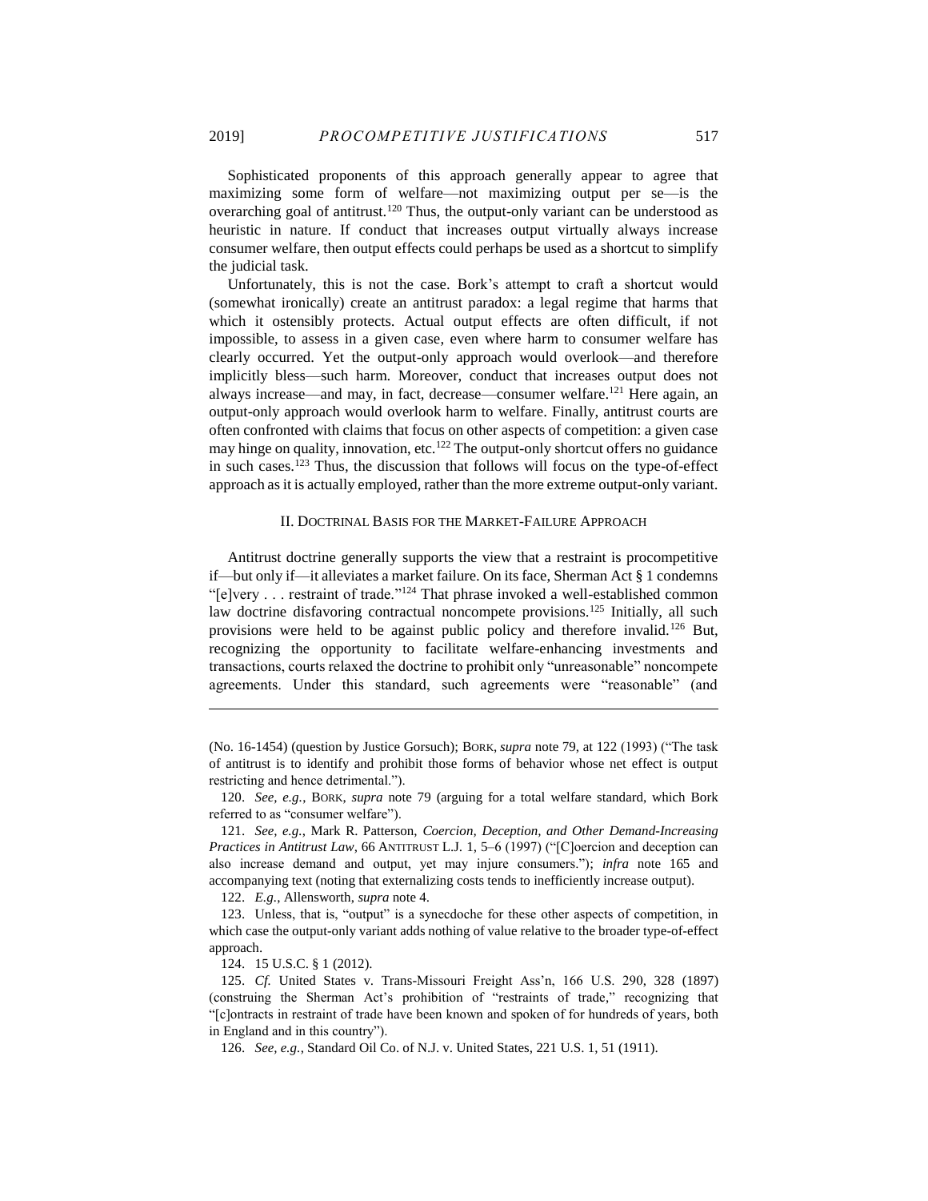Sophisticated proponents of this approach generally appear to agree that maximizing some form of welfare—not maximizing output per se—is the overarching goal of antitrust.[120] Thus, the output-only variant can be understood as heuristic in nature. If conduct that increases output virtually always increase consumer welfare, then output effects could perhaps be used as a shortcut to simplify the judicial task.

Unfortunately, this is not the case. Bork's attempt to craft a shortcut would (somewhat ironically) create an antitrust paradox: a legal regime that harms that which it ostensibly protects. Actual output effects are often difficult, if not impossible, to assess in a given case, even where harm to consumer welfare has clearly occurred. Yet the output-only approach would overlook—and therefore implicitly bless—such harm. Moreover, conduct that increases output does not always increase—and may, in fact, decrease—consumer welfare.[121] Here again, an output-only approach would overlook harm to welfare. Finally, antitrust courts are often confronted with claims that focus on other aspects of competition: a given case may hinge on quality, innovation, etc.[122] The output-only shortcut offers no guidance in such cases.[123] Thus, the discussion that follows will focus on the type-of-effect approach as it is actually employed, rather than the more extreme output-only variant.

## II. DOCTRINAL BASIS FOR THE MARKET-FAILURE APPROACH

Antitrust doctrine generally supports the view that a restraint is procompetitive if—but only if—it alleviates a market failure. On its face, Sherman Act § 1 condemns "[e]very . . . restraint of trade."[124] That phrase invoked a well-established common law doctrine disfavoring contractual noncompete provisions.[125] Initially, all such provisions were held to be against public policy and therefore invalid.[126] But, recognizing the opportunity to facilitate welfare-enhancing investments and transactions, courts relaxed the doctrine to prohibit only "unreasonable" noncompete agreements. Under this standard, such agreements were "reasonable" (and

---

(No. 16-1454) (question by Justice Gorsuch); BORK, *supra* note 79, at 122 (1993) ("The task of antitrust is to identify and prohibit those forms of behavior whose net effect is output restricting and hence detrimental.").

120. *See, e.g.*, BORK, *supra* note 79 (arguing for a total welfare standard, which Bork referred to as "consumer welfare").

121. *See, e.g.*, Mark R. Patterson, *Coercion, Deception, and Other Demand-Increasing Practices in Antitrust Law*, 66 ANTITRUST L.J. 1, 5–6 (1997) ("[C]oercion and deception can also increase demand and output, yet may injure consumers."); *infra* note 165 and accompanying text (noting that externalizing costs tends to inefficiently increase output).

122. *E.g.*, Allensworth, *supra* note 4.

123. Unless, that is, "output" is a synecdoche for these other aspects of competition, in which case the output-only variant adds nothing of value relative to the broader type-of-effect approach.

124. 15 U.S.C. § 1 (2012).

125. *Cf.* United States v. Trans-Missouri Freight Ass'n, 166 U.S. 290, 328 (1897) (construing the Sherman Act's prohibition of "restraints of trade," recognizing that "[c]ontracts in restraint of trade have been known and spoken of for hundreds of years, both in England and in this country").

126. *See, e.g.*, Standard Oil Co. of N.J. v. United States, 221 U.S. 1, 51 (1911).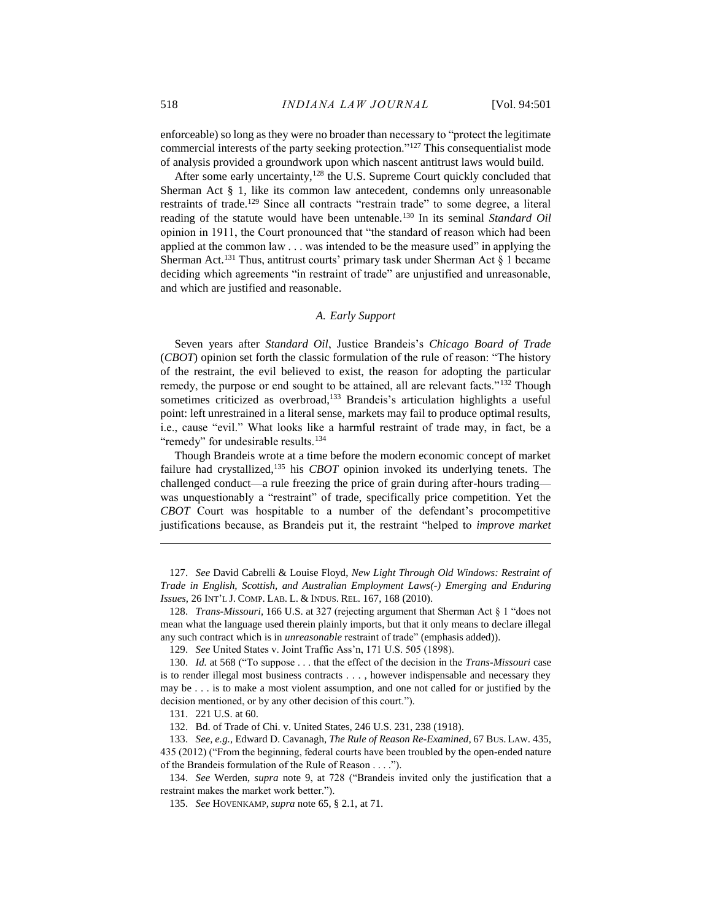enforceable) so long as they were no broader than necessary to "protect the legitimate commercial interests of the party seeking protection."[127] This consequentialist mode of analysis provided a groundwork upon which nascent antitrust laws would build.

After some early uncertainty,[128] the U.S. Supreme Court quickly concluded that Sherman Act § 1, like its common law antecedent, condemns only unreasonable restraints of trade.[129] Since all contracts "restrain trade" to some degree, a literal reading of the statute would have been untenable.[130] In its seminal *Standard Oil* opinion in 1911, the Court pronounced that "the standard of reason which had been applied at the common law . . . was intended to be the measure used" in applying the Sherman Act.[131] Thus, antitrust courts' primary task under Sherman Act § 1 became deciding which agreements "in restraint of trade" are unjustified and unreasonable, and which are justified and reasonable.

### *A. Early Support*

Seven years after *Standard Oil*, Justice Brandeis's *Chicago Board of Trade* (*CBOT*) opinion set forth the classic formulation of the rule of reason: "The history of the restraint, the evil believed to exist, the reason for adopting the particular remedy, the purpose or end sought to be attained, all are relevant facts."[132] Though sometimes criticized as overbroad,[133] Brandeis's articulation highlights a useful point: left unrestrained in a literal sense, markets may fail to produce optimal results, i.e., cause "evil." What looks like a harmful restraint of trade may, in fact, be a "remedy" for undesirable results.[134]

Though Brandeis wrote at a time before the modern economic concept of market failure had crystallized,[135] his *CBOT* opinion invoked its underlying tenets. The challenged conduct—a rule freezing the price of grain during after-hours trading—was unquestionably a "restraint" of trade, specifically price competition. Yet the *CBOT* Court was hospitable to a number of the defendant's procompetitive justifications because, as Brandeis put it, the restraint "helped to *improve market*

---

127. *See* David Cabrelli & Louise Floyd, *New Light Through Old Windows: Restraint of Trade in English, Scottish, and Australian Employment Laws(-) Emerging and Enduring Issues*, 26 INT'L J. COMP. LAB. L. & INDUS. REL. 167, 168 (2010).

128. *Trans-Missouri*, 166 U.S. at 327 (rejecting argument that Sherman Act § 1 "does not mean what the language used therein plainly imports, but that it only means to declare illegal any such contract which is in *unreasonable* restraint of trade" (emphasis added)).

129. *See* United States v. Joint Traffic Ass'n, 171 U.S. 505 (1898).

130. *Id.* at 568 ("To suppose . . . that the effect of the decision in the *Trans-Missouri* case is to render illegal most business contracts . . . , however indispensable and necessary they may be . . . is to make a most violent assumption, and one not called for or justified by the decision mentioned, or by any other decision of this court.").

131. 221 U.S. at 60.

132. Bd. of Trade of Chi. v. United States, 246 U.S. 231, 238 (1918).

133. *See, e.g.*, Edward D. Cavanagh, *The Rule of Reason Re-Examined*, 67 BUS. LAW. 435, 435 (2012) ("From the beginning, federal courts have been troubled by the open-ended nature of the Brandeis formulation of the Rule of Reason . . . .").

134. *See* Werden, *supra* note 9, at 728 ("Brandeis invited only the justification that a restraint makes the market work better.").

135. *See* HOVENKAMP, *supra* note 65, § 2.1, at 71.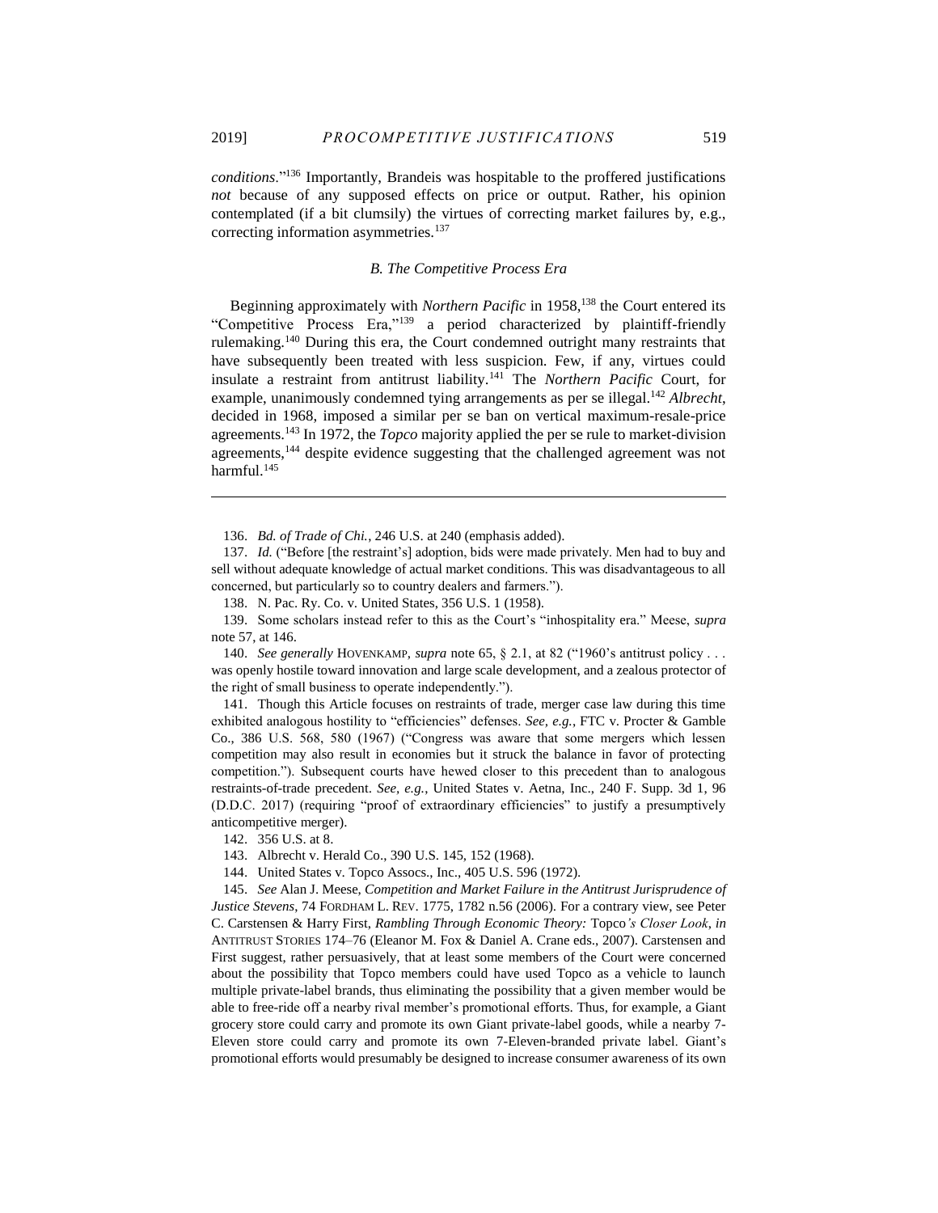*conditions*."[136] Importantly, Brandeis was hospitable to the proffered justifications *not* because of any supposed effects on price or output. Rather, his opinion contemplated (if a bit clumsily) the virtues of correcting market failures by, e.g., correcting information asymmetries.[137]

### *B. The Competitive Process Era*

Beginning approximately with *Northern Pacific* in 1958,[138] the Court entered its "Competitive Process Era,"[139] a period characterized by plaintiff-friendly rulemaking.[140] During this era, the Court condemned outright many restraints that have subsequently been treated with less suspicion. Few, if any, virtues could insulate a restraint from antitrust liability.[141] The *Northern Pacific* Court, for example, unanimously condemned tying arrangements as per se illegal.[142] *Albrecht*, decided in 1968, imposed a similar per se ban on vertical maximum-resale-price agreements.[143] In 1972, the *Topco* majority applied the per se rule to market-division agreements,[144] despite evidence suggesting that the challenged agreement was not harmful.[145]

---

136. *Bd. of Trade of Chi.*, 246 U.S. at 240 (emphasis added).

137. *Id.* ("Before [the restraint's] adoption, bids were made privately. Men had to buy and sell without adequate knowledge of actual market conditions. This was disadvantageous to all concerned, but particularly so to country dealers and farmers.").

138. N. Pac. Ry. Co. v. United States, 356 U.S. 1 (1958).

139. Some scholars instead refer to this as the Court's "inhospitality era." Meese, *supra* note 57, at 146.

140. *See generally* HOVENKAMP, *supra* note 65, § 2.1, at 82 ("1960's antitrust policy . . . was openly hostile toward innovation and large scale development, and a zealous protector of the right of small business to operate independently.").

141. Though this Article focuses on restraints of trade, merger case law during this time exhibited analogous hostility to "efficiencies" defenses. *See, e.g.*, FTC v. Procter & Gamble Co., 386 U.S. 568, 580 (1967) ("Congress was aware that some mergers which lessen competition may also result in economies but it struck the balance in favor of protecting competition."). Subsequent courts have hewed closer to this precedent than to analogous restraints-of-trade precedent. *See, e.g.*, United States v. Aetna, Inc., 240 F. Supp. 3d 1, 96 (D.D.C. 2017) (requiring "proof of extraordinary efficiencies" to justify a presumptively anticompetitive merger).

142. 356 U.S. at 8.

143. Albrecht v. Herald Co., 390 U.S. 145, 152 (1968).

144. United States v. Topco Assocs., Inc., 405 U.S. 596 (1972).

145. *See* Alan J. Meese, *Competition and Market Failure in the Antitrust Jurisprudence of Justice Stevens*, 74 FORDHAM L. REV. 1775, 1782 n.56 (2006). For a contrary view, see Peter C. Carstensen & Harry First, *Rambling Through Economic Theory:* Topco*'s Closer Look*, *in* ANTITRUST STORIES 174–76 (Eleanor M. Fox & Daniel A. Crane eds., 2007). Carstensen and First suggest, rather persuasively, that at least some members of the Court were concerned about the possibility that Topco members could have used Topco as a vehicle to launch multiple private-label brands, thus eliminating the possibility that a given member would be able to free-ride off a nearby rival member's promotional efforts. Thus, for example, a Giant grocery store could carry and promote its own Giant private-label goods, while a nearby 7-Eleven store could carry and promote its own 7-Eleven-branded private label. Giant's promotional efforts would presumably be designed to increase consumer awareness of its own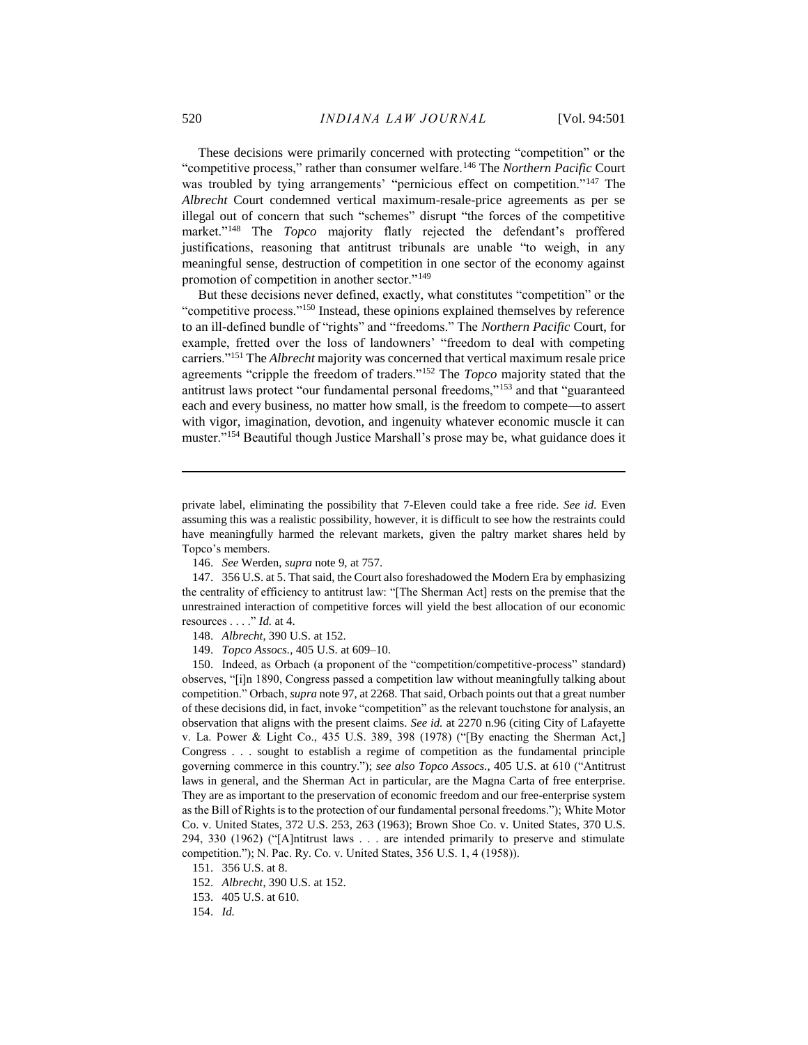These decisions were primarily concerned with protecting "competition" or the "competitive process," rather than consumer welfare.[146] The *Northern Pacific* Court was troubled by tying arrangements' "pernicious effect on competition."[147] The *Albrecht* Court condemned vertical maximum-resale-price agreements as per se illegal out of concern that such "schemes" disrupt "the forces of the competitive market."[148] The *Topco* majority flatly rejected the defendant's proffered justifications, reasoning that antitrust tribunals are unable "to weigh, in any meaningful sense, destruction of competition in one sector of the economy against promotion of competition in another sector."[149]

But these decisions never defined, exactly, what constitutes "competition" or the "competitive process."[150] Instead, these opinions explained themselves by reference to an ill-defined bundle of "rights" and "freedoms." The *Northern Pacific* Court, for example, fretted over the loss of landowners' "freedom to deal with competing carriers."[151] The *Albrecht* majority was concerned that vertical maximum resale price agreements "cripple the freedom of traders."[152] The *Topco* majority stated that the antitrust laws protect "our fundamental personal freedoms,"[153] and that "guaranteed each and every business, no matter how small, is the freedom to compete—to assert with vigor, imagination, devotion, and ingenuity whatever economic muscle it can muster."[154] Beautiful though Justice Marshall's prose may be, what guidance does it

---

private label, eliminating the possibility that 7-Eleven could take a free ride. *See id.* Even assuming this was a realistic possibility, however, it is difficult to see how the restraints could have meaningfully harmed the relevant markets, given the paltry market shares held by Topco's members.

146. *See* Werden, *supra* note 9, at 757.

147. 356 U.S. at 5. That said, the Court also foreshadowed the Modern Era by emphasizing the centrality of efficiency to antitrust law: "[The Sherman Act] rests on the premise that the unrestrained interaction of competitive forces will yield the best allocation of our economic resources . . . ." *Id.* at 4.

148. *Albrecht*, 390 U.S. at 152.

149. *Topco Assocs.*, 405 U.S. at 609–10.

150. Indeed, as Orbach (a proponent of the "competition/competitive-process" standard) observes, "[i]n 1890, Congress passed a competition law without meaningfully talking about competition." Orbach, *supra* note 97, at 2268. That said, Orbach points out that a great number of these decisions did, in fact, invoke "competition" as the relevant touchstone for analysis, an observation that aligns with the present claims. *See id.* at 2270 n.96 (citing City of Lafayette v. La. Power & Light Co., 435 U.S. 389, 398 (1978) ("[By enacting the Sherman Act,] Congress . . . sought to establish a regime of competition as the fundamental principle governing commerce in this country."); *see also Topco Assocs.*, 405 U.S. at 610 ("Antitrust laws in general, and the Sherman Act in particular, are the Magna Carta of free enterprise. They are as important to the preservation of economic freedom and our free-enterprise system as the Bill of Rights is to the protection of our fundamental personal freedoms."); White Motor Co. v. United States, 372 U.S. 253, 263 (1963); Brown Shoe Co. v. United States, 370 U.S. 294, 330 (1962) ("[A]ntitrust laws . . . are intended primarily to preserve and stimulate competition."); N. Pac. Ry. Co. v. United States, 356 U.S. 1, 4 (1958)).

151. 356 U.S. at 8.

152. *Albrecht*, 390 U.S. at 152.

153. 405 U.S. at 610.

154. *Id.*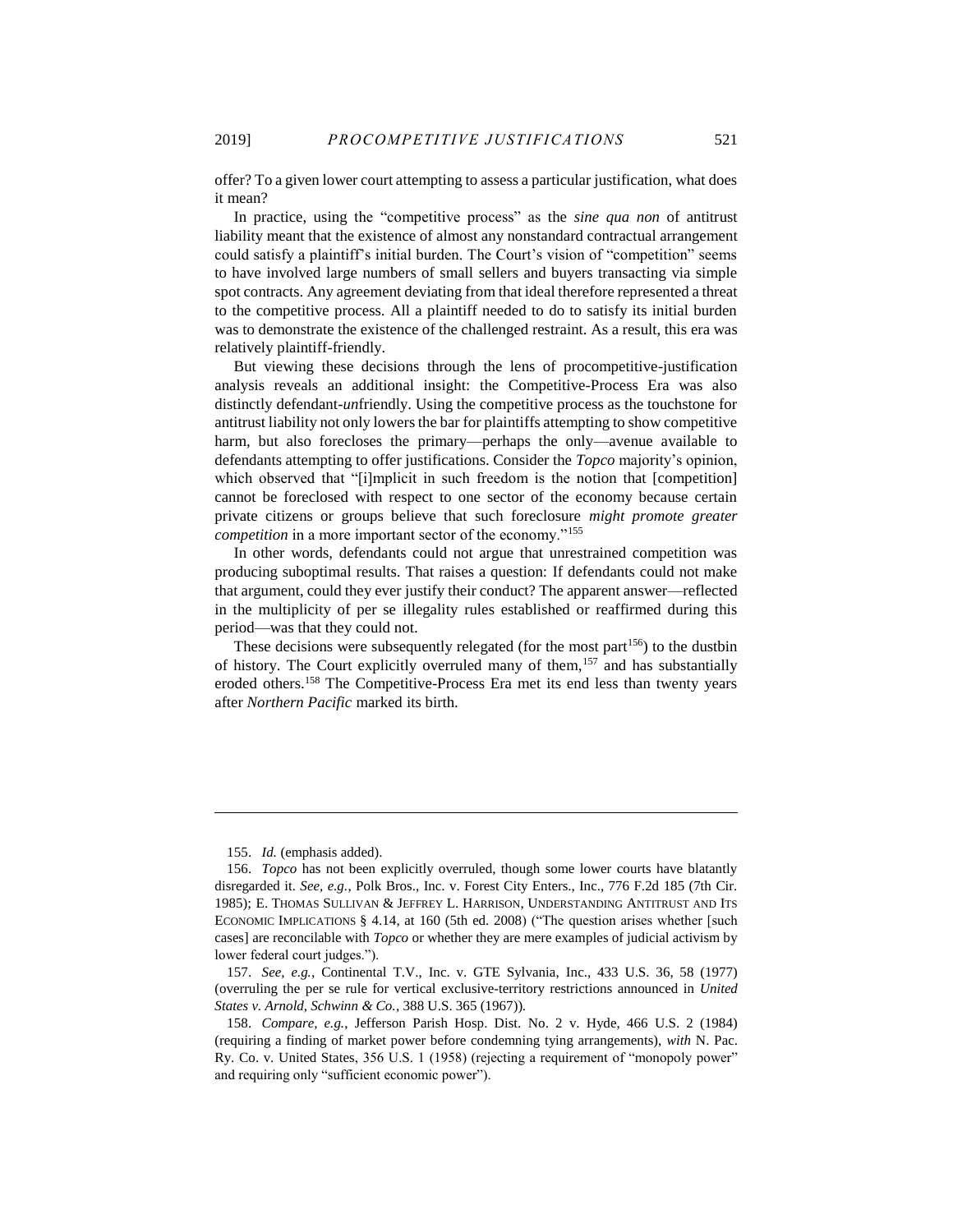offer? To a given lower court attempting to assess a particular justification, what does it mean?

In practice, using the "competitive process" as the *sine qua non* of antitrust liability meant that the existence of almost any nonstandard contractual arrangement could satisfy a plaintiff's initial burden. The Court's vision of "competition" seems to have involved large numbers of small sellers and buyers transacting via simple spot contracts. Any agreement deviating from that ideal therefore represented a threat to the competitive process. All a plaintiff needed to do to satisfy its initial burden was to demonstrate the existence of the challenged restraint. As a result, this era was relatively plaintiff-friendly.

But viewing these decisions through the lens of procompetitive-justification analysis reveals an additional insight: the Competitive-Process Era was also distinctly defendant-*un*friendly. Using the competitive process as the touchstone for antitrust liability not only lowers the bar for plaintiffs attempting to show competitive harm, but also forecloses the primary—perhaps the only—avenue available to defendants attempting to offer justifications. Consider the *Topco* majority's opinion, which observed that "[i]mplicit in such freedom is the notion that [competition] cannot be foreclosed with respect to one sector of the economy because certain private citizens or groups believe that such foreclosure *might promote greater competition* in a more important sector of the economy."[155]

In other words, defendants could not argue that unrestrained competition was producing suboptimal results. That raises a question: If defendants could not make that argument, could they ever justify their conduct? The apparent answer—reflected in the multiplicity of per se illegality rules established or reaffirmed during this period—was that they could not.

These decisions were subsequently relegated (for the most part[156]) to the dustbin of history. The Court explicitly overruled many of them,[157] and has substantially eroded others.[158] The Competitive-Process Era met its end less than twenty years after *Northern Pacific* marked its birth.

---

155. *Id.* (emphasis added).

156. *Topco* has not been explicitly overruled, though some lower courts have blatantly disregarded it. *See, e.g.*, Polk Bros., Inc. v. Forest City Enters., Inc., 776 F.2d 185 (7th Cir. 1985); E. THOMAS SULLIVAN & JEFFREY L. HARRISON, UNDERSTANDING ANTITRUST AND ITS ECONOMIC IMPLICATIONS § 4.14, at 160 (5th ed. 2008) ("The question arises whether [such cases] are reconcilable with *Topco* or whether they are mere examples of judicial activism by lower federal court judges.").

157. *See, e.g.*, Continental T.V., Inc. v. GTE Sylvania, Inc., 433 U.S. 36, 58 (1977) (overruling the per se rule for vertical exclusive-territory restrictions announced in *United States v. Arnold, Schwinn & Co.*, 388 U.S. 365 (1967)).

158. *Compare, e.g.*, Jefferson Parish Hosp. Dist. No. 2 v. Hyde, 466 U.S. 2 (1984) (requiring a finding of market power before condemning tying arrangements), *with* N. Pac. Ry. Co. v. United States, 356 U.S. 1 (1958) (rejecting a requirement of "monopoly power" and requiring only "sufficient economic power").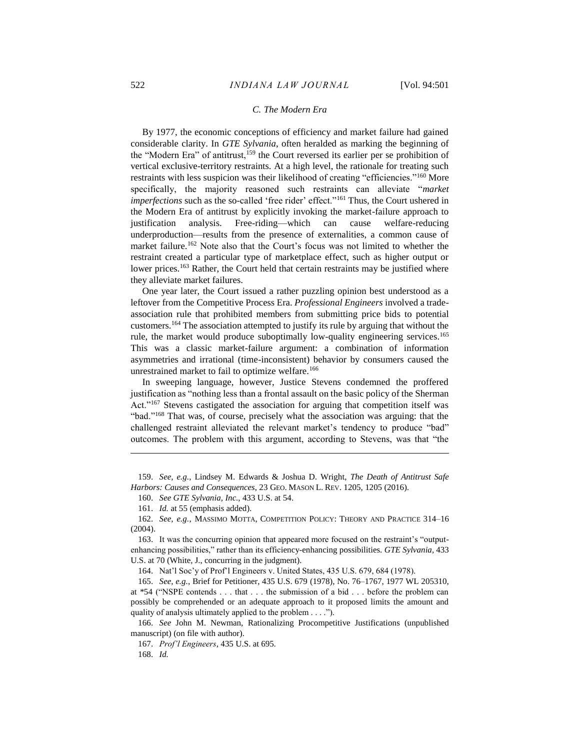### *C. The Modern Era*

By 1977, the economic conceptions of efficiency and market failure had gained considerable clarity. In *GTE Sylvania*, often heralded as marking the beginning of the "Modern Era" of antitrust,[159] the Court reversed its earlier per se prohibition of vertical exclusive-territory restraints. At a high level, the rationale for treating such restraints with less suspicion was their likelihood of creating "efficiencies."[160] More specifically, the majority reasoned such restraints can alleviate "*market imperfections* such as the so-called 'free rider' effect."[161] Thus, the Court ushered in the Modern Era of antitrust by explicitly invoking the market-failure approach to justification analysis. Free-riding—which can cause welfare-reducing underproduction—results from the presence of externalities, a common cause of market failure.[162] Note also that the Court's focus was not limited to whether the restraint created a particular type of marketplace effect, such as higher output or lower prices.[163] Rather, the Court held that certain restraints may be justified where they alleviate market failures.

One year later, the Court issued a rather puzzling opinion best understood as a leftover from the Competitive Process Era. *Professional Engineers* involved a trade-association rule that prohibited members from submitting price bids to potential customers.[164] The association attempted to justify its rule by arguing that without the rule, the market would produce suboptimally low-quality engineering services.[165] This was a classic market-failure argument: a combination of information asymmetries and irrational (time-inconsistent) behavior by consumers caused the unrestrained market to fail to optimize welfare.[166]

In sweeping language, however, Justice Stevens condemned the proffered justification as "nothing less than a frontal assault on the basic policy of the Sherman Act."[167] Stevens castigated the association for arguing that competition itself was "bad."[168] That was, of course, precisely what the association was arguing: that the challenged restraint alleviated the relevant market's tendency to produce "bad" outcomes. The problem with this argument, according to Stevens, was that "the

---

159. *See, e.g.*, Lindsey M. Edwards & Joshua D. Wright, *The Death of Antitrust Safe Harbors: Causes and Consequences*, 23 GEO. MASON L. REV. 1205, 1205 (2016).

160. *See GTE Sylvania, Inc.*, 433 U.S. at 54.

161. *Id.* at 55 (emphasis added).

162. *See, e.g.*, MASSIMO MOTTA, COMPETITION POLICY: THEORY AND PRACTICE 314–16 (2004).

163. It was the concurring opinion that appeared more focused on the restraint's "output-enhancing possibilities," rather than its efficiency-enhancing possibilities. *GTE Sylvania*, 433 U.S. at 70 (White, J., concurring in the judgment).

164. Nat'l Soc'y of Prof'l Engineers v. United States, 435 U.S. 679, 684 (1978).

165. *See, e.g.*, Brief for Petitioner, 435 U.S. 679 (1978), No. 76–1767, 1977 WL 205310, at *54 ("NSPE contends . . . that . . . the submission of a bid . . . before the problem can possibly be comprehended or an adequate approach to it proposed limits the amount and quality of analysis ultimately applied to the problem . . . .").

166. *See* John M. Newman, Rationalizing Procompetitive Justifications (unpublished manuscript) (on file with author).

167. *Prof'l Engineers*, 435 U.S. at 695.

168. *Id.*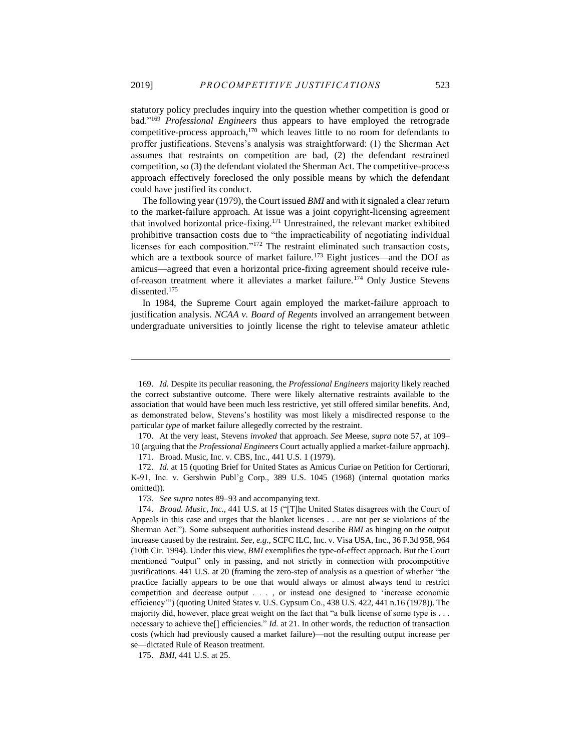statutory policy precludes inquiry into the question whether competition is good or bad."[169] *Professional Engineers* thus appears to have employed the retrograde competitive-process approach,[170] which leaves little to no room for defendants to proffer justifications. Stevens's analysis was straightforward: (1) the Sherman Act assumes that restraints on competition are bad, (2) the defendant restrained competition, so (3) the defendant violated the Sherman Act. The competitive-process approach effectively foreclosed the only possible means by which the defendant could have justified its conduct.

The following year (1979), the Court issued *BMI* and with it signaled a clear return to the market-failure approach. At issue was a joint copyright-licensing agreement that involved horizontal price-fixing.[171] Unrestrained, the relevant market exhibited prohibitive transaction costs due to "the impracticability of negotiating individual licenses for each composition."[172] The restraint eliminated such transaction costs, which are a textbook source of market failure.[173] Eight justices—and the DOJ as amicus—agreed that even a horizontal price-fixing agreement should receive rule-of-reason treatment where it alleviates a market failure.[174] Only Justice Stevens dissented.[175]

In 1984, the Supreme Court again employed the market-failure approach to justification analysis. *NCAA v. Board of Regents* involved an arrangement between undergraduate universities to jointly license the right to televise amateur athletic

---

169. *Id.* Despite its peculiar reasoning, the *Professional Engineers* majority likely reached the correct substantive outcome. There were likely alternative restraints available to the association that would have been much less restrictive, yet still offered similar benefits. And, as demonstrated below, Stevens's hostility was most likely a misdirected response to the particular *type* of market failure allegedly corrected by the restraint.

170. At the very least, Stevens *invoked* that approach. *See* Meese, *supra* note 57, at 109–10 (arguing that the *Professional Engineers* Court actually applied a market-failure approach).

171. Broad. Music, Inc. v. CBS, Inc., 441 U.S. 1 (1979).

172. *Id.* at 15 (quoting Brief for United States as Amicus Curiae on Petition for Certiorari, K-91, Inc. v. Gershwin Publ'g Corp., 389 U.S. 1045 (1968) (internal quotation marks omitted)).

173. *See supra* notes 89–93 and accompanying text.

174. *Broad. Music, Inc.*, 441 U.S. at 15 ("[T]he United States disagrees with the Court of Appeals in this case and urges that the blanket licenses . . . are not per se violations of the Sherman Act."). Some subsequent authorities instead describe *BMI* as hinging on the output increase caused by the restraint. *See, e.g.*, SCFC ILC, Inc. v. Visa USA, Inc., 36 F.3d 958, 964 (10th Cir. 1994). Under this view, *BMI* exemplifies the type-of-effect approach. But the Court mentioned "output" only in passing, and not strictly in connection with procompetitive justifications. 441 U.S. at 20 (framing the zero-step of analysis as a question of whether "the practice facially appears to be one that would always or almost always tend to restrict competition and decrease output . . . , or instead one designed to 'increase economic efficiency'") (quoting United States v. U.S. Gypsum Co., 438 U.S. 422, 441 n.16 (1978)). The majority did, however, place great weight on the fact that "a bulk license of some type is . . . necessary to achieve the[] efficiencies." *Id.* at 21. In other words, the reduction of transaction costs (which had previously caused a market failure)—not the resulting output increase per se—dictated Rule of Reason treatment.

175. *BMI*, 441 U.S. at 25.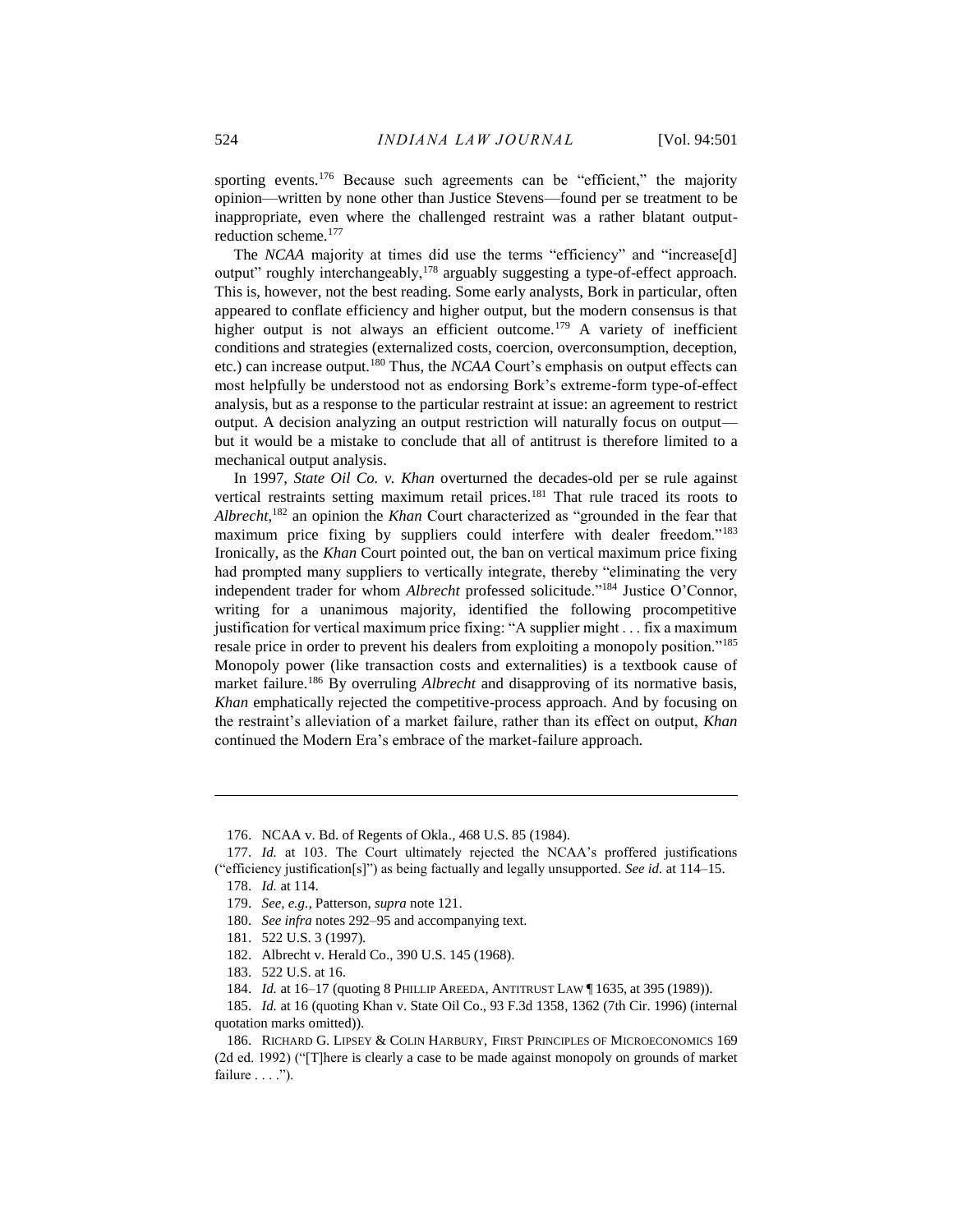sporting events.[176] Because such agreements can be "efficient," the majority opinion—written by none other than Justice Stevens—found per se treatment to be inappropriate, even where the challenged restraint was a rather blatant output-reduction scheme.[177]

The *NCAA* majority at times did use the terms "efficiency" and "increase[d] output" roughly interchangeably,[178] arguably suggesting a type-of-effect approach. This is, however, not the best reading. Some early analysts, Bork in particular, often appeared to conflate efficiency and higher output, but the modern consensus is that higher output is not always an efficient outcome.[179] A variety of inefficient conditions and strategies (externalized costs, coercion, overconsumption, deception, etc.) can increase output.[180] Thus, the *NCAA* Court's emphasis on output effects can most helpfully be understood not as endorsing Bork's extreme-form type-of-effect analysis, but as a response to the particular restraint at issue: an agreement to restrict output. A decision analyzing an output restriction will naturally focus on output—but it would be a mistake to conclude that all of antitrust is therefore limited to a mechanical output analysis.

In 1997, *State Oil Co. v. Khan* overturned the decades-old per se rule against vertical restraints setting maximum retail prices.[181] That rule traced its roots to *Albrecht*,[182] an opinion the *Khan* Court characterized as "grounded in the fear that maximum price fixing by suppliers could interfere with dealer freedom."[183] Ironically, as the *Khan* Court pointed out, the ban on vertical maximum price fixing had prompted many suppliers to vertically integrate, thereby "eliminating the very independent trader for whom *Albrecht* professed solicitude."[184] Justice O'Connor, writing for a unanimous majority, identified the following procompetitive justification for vertical maximum price fixing: "A supplier might . . . fix a maximum resale price in order to prevent his dealers from exploiting a monopoly position."[185] Monopoly power (like transaction costs and externalities) is a textbook cause of market failure.[186] By overruling *Albrecht* and disapproving of its normative basis, *Khan* emphatically rejected the competitive-process approach. And by focusing on the restraint's alleviation of a market failure, rather than its effect on output, *Khan* continued the Modern Era's embrace of the market-failure approach.

---

176. NCAA v. Bd. of Regents of Okla., 468 U.S. 85 (1984).

177. *Id.* at 103. The Court ultimately rejected the NCAA's proffered justifications ("efficiency justification[s]") as being factually and legally unsupported. *See id.* at 114–15.

178. *Id.* at 114.

179. *See, e.g.*, Patterson, *supra* note 121.

180. *See infra* notes 292–95 and accompanying text.

181. 522 U.S. 3 (1997).

182. Albrecht v. Herald Co., 390 U.S. 145 (1968).

183. 522 U.S. at 16.

184. *Id.* at 16–17 (quoting 8 PHILLIP AREEDA, ANTITRUST LAW ¶ 1635, at 395 (1989)).

185. *Id.* at 16 (quoting Khan v. State Oil Co., 93 F.3d 1358, 1362 (7th Cir. 1996) (internal quotation marks omitted)).

186. RICHARD G. LIPSEY & COLIN HARBURY, FIRST PRINCIPLES OF MICROECONOMICS 169 (2d ed. 1992) ("[T]here is clearly a case to be made against monopoly on grounds of market failure . . . .").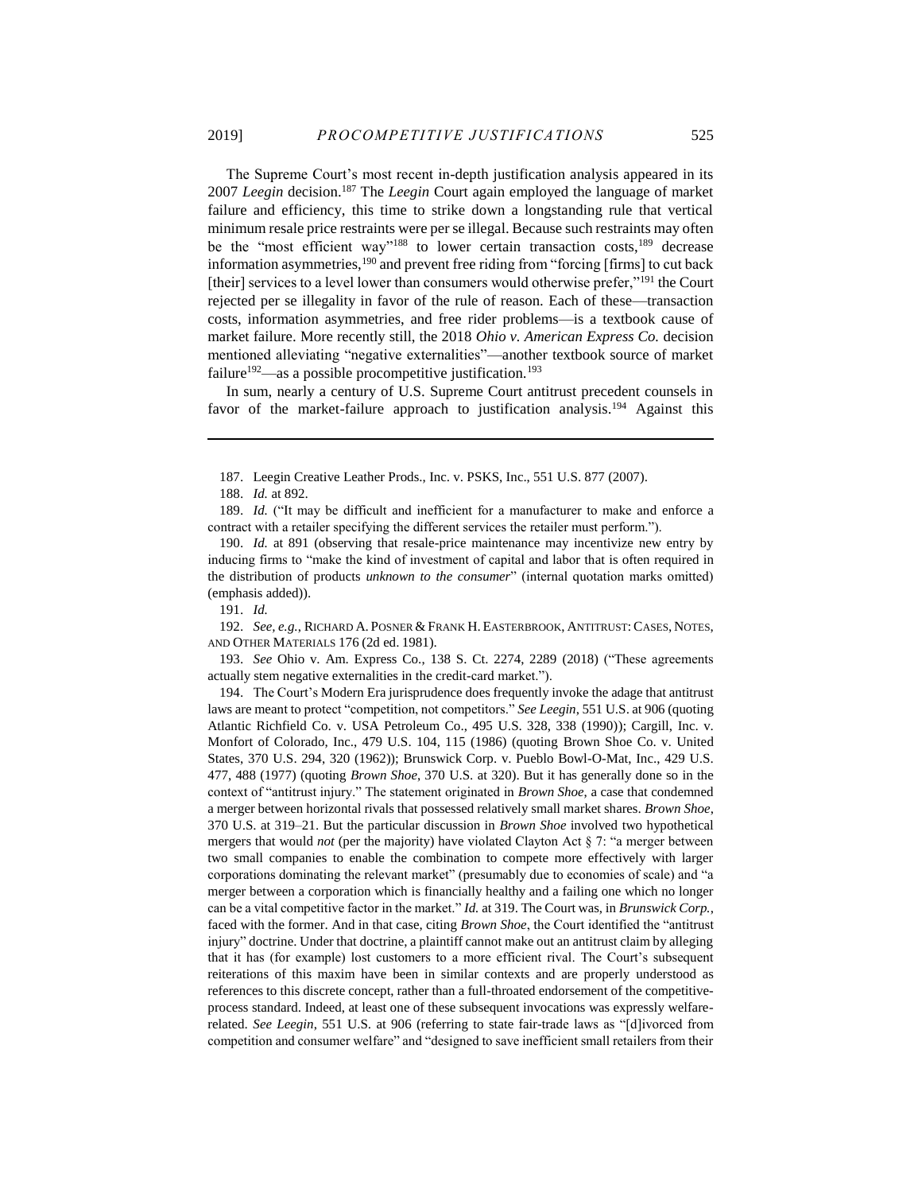The Supreme Court's most recent in-depth justification analysis appeared in its 2007 *Leegin* decision.[187] The *Leegin* Court again employed the language of market failure and efficiency, this time to strike down a longstanding rule that vertical minimum resale price restraints were per se illegal. Because such restraints may often be the "most efficient way"[188] to lower certain transaction costs,[189] decrease information asymmetries,[190] and prevent free riding from "forcing [firms] to cut back [their] services to a level lower than consumers would otherwise prefer,"[191] the Court rejected per se illegality in favor of the rule of reason. Each of these—transaction costs, information asymmetries, and free rider problems—is a textbook cause of market failure. More recently still, the 2018 *Ohio v. American Express Co.* decision mentioned alleviating "negative externalities"—another textbook source of market failure[192]—as a possible procompetitive justification.[193]

In sum, nearly a century of U.S. Supreme Court antitrust precedent counsels in favor of the market-failure approach to justification analysis.[194] Against this

---

187. Leegin Creative Leather Prods., Inc. v. PSKS, Inc., 551 U.S. 877 (2007).

188. *Id.* at 892.

189. *Id.* ("It may be difficult and inefficient for a manufacturer to make and enforce a contract with a retailer specifying the different services the retailer must perform.").

190. *Id.* at 891 (observing that resale-price maintenance may incentivize new entry by inducing firms to "make the kind of investment of capital and labor that is often required in the distribution of products *unknown to the consumer*" (internal quotation marks omitted) (emphasis added)).

191. *Id.*

192. *See, e.g.*, RICHARD A. POSNER & FRANK H. EASTERBROOK, ANTITRUST: CASES, NOTES, AND OTHER MATERIALS 176 (2d ed. 1981).

193. *See* Ohio v. Am. Express Co., 138 S. Ct. 2274, 2289 (2018) ("These agreements actually stem negative externalities in the credit-card market.").

194. The Court's Modern Era jurisprudence does frequently invoke the adage that antitrust laws are meant to protect "competition, not competitors." *See Leegin*, 551 U.S. at 906 (quoting Atlantic Richfield Co. v. USA Petroleum Co., 495 U.S. 328, 338 (1990)); Cargill, Inc. v. Monfort of Colorado, Inc., 479 U.S. 104, 115 (1986) (quoting Brown Shoe Co. v. United States, 370 U.S. 294, 320 (1962)); Brunswick Corp. v. Pueblo Bowl-O-Mat, Inc., 429 U.S. 477, 488 (1977) (quoting *Brown Shoe*, 370 U.S. at 320). But it has generally done so in the context of "antitrust injury." The statement originated in *Brown Shoe*, a case that condemned a merger between horizontal rivals that possessed relatively small market shares. *Brown Shoe*, 370 U.S. at 319–21. But the particular discussion in *Brown Shoe* involved two hypothetical mergers that would *not* (per the majority) have violated Clayton Act § 7: "a merger between two small companies to enable the combination to compete more effectively with larger corporations dominating the relevant market" (presumably due to economies of scale) and "a merger between a corporation which is financially healthy and a failing one which no longer can be a vital competitive factor in the market." *Id.* at 319. The Court was, in *Brunswick Corp.*, faced with the former. And in that case, citing *Brown Shoe*, the Court identified the "antitrust injury" doctrine. Under that doctrine, a plaintiff cannot make out an antitrust claim by alleging that it has (for example) lost customers to a more efficient rival. The Court's subsequent reiterations of this maxim have been in similar contexts and are properly understood as references to this discrete concept, rather than a full-throated endorsement of the competitive-process standard. Indeed, at least one of these subsequent invocations was expressly welfare-related. *See Leegin*, 551 U.S. at 906 (referring to state fair-trade laws as "[d]ivorced from competition and consumer welfare" and "designed to save inefficient small retailers from their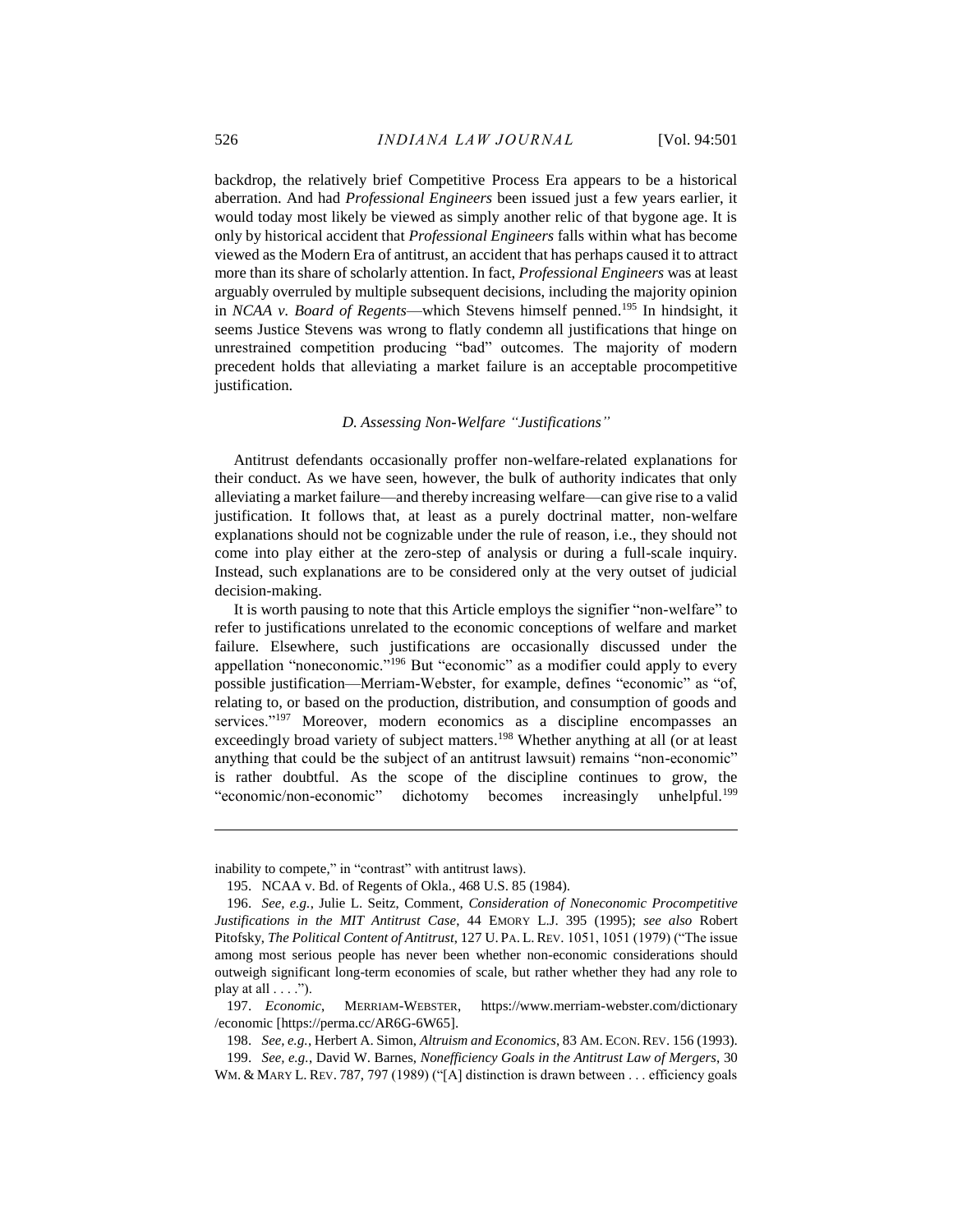backdrop, the relatively brief Competitive Process Era appears to be a historical aberration. And had *Professional Engineers* been issued just a few years earlier, it would today most likely be viewed as simply another relic of that bygone age. It is only by historical accident that *Professional Engineers* falls within what has become viewed as the Modern Era of antitrust, an accident that has perhaps caused it to attract more than its share of scholarly attention. In fact, *Professional Engineers* was at least arguably overruled by multiple subsequent decisions, including the majority opinion in *NCAA v. Board of Regents*—which Stevens himself penned.[195] In hindsight, it seems Justice Stevens was wrong to flatly condemn all justifications that hinge on unrestrained competition producing "bad" outcomes. The majority of modern precedent holds that alleviating a market failure is an acceptable procompetitive justification.

### *D. Assessing Non-Welfare "Justifications"*

Antitrust defendants occasionally proffer non-welfare-related explanations for their conduct. As we have seen, however, the bulk of authority indicates that only alleviating a market failure—and thereby increasing welfare—can give rise to a valid justification. It follows that, at least as a purely doctrinal matter, non-welfare explanations should not be cognizable under the rule of reason, i.e., they should not come into play either at the zero-step of analysis or during a full-scale inquiry. Instead, such explanations are to be considered only at the very outset of judicial decision-making.

It is worth pausing to note that this Article employs the signifier "non-welfare" to refer to justifications unrelated to the economic conceptions of welfare and market failure. Elsewhere, such justifications are occasionally discussed under the appellation "noneconomic."[196] But "economic" as a modifier could apply to every possible justification—Merriam-Webster, for example, defines "economic" as "of, relating to, or based on the production, distribution, and consumption of goods and services."[197] Moreover, modern economics as a discipline encompasses an exceedingly broad variety of subject matters.[198] Whether anything at all (or at least anything that could be the subject of an antitrust lawsuit) remains "non-economic" is rather doubtful. As the scope of the discipline continues to grow, the "economic/non-economic" dichotomy becomes increasingly unhelpful.[199]

---

inability to compete," in "contrast" with antitrust laws).

195. NCAA v. Bd. of Regents of Okla., 468 U.S. 85 (1984).

196. *See, e.g.*, Julie L. Seitz, Comment, *Consideration of Noneconomic Procompetitive Justifications in the MIT Antitrust Case*, 44 EMORY L.J. 395 (1995); *see also* Robert Pitofsky, *The Political Content of Antitrust*, 127 U. PA. L. REV. 1051, 1051 (1979) ("The issue among most serious people has never been whether non-economic considerations should outweigh significant long-term economies of scale, but rather whether they had any role to play at all . . . .").

197. *Economic*, MERRIAM-WEBSTER, https://www.merriam-webster.com/dictionary/economic [https://perma.cc/AR6G-6W65].

198. *See, e.g.*, Herbert A. Simon, *Altruism and Economics*, 83 AM. ECON. REV. 156 (1993).

199. *See, e.g.*, David W. Barnes, *Nonefficiency Goals in the Antitrust Law of Mergers*, 30 WM. & MARY L. REV. 787, 797 (1989) ("[A] distinction is drawn between . . . efficiency goals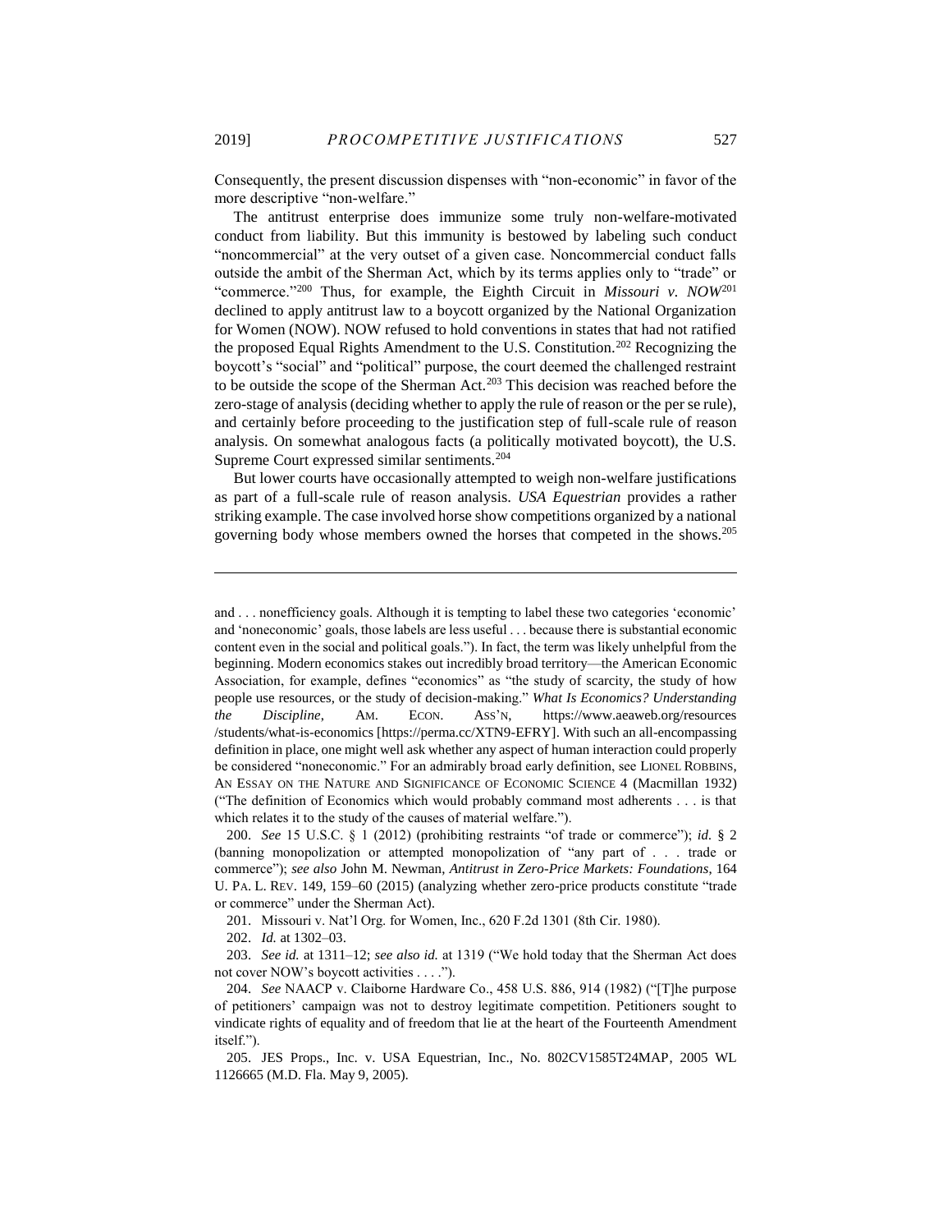Consequently, the present discussion dispenses with "non-economic" in favor of the more descriptive "non-welfare."

The antitrust enterprise does immunize some truly non-welfare-motivated conduct from liability. But this immunity is bestowed by labeling such conduct "noncommercial" at the very outset of a given case. Noncommercial conduct falls outside the ambit of the Sherman Act, which by its terms applies only to "trade" or "commerce."[200] Thus, for example, the Eighth Circuit in *Missouri v. NOW*[201] declined to apply antitrust law to a boycott organized by the National Organization for Women (NOW). NOW refused to hold conventions in states that had not ratified the proposed Equal Rights Amendment to the U.S. Constitution.[202] Recognizing the boycott's "social" and "political" purpose, the court deemed the challenged restraint to be outside the scope of the Sherman Act.[203] This decision was reached before the zero-stage of analysis (deciding whether to apply the rule of reason or the per se rule), and certainly before proceeding to the justification step of full-scale rule of reason analysis. On somewhat analogous facts (a politically motivated boycott), the U.S. Supreme Court expressed similar sentiments.[204]

But lower courts have occasionally attempted to weigh non-welfare justifications as part of a full-scale rule of reason analysis. *USA Equestrian* provides a rather striking example. The case involved horse show competitions organized by a national governing body whose members owned the horses that competed in the shows.[205]

---

and . . . nonefficiency goals. Although it is tempting to label these two categories 'economic' and 'noneconomic' goals, those labels are less useful . . . because there is substantial economic content even in the social and political goals."). In fact, the term was likely unhelpful from the beginning. Modern economics stakes out incredibly broad territory—the American Economic Association, for example, defines "economics" as "the study of scarcity, the study of how people use resources, or the study of decision-making." *What Is Economics? Understanding the Discipline*, AM. ECON. ASS'N, https://www.aeaweb.org/resources/students/what-is-economics [https://perma.cc/XTN9-EFRY]. With such an all-encompassing definition in place, one might well ask whether any aspect of human interaction could properly be considered "noneconomic." For an admirably broad early definition, see LIONEL ROBBINS, AN ESSAY ON THE NATURE AND SIGNIFICANCE OF ECONOMIC SCIENCE 4 (Macmillan 1932) ("The definition of Economics which would probably command most adherents . . . is that which relates it to the study of the causes of material welfare.").

200. *See* 15 U.S.C. § 1 (2012) (prohibiting restraints "of trade or commerce"); *id.* § 2 (banning monopolization or attempted monopolization of "any part of . . . trade or commerce"); *see also* John M. Newman, *Antitrust in Zero-Price Markets: Foundations*, 164 U. PA. L. REV. 149, 159–60 (2015) (analyzing whether zero-price products constitute "trade or commerce" under the Sherman Act).

201. Missouri v. Nat'l Org. for Women, Inc., 620 F.2d 1301 (8th Cir. 1980).

202. *Id.* at 1302–03.

203. *See id.* at 1311–12; *see also id.* at 1319 ("We hold today that the Sherman Act does not cover NOW's boycott activities . . . .").

204. *See* NAACP v. Claiborne Hardware Co., 458 U.S. 886, 914 (1982) ("[T]he purpose of petitioners' campaign was not to destroy legitimate competition. Petitioners sought to vindicate rights of equality and of freedom that lie at the heart of the Fourteenth Amendment itself.").

205. JES Props., Inc. v. USA Equestrian, Inc., No. 802CV1585T24MAP, 2005 WL 1126665 (M.D. Fla. May 9, 2005).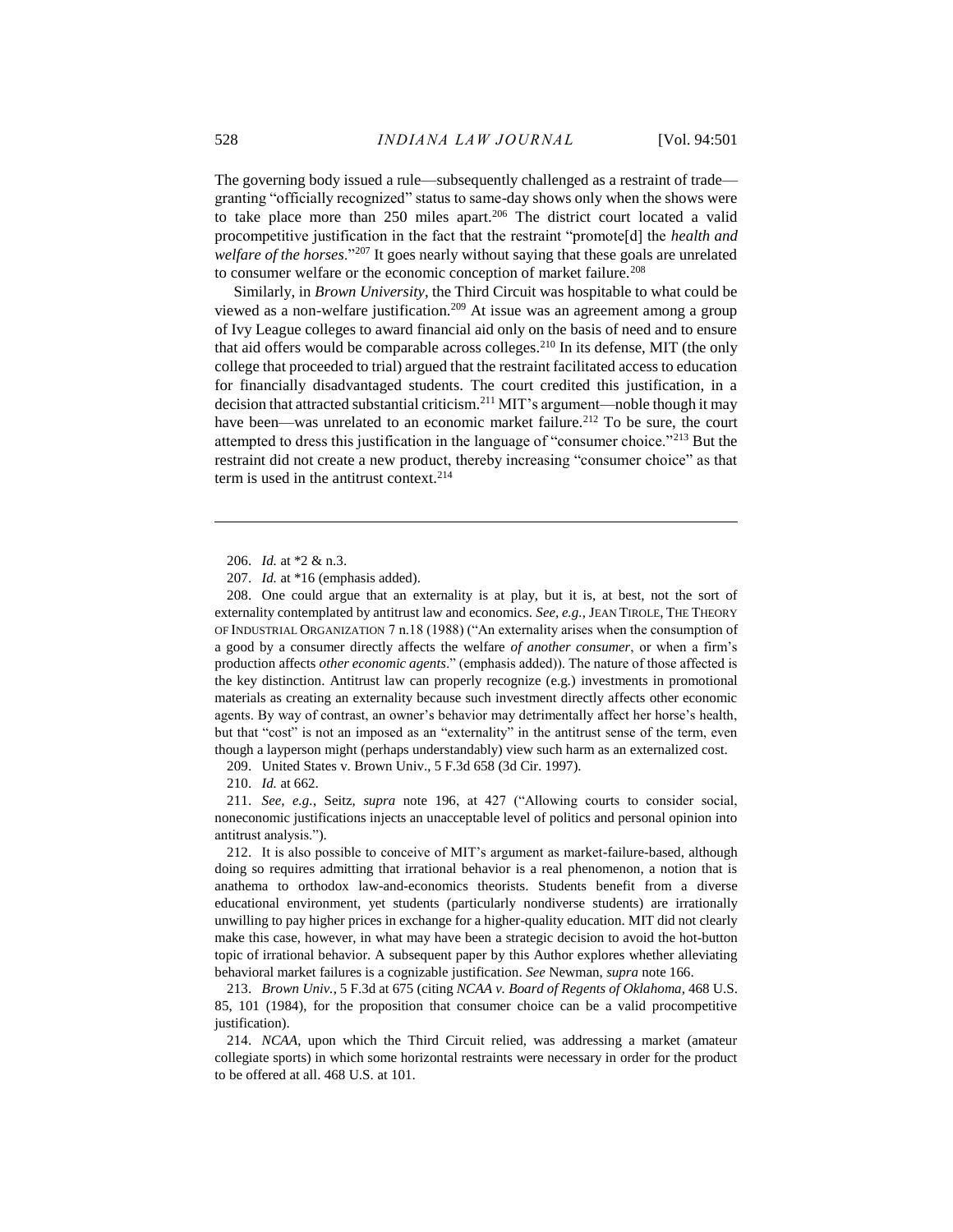The governing body issued a rule—subsequently challenged as a restraint of trade—granting "officially recognized" status to same-day shows only when the shows were to take place more than 250 miles apart.[206] The district court located a valid procompetitive justification in the fact that the restraint "promote[d] the *health and welfare of the horses*."[207] It goes nearly without saying that these goals are unrelated to consumer welfare or the economic conception of market failure.[208]

Similarly, in *Brown University*, the Third Circuit was hospitable to what could be viewed as a non-welfare justification.[209] At issue was an agreement among a group of Ivy League colleges to award financial aid only on the basis of need and to ensure that aid offers would be comparable across colleges.[210] In its defense, MIT (the only college that proceeded to trial) argued that the restraint facilitated access to education for financially disadvantaged students. The court credited this justification, in a decision that attracted substantial criticism.[211] MIT's argument—noble though it may have been—was unrelated to an economic market failure.[212] To be sure, the court attempted to dress this justification in the language of "consumer choice."[213] But the restraint did not create a new product, thereby increasing "consumer choice" as that term is used in the antitrust context.[214]

---

206. *Id.* at *2 & n.3.

207. *Id.* at *16 (emphasis added).

208. One could argue that an externality is at play, but it is, at best, not the sort of externality contemplated by antitrust law and economics. *See, e.g.*, JEAN TIROLE, THE THEORY OF INDUSTRIAL ORGANIZATION 7 n.18 (1988) ("An externality arises when the consumption of a good by a consumer directly affects the welfare *of another consumer*, or when a firm's production affects *other economic agents*." (emphasis added)). The nature of those affected is the key distinction. Antitrust law can properly recognize (e.g.) investments in promotional materials as creating an externality because such investment directly affects other economic agents. By way of contrast, an owner's behavior may detrimentally affect her horse's health, but that "cost" is not an imposed as an "externality" in the antitrust sense of the term, even though a layperson might (perhaps understandably) view such harm as an externalized cost.

209. United States v. Brown Univ., 5 F.3d 658 (3d Cir. 1997).

210. *Id.* at 662.

211. *See, e.g.*, Seitz, *supra* note 196, at 427 ("Allowing courts to consider social, noneconomic justifications injects an unacceptable level of politics and personal opinion into antitrust analysis.").

212. It is also possible to conceive of MIT's argument as market-failure-based, although doing so requires admitting that irrational behavior is a real phenomenon, a notion that is anathema to orthodox law-and-economics theorists. Students benefit from a diverse educational environment, yet students (particularly nondiverse students) are irrationally unwilling to pay higher prices in exchange for a higher-quality education. MIT did not clearly make this case, however, in what may have been a strategic decision to avoid the hot-button topic of irrational behavior. A subsequent paper by this Author explores whether alleviating behavioral market failures is a cognizable justification. *See* Newman, *supra* note 166.

213. *Brown Univ.*, 5 F.3d at 675 (citing *NCAA v. Board of Regents of Oklahoma*, 468 U.S. 85, 101 (1984), for the proposition that consumer choice can be a valid procompetitive justification).

214. *NCAA*, upon which the Third Circuit relied, was addressing a market (amateur collegiate sports) in which some horizontal restraints were necessary in order for the product to be offered at all. 468 U.S. at 101.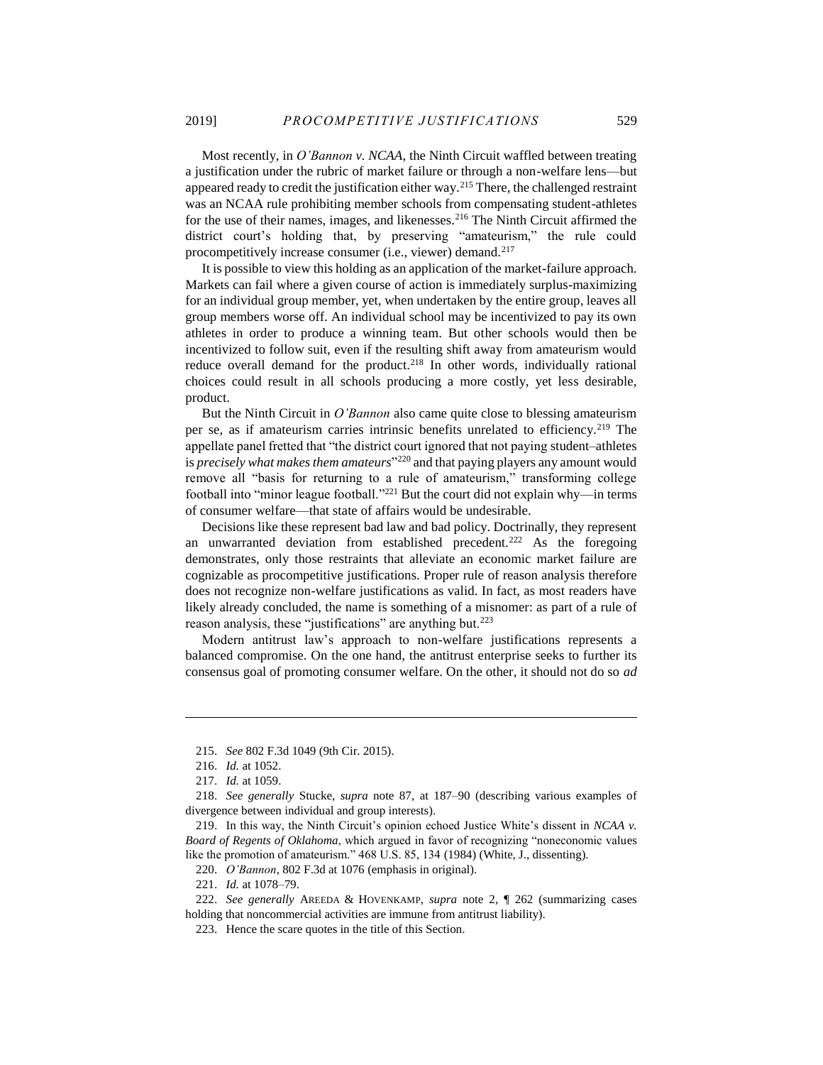Most recently, in *O'Bannon v. NCAA*, the Ninth Circuit waffled between treating a justification under the rubric of market failure or through a non-welfare lens—but appeared ready to credit the justification either way.[215] There, the challenged restraint was an NCAA rule prohibiting member schools from compensating student-athletes for the use of their names, images, and likenesses.[216] The Ninth Circuit affirmed the district court's holding that, by preserving "amateurism," the rule could procompetitively increase consumer (i.e., viewer) demand.[217]

It is possible to view this holding as an application of the market-failure approach. Markets can fail where a given course of action is immediately surplus-maximizing for an individual group member, yet, when undertaken by the entire group, leaves all group members worse off. An individual school may be incentivized to pay its own athletes in order to produce a winning team. But other schools would then be incentivized to follow suit, even if the resulting shift away from amateurism would reduce overall demand for the product.[218] In other words, individually rational choices could result in all schools producing a more costly, yet less desirable, product.

But the Ninth Circuit in *O'Bannon* also came quite close to blessing amateurism per se, as if amateurism carries intrinsic benefits unrelated to efficiency.[219] The appellate panel fretted that "the district court ignored that not paying student–athletes is *precisely what makes them amateurs*"[220] and that paying players any amount would remove all "basis for returning to a rule of amateurism," transforming college football into "minor league football."[221] But the court did not explain why—in terms of consumer welfare—that state of affairs would be undesirable.

Decisions like these represent bad law and bad policy. Doctrinally, they represent an unwarranted deviation from established precedent.[222] As the foregoing demonstrates, only those restraints that alleviate an economic market failure are cognizable as procompetitive justifications. Proper rule of reason analysis therefore does not recognize non-welfare justifications as valid. In fact, as most readers have likely already concluded, the name is something of a misnomer: as part of a rule of reason analysis, these "justifications" are anything but.[223]

Modern antitrust law's approach to non-welfare justifications represents a balanced compromise. On the one hand, the antitrust enterprise seeks to further its consensus goal of promoting consumer welfare. On the other, it should not do so *ad*

---

215. *See* 802 F.3d 1049 (9th Cir. 2015).

216. *Id.* at 1052.

217. *Id.* at 1059.

218. *See generally* Stucke, *supra* note 87, at 187–90 (describing various examples of divergence between individual and group interests).

219. In this way, the Ninth Circuit's opinion echoed Justice White's dissent in *NCAA v. Board of Regents of Oklahoma*, which argued in favor of recognizing "noneconomic values like the promotion of amateurism." 468 U.S. 85, 134 (1984) (White, J., dissenting).

220. *O'Bannon*, 802 F.3d at 1076 (emphasis in original).

221. *Id.* at 1078–79.

222. *See generally* AREEDA & HOVENKAMP, *supra* note 2, ¶ 262 (summarizing cases holding that noncommercial activities are immune from antitrust liability).

223. Hence the scare quotes in the title of this Section.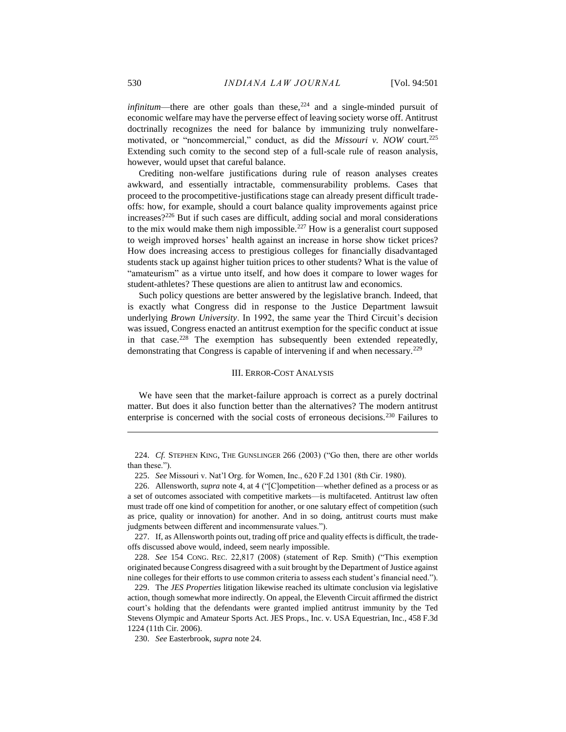*infinitum*—there are other goals than these,[224] and a single-minded pursuit of economic welfare may have the perverse effect of leaving society worse off. Antitrust doctrinally recognizes the need for balance by immunizing truly nonwelfare-motivated, or "noncommercial," conduct, as did the *Missouri v. NOW* court.[225] Extending such comity to the second step of a full-scale rule of reason analysis, however, would upset that careful balance.

Crediting non-welfare justifications during rule of reason analyses creates awkward, and essentially intractable, commensurability problems. Cases that proceed to the procompetitive-justifications stage can already present difficult trade-offs: how, for example, should a court balance quality improvements against price increases?[226] But if such cases are difficult, adding social and moral considerations to the mix would make them nigh impossible.[227] How is a generalist court supposed to weigh improved horses' health against an increase in horse show ticket prices? How does increasing access to prestigious colleges for financially disadvantaged students stack up against higher tuition prices to other students? What is the value of "amateurism" as a virtue unto itself, and how does it compare to lower wages for student-athletes? These questions are alien to antitrust law and economics.

Such policy questions are better answered by the legislative branch. Indeed, that is exactly what Congress did in response to the Justice Department lawsuit underlying *Brown University*. In 1992, the same year the Third Circuit's decision was issued, Congress enacted an antitrust exemption for the specific conduct at issue in that case.[228] The exemption has subsequently been extended repeatedly, demonstrating that Congress is capable of intervening if and when necessary.[229]

## III. Error-Cost Analysis

We have seen that the market-failure approach is correct as a purely doctrinal matter. But does it also function better than the alternatives? The modern antitrust enterprise is concerned with the social costs of erroneous decisions.[230] Failures to

---

224. *Cf.* STEPHEN KING, THE GUNSLINGER 266 (2003) ("Go then, there are other worlds than these.").

225. *See* Missouri v. Nat'l Org. for Women, Inc., 620 F.2d 1301 (8th Cir. 1980).

226. Allensworth, *supra* note 4, at 4 ("[C]ompetition—whether defined as a process or as a set of outcomes associated with competitive markets—is multifaceted. Antitrust law often must trade off one kind of competition for another, or one salutary effect of competition (such as price, quality or innovation) for another. And in so doing, antitrust courts must make judgments between different and incommensurate values.").

227. If, as Allensworth points out, trading off price and quality effects is difficult, the trade-offs discussed above would, indeed, seem nearly impossible.

228. *See* 154 CONG. REC. 22,817 (2008) (statement of Rep. Smith) ("This exemption originated because Congress disagreed with a suit brought by the Department of Justice against nine colleges for their efforts to use common criteria to assess each student's financial need.").

229. The *JES Properties* litigation likewise reached its ultimate conclusion via legislative action, though somewhat more indirectly. On appeal, the Eleventh Circuit affirmed the district court's holding that the defendants were granted implied antitrust immunity by the Ted Stevens Olympic and Amateur Sports Act. JES Props., Inc. v. USA Equestrian, Inc., 458 F.3d 1224 (11th Cir. 2006).

230. *See* Easterbrook, *supra* note 24.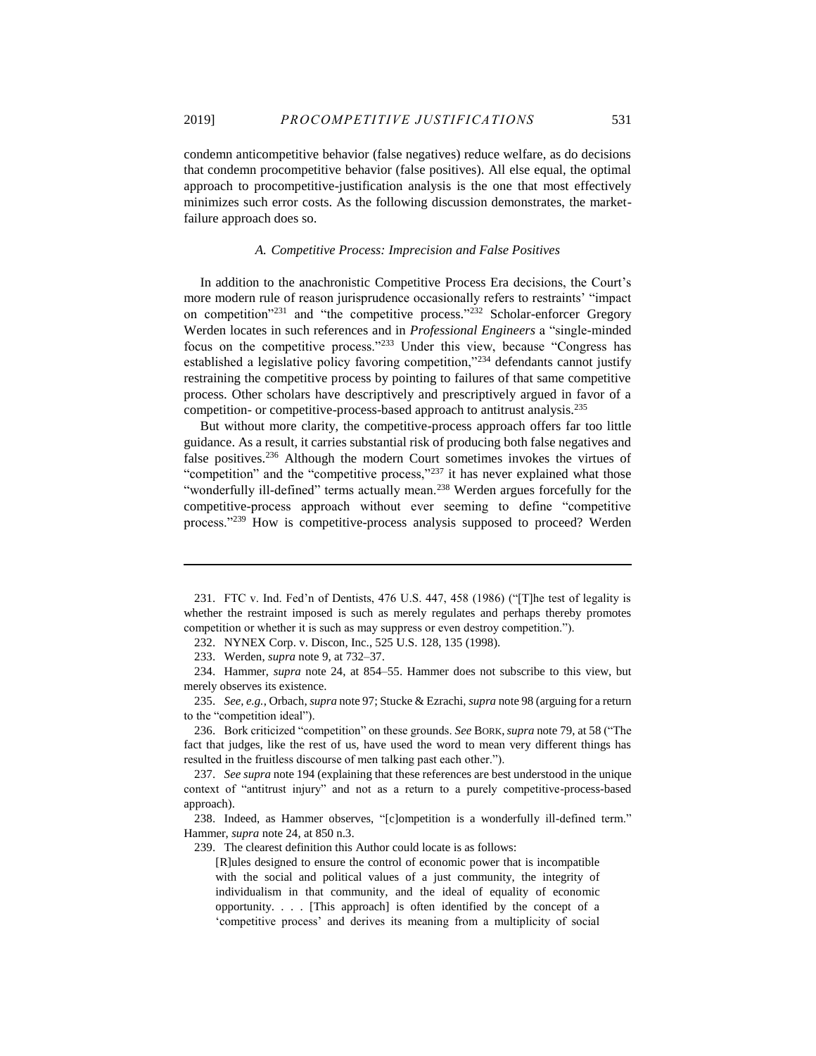condemn anticompetitive behavior (false negatives) reduce welfare, as do decisions that condemn procompetitive behavior (false positives). All else equal, the optimal approach to procompetitive-justification analysis is the one that most effectively minimizes such error costs. As the following discussion demonstrates, the market-failure approach does so.

### *A. Competitive Process: Imprecision and False Positives*

In addition to the anachronistic Competitive Process Era decisions, the Court's more modern rule of reason jurisprudence occasionally refers to restraints' "impact on competition"[231] and "the competitive process."[232] Scholar-enforcer Gregory Werden locates in such references and in *Professional Engineers* a "single-minded focus on the competitive process."[233] Under this view, because "Congress has established a legislative policy favoring competition,"[234] defendants cannot justify restraining the competitive process by pointing to failures of that same competitive process. Other scholars have descriptively and prescriptively argued in favor of a competition- or competitive-process-based approach to antitrust analysis.[235]

But without more clarity, the competitive-process approach offers far too little guidance. As a result, it carries substantial risk of producing both false negatives and false positives.[236] Although the modern Court sometimes invokes the virtues of "competition" and the "competitive process,"[237] it has never explained what those "wonderfully ill-defined" terms actually mean.[238] Werden argues forcefully for the competitive-process approach without ever seeming to define "competitive process."[239] How is competitive-process analysis supposed to proceed? Werden

---

231. FTC v. Ind. Fed'n of Dentists, 476 U.S. 447, 458 (1986) ("[T]he test of legality is whether the restraint imposed is such as merely regulates and perhaps thereby promotes competition or whether it is such as may suppress or even destroy competition.").

232. NYNEX Corp. v. Discon, Inc., 525 U.S. 128, 135 (1998).

233. Werden, *supra* note 9, at 732–37.

234. Hammer, *supra* note 24, at 854–55. Hammer does not subscribe to this view, but merely observes its existence.

235. *See, e.g.*, Orbach, *supra* note 97; Stucke & Ezrachi, *supra* note 98 (arguing for a return to the "competition ideal").

236. Bork criticized "competition" on these grounds. *See* BORK, *supra* note 79, at 58 ("The fact that judges, like the rest of us, have used the word to mean very different things has resulted in the fruitless discourse of men talking past each other.").

237. *See supra* note 194 (explaining that these references are best understood in the unique context of "antitrust injury" and not as a return to a purely competitive-process-based approach).

238. Indeed, as Hammer observes, "[c]ompetition is a wonderfully ill-defined term." Hammer, *supra* note 24, at 850 n.3.

239. The clearest definition this Author could locate is as follows:

> [R]ules designed to ensure the control of economic power that is incompatible with the social and political values of a just community, the integrity of individualism in that community, and the ideal of equality of economic opportunity. . . . [This approach] is often identified by the concept of a 'competitive process' and derives its meaning from a multiplicity of social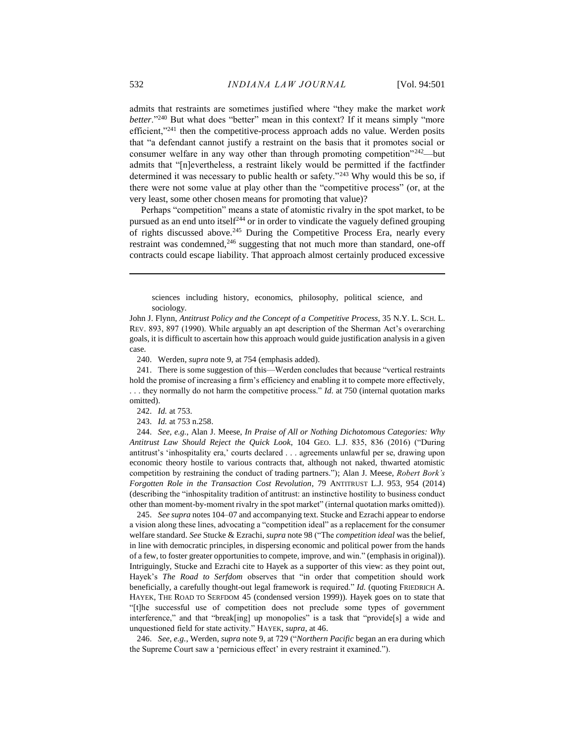admits that restraints are sometimes justified where "they make the market *work better*."[240] But what does "better" mean in this context? If it means simply "more efficient,"[241] then the competitive-process approach adds no value. Werden posits that "a defendant cannot justify a restraint on the basis that it promotes social or consumer welfare in any way other than through promoting competition"[242]—but admits that "[n]evertheless, a restraint likely would be permitted if the factfinder determined it was necessary to public health or safety."[243] Why would this be so, if there were not some value at play other than the "competitive process" (or, at the very least, some other chosen means for promoting that value)?

Perhaps "competition" means a state of atomistic rivalry in the spot market, to be pursued as an end unto itself[244] or in order to vindicate the vaguely defined grouping of rights discussed above.[245] During the Competitive Process Era, nearly every restraint was condemned,[246] suggesting that not much more than standard, one-off contracts could escape liability. That approach almost certainly produced excessive

---

> sciences including history, economics, philosophy, political science, and sociology.

John J. Flynn, *Antitrust Policy and the Concept of a Competitive Process*, 35 N.Y. L. SCH. L. REV. 893, 897 (1990). While arguably an apt description of the Sherman Act's overarching goals, it is difficult to ascertain how this approach would guide justification analysis in a given case.

240. Werden, *supra* note 9, at 754 (emphasis added).

241. There is some suggestion of this—Werden concludes that because "vertical restraints hold the promise of increasing a firm's efficiency and enabling it to compete more effectively, . . . they normally do not harm the competitive process." *Id.* at 750 (internal quotation marks omitted).

242. *Id.* at 753.

243. *Id.* at 753 n.258.

244. *See, e.g.*, Alan J. Meese, *In Praise of All or Nothing Dichotomous Categories: Why Antitrust Law Should Reject the Quick Look*, 104 GEO. L.J. 835, 836 (2016) ("During antitrust's 'inhospitality era,' courts declared . . . agreements unlawful per se, drawing upon economic theory hostile to various contracts that, although not naked, thwarted atomistic competition by restraining the conduct of trading partners."); Alan J. Meese, *Robert Bork's Forgotten Role in the Transaction Cost Revolution*, 79 ANTITRUST L.J. 953, 954 (2014) (describing the "inhospitality tradition of antitrust: an instinctive hostility to business conduct other than moment-by-moment rivalry in the spot market" (internal quotation marks omitted)).

245. *See supra* notes 104–07 and accompanying text. Stucke and Ezrachi appear to endorse a vision along these lines, advocating a "competition ideal" as a replacement for the consumer welfare standard. *See* Stucke & Ezrachi, *supra* note 98 ("The *competition ideal* was the belief, in line with democratic principles, in dispersing economic and political power from the hands of a few, to foster greater opportunities to compete, improve, and win." (emphasis in original)). Intriguingly, Stucke and Ezrachi cite to Hayek as a supporter of this view: as they point out, Hayek's *The Road to Serfdom* observes that "in order that competition should work beneficially, a carefully thought-out legal framework is required." *Id.* (quoting FRIEDRICH A. HAYEK, THE ROAD TO SERFDOM 45 (condensed version 1999)). Hayek goes on to state that "[t]he successful use of competition does not preclude some types of government interference," and that "break[ing] up monopolies" is a task that "provide[s] a wide and unquestioned field for state activity." HAYEK, *supra*, at 46.

246. *See, e.g.*, Werden, *supra* note 9, at 729 ("*Northern Pacific* began an era during which the Supreme Court saw a 'pernicious effect' in every restraint it examined.").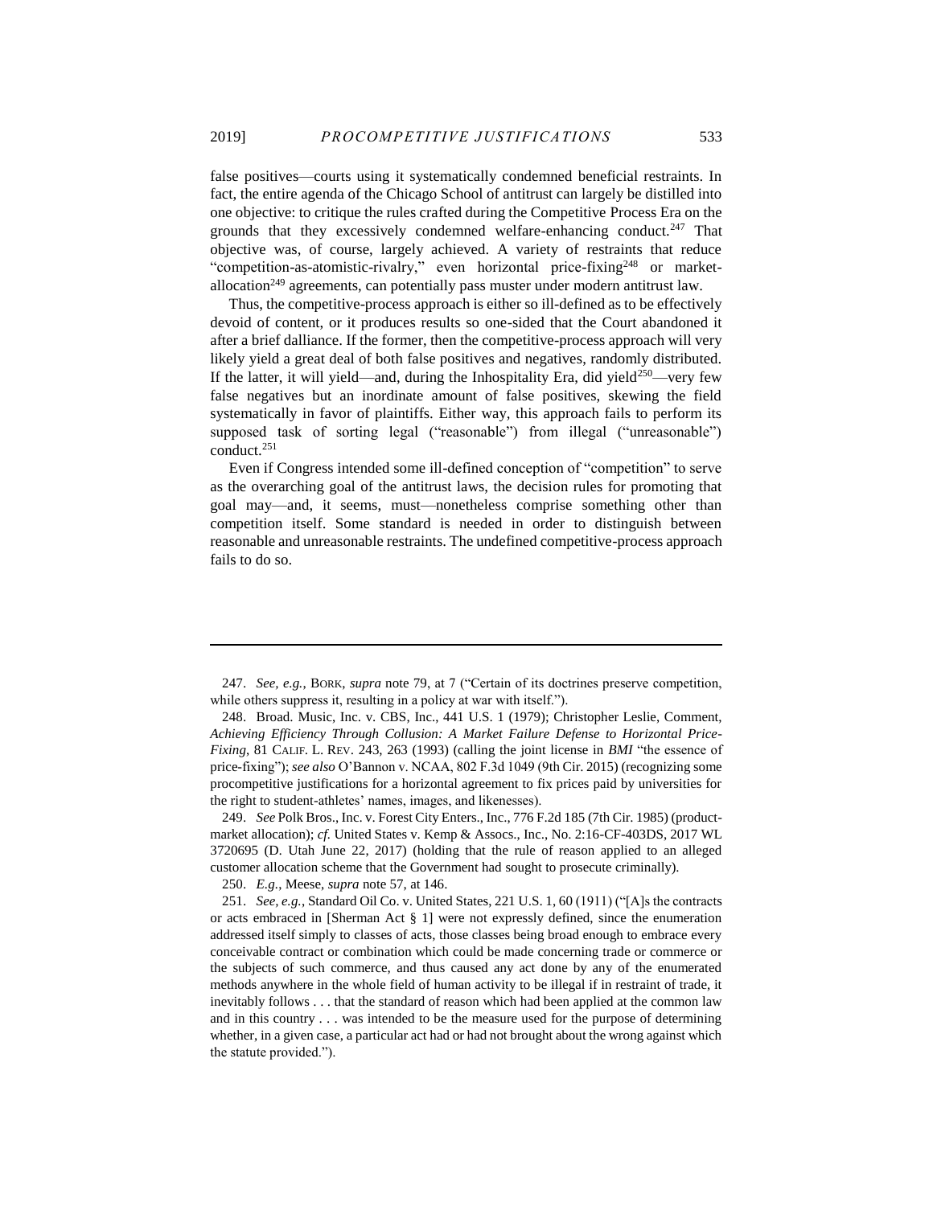false positives—courts using it systematically condemned beneficial restraints. In fact, the entire agenda of the Chicago School of antitrust can largely be distilled into one objective: to critique the rules crafted during the Competitive Process Era on the grounds that they excessively condemned welfare-enhancing conduct.[247] That objective was, of course, largely achieved. A variety of restraints that reduce "competition-as-atomistic-rivalry," even horizontal price-fixing[248] or market-allocation[249] agreements, can potentially pass muster under modern antitrust law.

Thus, the competitive-process approach is either so ill-defined as to be effectively devoid of content, or it produces results so one-sided that the Court abandoned it after a brief dalliance. If the former, then the competitive-process approach will very likely yield a great deal of both false positives and negatives, randomly distributed. If the latter, it will yield—and, during the Inhospitality Era, did yield[250]—very few false negatives but an inordinate amount of false positives, skewing the field systematically in favor of plaintiffs. Either way, this approach fails to perform its supposed task of sorting legal ("reasonable") from illegal ("unreasonable") conduct.[251]

Even if Congress intended some ill-defined conception of "competition" to serve as the overarching goal of the antitrust laws, the decision rules for promoting that goal may—and, it seems, must—nonetheless comprise something other than competition itself. Some standard is needed in order to distinguish between reasonable and unreasonable restraints. The undefined competitive-process approach fails to do so.

---

247. *See, e.g.*, BORK, *supra* note 79, at 7 ("Certain of its doctrines preserve competition, while others suppress it, resulting in a policy at war with itself.").

248. Broad. Music, Inc. v. CBS, Inc., 441 U.S. 1 (1979); Christopher Leslie, Comment, *Achieving Efficiency Through Collusion: A Market Failure Defense to Horizontal Price-Fixing*, 81 CALIF. L. REV. 243, 263 (1993) (calling the joint license in *BMI* "the essence of price-fixing"); *see also* O'Bannon v. NCAA, 802 F.3d 1049 (9th Cir. 2015) (recognizing some procompetitive justifications for a horizontal agreement to fix prices paid by universities for the right to student-athletes' names, images, and likenesses).

249. *See* Polk Bros., Inc. v. Forest City Enters., Inc., 776 F.2d 185 (7th Cir. 1985) (product-market allocation); *cf.* United States v. Kemp & Assocs., Inc., No. 2:16-CF-403DS, 2017 WL 3720695 (D. Utah June 22, 2017) (holding that the rule of reason applied to an alleged customer allocation scheme that the Government had sought to prosecute criminally).

250. *E.g.*, Meese, *supra* note 57, at 146.

251. *See, e.g.*, Standard Oil Co. v. United States, 221 U.S. 1, 60 (1911) ("[A]s the contracts or acts embraced in [Sherman Act § 1] were not expressly defined, since the enumeration addressed itself simply to classes of acts, those classes being broad enough to embrace every conceivable contract or combination which could be made concerning trade or commerce or the subjects of such commerce, and thus caused any act done by any of the enumerated methods anywhere in the whole field of human activity to be illegal if in restraint of trade, it inevitably follows . . . that the standard of reason which had been applied at the common law and in this country . . . was intended to be the measure used for the purpose of determining whether, in a given case, a particular act had or had not brought about the wrong against which the statute provided.").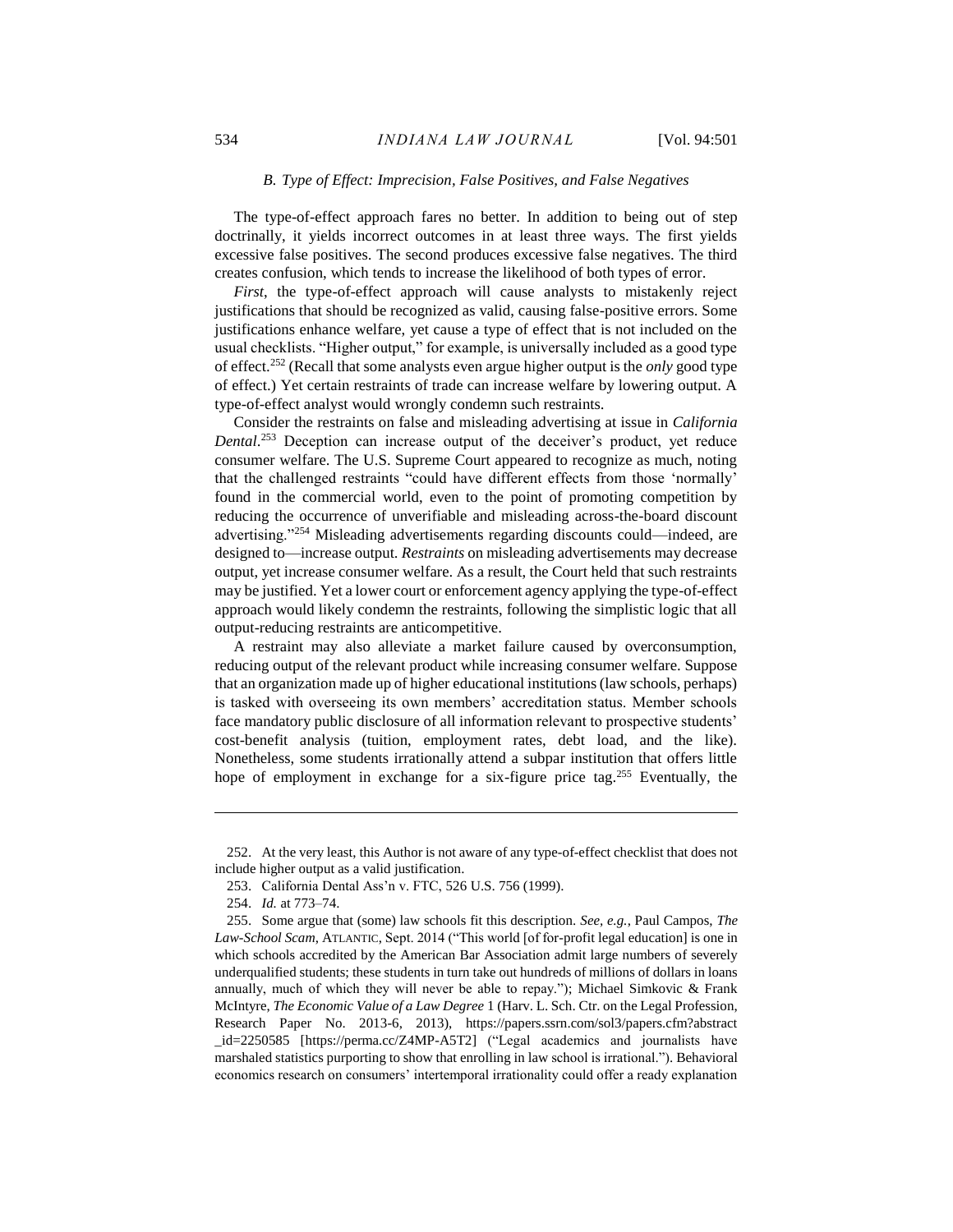### *B. Type of Effect: Imprecision, False Positives, and False Negatives*

The type-of-effect approach fares no better. In addition to being out of step doctrinally, it yields incorrect outcomes in at least three ways. The first yields excessive false positives. The second produces excessive false negatives. The third creates confusion, which tends to increase the likelihood of both types of error.

*First*, the type-of-effect approach will cause analysts to mistakenly reject justifications that should be recognized as valid, causing false-positive errors. Some justifications enhance welfare, yet cause a type of effect that is not included on the usual checklists. "Higher output," for example, is universally included as a good type of effect.[252] (Recall that some analysts even argue higher output is the *only* good type of effect.) Yet certain restraints of trade can increase welfare by lowering output. A type-of-effect analyst would wrongly condemn such restraints.

Consider the restraints on false and misleading advertising at issue in *California Dental*.[253] Deception can increase output of the deceiver's product, yet reduce consumer welfare. The U.S. Supreme Court appeared to recognize as much, noting that the challenged restraints "could have different effects from those 'normally' found in the commercial world, even to the point of promoting competition by reducing the occurrence of unverifiable and misleading across-the-board discount advertising."[254] Misleading advertisements regarding discounts could—indeed, are designed to—increase output. *Restraints* on misleading advertisements may decrease output, yet increase consumer welfare. As a result, the Court held that such restraints may be justified. Yet a lower court or enforcement agency applying the type-of-effect approach would likely condemn the restraints, following the simplistic logic that all output-reducing restraints are anticompetitive.

A restraint may also alleviate a market failure caused by overconsumption, reducing output of the relevant product while increasing consumer welfare. Suppose that an organization made up of higher educational institutions (law schools, perhaps) is tasked with overseeing its own members' accreditation status. Member schools face mandatory public disclosure of all information relevant to prospective students' cost-benefit analysis (tuition, employment rates, debt load, and the like). Nonetheless, some students irrationally attend a subpar institution that offers little hope of employment in exchange for a six-figure price tag.[255] Eventually, the

---

252. At the very least, this Author is not aware of any type-of-effect checklist that does not include higher output as a valid justification.

253. California Dental Ass'n v. FTC, 526 U.S. 756 (1999).

254. *Id.* at 773–74.

255. Some argue that (some) law schools fit this description. *See, e.g.*, Paul Campos, *The Law-School Scam*, ATLANTIC, Sept. 2014 ("This world [of for-profit legal education] is one in which schools accredited by the American Bar Association admit large numbers of severely underqualified students; these students in turn take out hundreds of millions of dollars in loans annually, much of which they will never be able to repay."); Michael Simkovic & Frank McIntyre, *The Economic Value of a Law Degree* 1 (Harv. L. Sch. Ctr. on the Legal Profession, Research Paper No. 2013-6, 2013), https://papers.ssrn.com/sol3/papers.cfm?abstract_id=2250585 [https://perma.cc/Z4MP-A5T2] ("Legal academics and journalists have marshaled statistics purporting to show that enrolling in law school is irrational."). Behavioral economics research on consumers' intertemporal irrationality could offer a ready explanation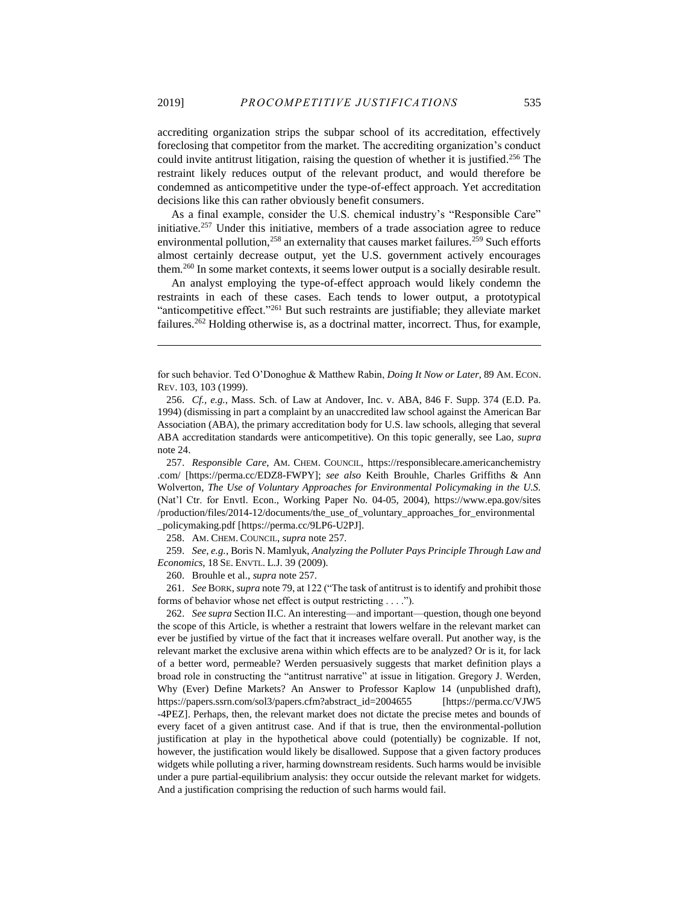accrediting organization strips the subpar school of its accreditation, effectively foreclosing that competitor from the market. The accrediting organization's conduct could invite antitrust litigation, raising the question of whether it is justified.[256] The restraint likely reduces output of the relevant product, and would therefore be condemned as anticompetitive under the type-of-effect approach. Yet accreditation decisions like this can rather obviously benefit consumers.

As a final example, consider the U.S. chemical industry's "Responsible Care" initiative.[257] Under this initiative, members of a trade association agree to reduce environmental pollution,[258] an externality that causes market failures.[259] Such efforts almost certainly decrease output, yet the U.S. government actively encourages them.[260] In some market contexts, it seems lower output is a socially desirable result.

An analyst employing the type-of-effect approach would likely condemn the restraints in each of these cases. Each tends to lower output, a prototypical "anticompetitive effect."[261] But such restraints are justifiable; they alleviate market failures.[262] Holding otherwise is, as a doctrinal matter, incorrect. Thus, for example,

---

for such behavior. Ted O'Donoghue & Matthew Rabin, *Doing It Now or Later*, 89 AM. ECON. REV. 103, 103 (1999).

256. *Cf., e.g.*, Mass. Sch. of Law at Andover, Inc. v. ABA, 846 F. Supp. 374 (E.D. Pa. 1994) (dismissing in part a complaint by an unaccredited law school against the American Bar Association (ABA), the primary accreditation body for U.S. law schools, alleging that several ABA accreditation standards were anticompetitive). On this topic generally, see Lao, *supra* note 24.

257. *Responsible Care*, AM. CHEM. COUNCIL, https://responsiblecare.americanchemistry.com/ [https://perma.cc/EDZ8-FWPY]; *see also* Keith Brouhle, Charles Griffiths & Ann Wolverton, *The Use of Voluntary Approaches for Environmental Policymaking in the U.S.* (Nat'l Ctr. for Envtl. Econ., Working Paper No. 04-05, 2004), https://www.epa.gov/sites/production/files/2014-12/documents/the_use_of_voluntary_approaches_for_environmental_policymaking.pdf [https://perma.cc/9LP6-U2PJ].

258. AM. CHEM. COUNCIL, *supra* note 257.

259. *See, e.g.*, Boris N. Mamlyuk, *Analyzing the Polluter Pays Principle Through Law and Economics*, 18 SE. ENVTL. L.J. 39 (2009).

260. Brouhle et al., *supra* note 257.

261. *See* BORK, *supra* note 79, at 122 ("The task of antitrust is to identify and prohibit those forms of behavior whose net effect is output restricting . . . .").

262. *See supra* Section II.C. An interesting—and important—question, though one beyond the scope of this Article, is whether a restraint that lowers welfare in the relevant market can ever be justified by virtue of the fact that it increases welfare overall. Put another way, is the relevant market the exclusive arena within which effects are to be analyzed? Or is it, for lack of a better word, permeable? Werden persuasively suggests that market definition plays a broad role in constructing the "antitrust narrative" at issue in litigation. Gregory J. Werden, Why (Ever) Define Markets? An Answer to Professor Kaplow 14 (unpublished draft), https://papers.ssrn.com/sol3/papers.cfm?abstract_id=2004655 [https://perma.cc/VJW5-4PEZ]. Perhaps, then, the relevant market does not dictate the precise metes and bounds of every facet of a given antitrust case. And if that is true, then the environmental-pollution justification at play in the hypothetical above could (potentially) be cognizable. If not, however, the justification would likely be disallowed. Suppose that a given factory produces widgets while polluting a river, harming downstream residents. Such harms would be invisible under a pure partial-equilibrium analysis: they occur outside the relevant market for widgets. And a justification comprising the reduction of such harms would fail.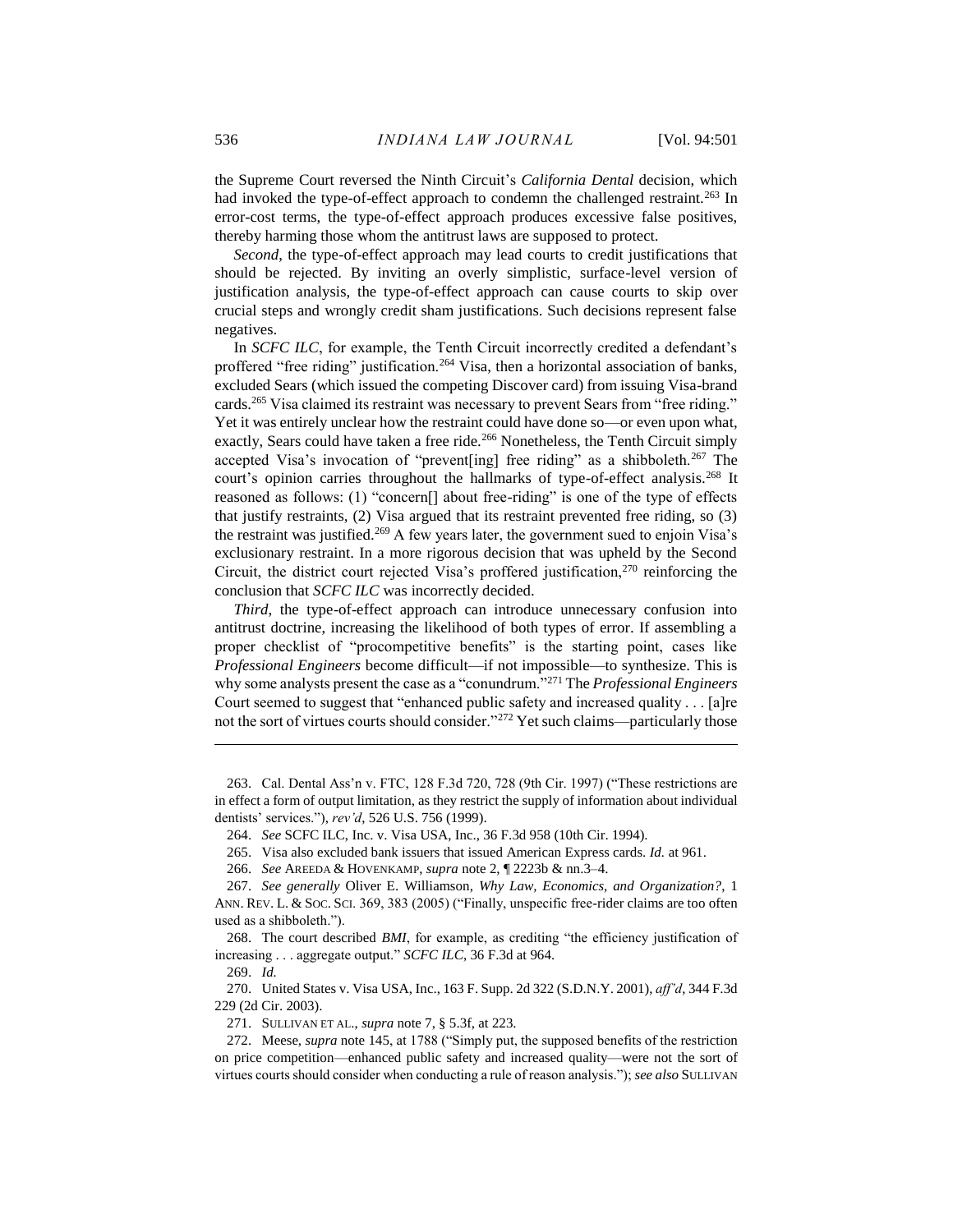the Supreme Court reversed the Ninth Circuit's *California Dental* decision, which had invoked the type-of-effect approach to condemn the challenged restraint.[263] In error-cost terms, the type-of-effect approach produces excessive false positives, thereby harming those whom the antitrust laws are supposed to protect.

*Second*, the type-of-effect approach may lead courts to credit justifications that should be rejected. By inviting an overly simplistic, surface-level version of justification analysis, the type-of-effect approach can cause courts to skip over crucial steps and wrongly credit sham justifications. Such decisions represent false negatives.

In *SCFC ILC*, for example, the Tenth Circuit incorrectly credited a defendant's proffered "free riding" justification.[264] Visa, then a horizontal association of banks, excluded Sears (which issued the competing Discover card) from issuing Visa-brand cards.[265] Visa claimed its restraint was necessary to prevent Sears from "free riding." Yet it was entirely unclear how the restraint could have done so—or even upon what, exactly, Sears could have taken a free ride.[266] Nonetheless, the Tenth Circuit simply accepted Visa's invocation of "prevent[ing] free riding" as a shibboleth.[267] The court's opinion carries throughout the hallmarks of type-of-effect analysis.[268] It reasoned as follows: (1) "concern[] about free-riding" is one of the type of effects that justify restraints, (2) Visa argued that its restraint prevented free riding, so (3) the restraint was justified.[269] A few years later, the government sued to enjoin Visa's exclusionary restraint. In a more rigorous decision that was upheld by the Second Circuit, the district court rejected Visa's proffered justification,[270] reinforcing the conclusion that *SCFC ILC* was incorrectly decided.

*Third*, the type-of-effect approach can introduce unnecessary confusion into antitrust doctrine, increasing the likelihood of both types of error. If assembling a proper checklist of "procompetitive benefits" is the starting point, cases like *Professional Engineers* become difficult—if not impossible—to synthesize. This is why some analysts present the case as a "conundrum."[271] The *Professional Engineers* Court seemed to suggest that "enhanced public safety and increased quality . . . [a]re not the sort of virtues courts should consider."[272] Yet such claims—particularly those

---

263. Cal. Dental Ass'n v. FTC, 128 F.3d 720, 728 (9th Cir. 1997) ("These restrictions are in effect a form of output limitation, as they restrict the supply of information about individual dentists' services."), *rev'd*, 526 U.S. 756 (1999).

264. *See* SCFC ILC, Inc. v. Visa USA, Inc., 36 F.3d 958 (10th Cir. 1994).

265. Visa also excluded bank issuers that issued American Express cards. *Id.* at 961.

266. *See* AREEDA & HOVENKAMP, *supra* note 2, ¶ 2223b & nn.3–4.

267. *See generally* Oliver E. Williamson, *Why Law, Economics, and Organization?*, 1 ANN. REV. L. & SOC. SCI. 369, 383 (2005) ("Finally, unspecific free-rider claims are too often used as a shibboleth.").

268. The court described *BMI*, for example, as crediting "the efficiency justification of increasing . . . aggregate output." *SCFC ILC*, 36 F.3d at 964.

269. *Id.*

270. United States v. Visa USA, Inc., 163 F. Supp. 2d 322 (S.D.N.Y. 2001), *aff'd*, 344 F.3d 229 (2d Cir. 2003).

271. SULLIVAN ET AL., *supra* note 7, § 5.3f, at 223.

272. Meese, *supra* note 145, at 1788 ("Simply put, the supposed benefits of the restriction on price competition—enhanced public safety and increased quality—were not the sort of virtues courts should consider when conducting a rule of reason analysis."); *see also* SULLIVAN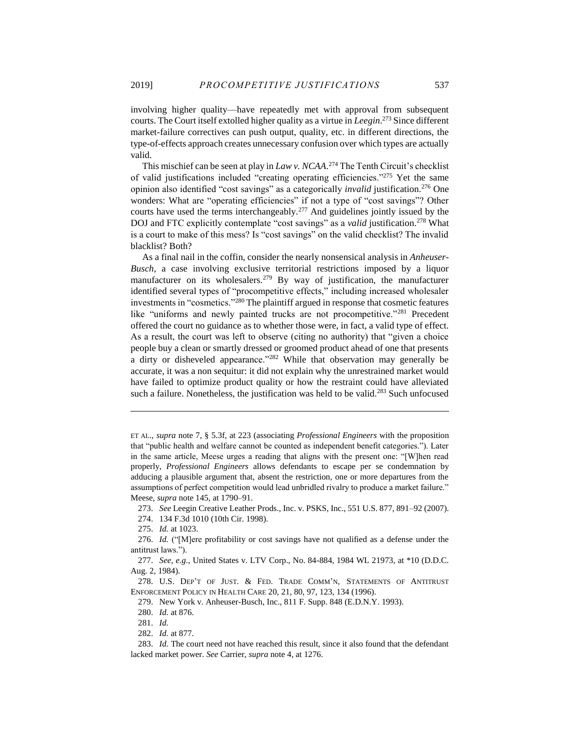involving higher quality—have repeatedly met with approval from subsequent courts. The Court itself extolled higher quality as a virtue in *Leegin*.[273] Since different market-failure correctives can push output, quality, etc. in different directions, the type-of-effects approach creates unnecessary confusion over which types are actually valid.

This mischief can be seen at play in *Law v. NCAA*.[274] The Tenth Circuit's checklist of valid justifications included "creating operating efficiencies."[275] Yet the same opinion also identified "cost savings" as a categorically *invalid* justification.[276] One wonders: What are "operating efficiencies" if not a type of "cost savings"? Other courts have used the terms interchangeably.[277] And guidelines jointly issued by the DOJ and FTC explicitly contemplate "cost savings" as a *valid* justification.[278] What is a court to make of this mess? Is "cost savings" on the valid checklist? The invalid blacklist? Both?

As a final nail in the coffin, consider the nearly nonsensical analysis in *Anheuser-Busch*, a case involving exclusive territorial restrictions imposed by a liquor manufacturer on its wholesalers.[279] By way of justification, the manufacturer identified several types of "procompetitive effects," including increased wholesaler investments in "cosmetics."[280] The plaintiff argued in response that cosmetic features like "uniforms and newly painted trucks are not procompetitive."[281] Precedent offered the court no guidance as to whether those were, in fact, a valid type of effect. As a result, the court was left to observe (citing no authority) that "given a choice people buy a clean or smartly dressed or groomed product ahead of one that presents a dirty or disheveled appearance."[282] While that observation may generally be accurate, it was a non sequitur: it did not explain why the unrestrained market would have failed to optimize product quality or how the restraint could have alleviated such a failure. Nonetheless, the justification was held to be valid.[283] Such unfocused

---

ET AL., *supra* note 7, § 5.3f, at 223 (associating *Professional Engineers* with the proposition that "public health and welfare cannot be counted as independent benefit categories."). Later in the same article, Meese urges a reading that aligns with the present one: "[W]hen read properly, *Professional Engineers* allows defendants to escape per se condemnation by adducing a plausible argument that, absent the restriction, one or more departures from the assumptions of perfect competition would lead unbridled rivalry to produce a market failure." Meese, *supra* note 145, at 1790–91.

273. *See* Leegin Creative Leather Prods., Inc. v. PSKS, Inc., 551 U.S. 877, 891–92 (2007).

274. 134 F.3d 1010 (10th Cir. 1998).

275. *Id.* at 1023.

276. *Id.* ("[M]ere profitability or cost savings have not qualified as a defense under the antitrust laws.").

277. *See, e.g.*, United States v. LTV Corp., No. 84-884, 1984 WL 21973, at *10 (D.D.C. Aug. 2, 1984).

278. U.S. DEP'T OF JUST. & FED. TRADE COMM'N, STATEMENTS OF ANTITRUST ENFORCEMENT POLICY IN HEALTH CARE 20, 21, 80, 97, 123, 134 (1996).

279. New York v. Anheuser-Busch, Inc., 811 F. Supp. 848 (E.D.N.Y. 1993).

280. *Id.* at 876.

281. *Id.*

282. *Id.* at 877.

283. *Id.* The court need not have reached this result, since it also found that the defendant lacked market power. *See* Carrier, *supra* note 4, at 1276.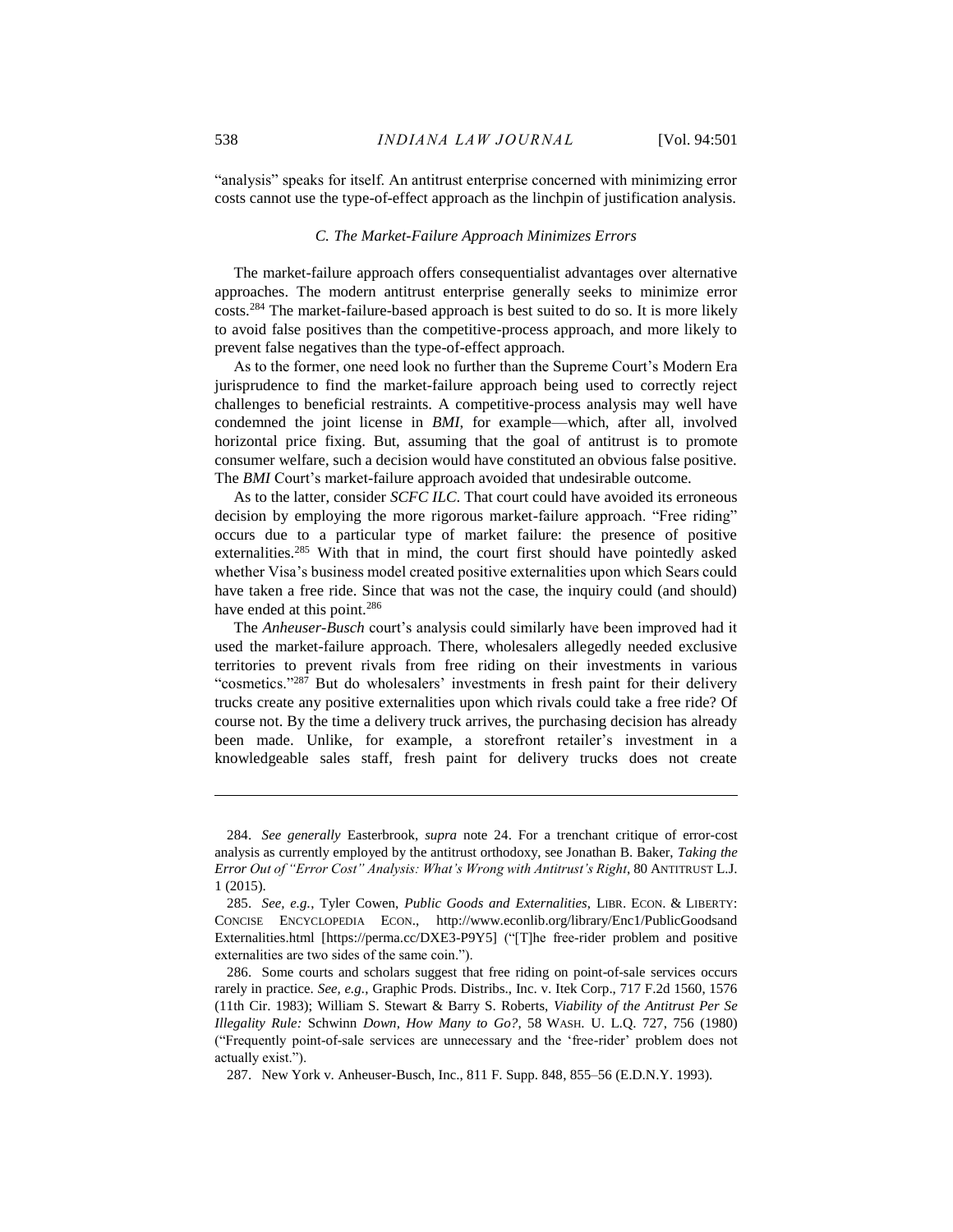"analysis" speaks for itself. An antitrust enterprise concerned with minimizing error costs cannot use the type-of-effect approach as the linchpin of justification analysis.

### *C. The Market-Failure Approach Minimizes Errors*

The market-failure approach offers consequentialist advantages over alternative approaches. The modern antitrust enterprise generally seeks to minimize error costs.[284] The market-failure-based approach is best suited to do so. It is more likely to avoid false positives than the competitive-process approach, and more likely to prevent false negatives than the type-of-effect approach.

As to the former, one need look no further than the Supreme Court's Modern Era jurisprudence to find the market-failure approach being used to correctly reject challenges to beneficial restraints. A competitive-process analysis may well have condemned the joint license in *BMI*, for example—which, after all, involved horizontal price fixing. But, assuming that the goal of antitrust is to promote consumer welfare, such a decision would have constituted an obvious false positive. The *BMI* Court's market-failure approach avoided that undesirable outcome.

As to the latter, consider *SCFC ILC*. That court could have avoided its erroneous decision by employing the more rigorous market-failure approach. "Free riding" occurs due to a particular type of market failure: the presence of positive externalities.[285] With that in mind, the court first should have pointedly asked whether Visa's business model created positive externalities upon which Sears could have taken a free ride. Since that was not the case, the inquiry could (and should) have ended at this point.[286]

The *Anheuser-Busch* court's analysis could similarly have been improved had it used the market-failure approach. There, wholesalers allegedly needed exclusive territories to prevent rivals from free riding on their investments in various "cosmetics."[287] But do wholesalers' investments in fresh paint for their delivery trucks create any positive externalities upon which rivals could take a free ride? Of course not. By the time a delivery truck arrives, the purchasing decision has already been made. Unlike, for example, a storefront retailer's investment in a knowledgeable sales staff, fresh paint for delivery trucks does not create

---

284. *See generally* Easterbrook, *supra* note 24. For a trenchant critique of error-cost analysis as currently employed by the antitrust orthodoxy, see Jonathan B. Baker, *Taking the Error Out of "Error Cost" Analysis: What's Wrong with Antitrust's Right*, 80 ANTITRUST L.J. 1 (2015).

285. *See, e.g.*, Tyler Cowen, *Public Goods and Externalities*, LIBR. ECON. & LIBERTY: CONCISE ENCYCLOPEDIA ECON., http://www.econlib.org/library/Enc1/PublicGoodsandExternalities.html [https://perma.cc/DXE3-P9Y5] ("[T]he free-rider problem and positive externalities are two sides of the same coin.").

286. Some courts and scholars suggest that free riding on point-of-sale services occurs rarely in practice. *See, e.g.*, Graphic Prods. Distribs., Inc. v. Itek Corp., 717 F.2d 1560, 1576 (11th Cir. 1983); William S. Stewart & Barry S. Roberts, *Viability of the Antitrust Per Se Illegality Rule:* Schwinn *Down, How Many to Go?*, 58 WASH. U. L.Q. 727, 756 (1980) ("Frequently point-of-sale services are unnecessary and the 'free-rider' problem does not actually exist.").

287. New York v. Anheuser-Busch, Inc., 811 F. Supp. 848, 855–56 (E.D.N.Y. 1993).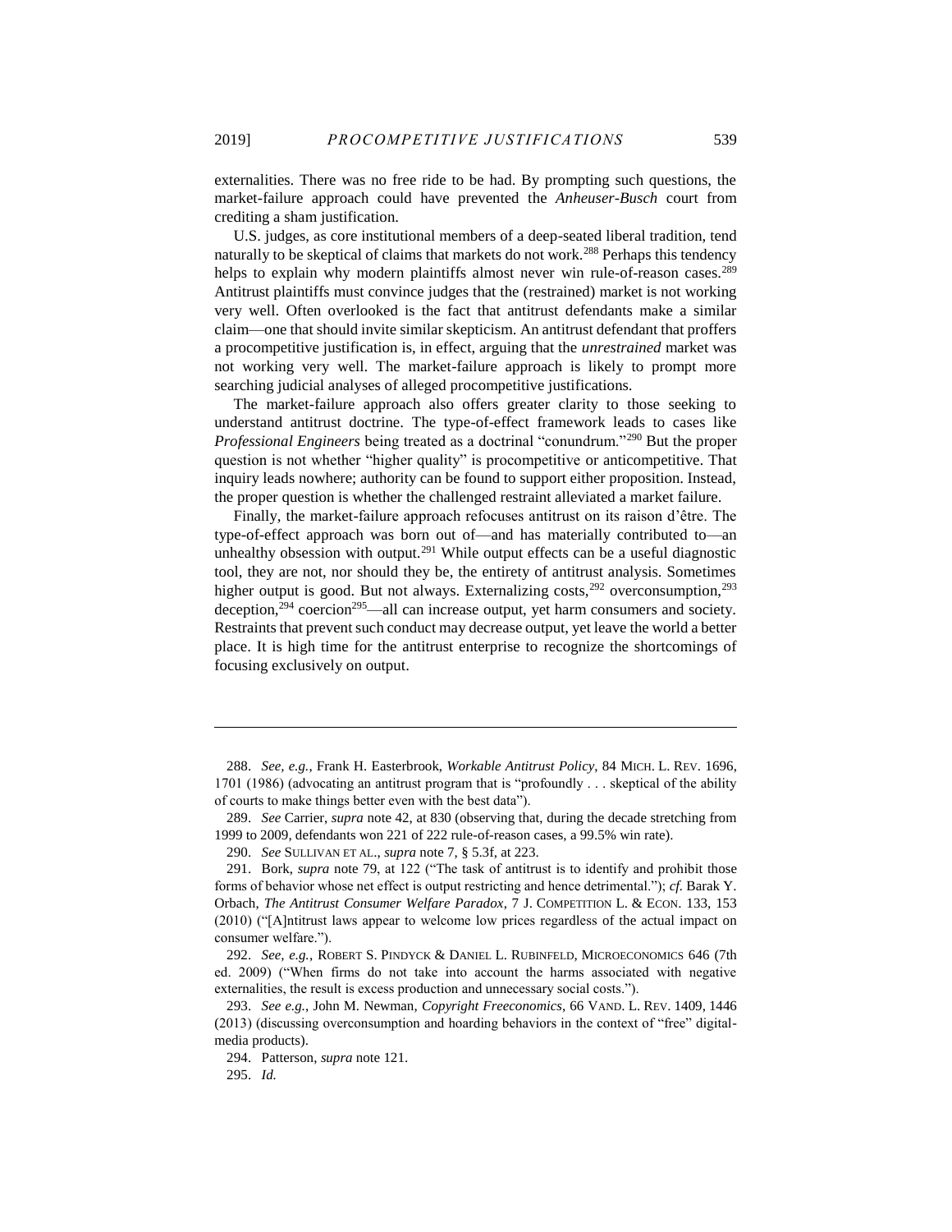externalities. There was no free ride to be had. By prompting such questions, the market-failure approach could have prevented the *Anheuser-Busch* court from crediting a sham justification.

U.S. judges, as core institutional members of a deep-seated liberal tradition, tend naturally to be skeptical of claims that markets do not work.[288] Perhaps this tendency helps to explain why modern plaintiffs almost never win rule-of-reason cases.[289] Antitrust plaintiffs must convince judges that the (restrained) market is not working very well. Often overlooked is the fact that antitrust defendants make a similar claim—one that should invite similar skepticism. An antitrust defendant that proffers a procompetitive justification is, in effect, arguing that the *unrestrained* market was not working very well. The market-failure approach is likely to prompt more searching judicial analyses of alleged procompetitive justifications.

The market-failure approach also offers greater clarity to those seeking to understand antitrust doctrine. The type-of-effect framework leads to cases like *Professional Engineers* being treated as a doctrinal "conundrum."[290] But the proper question is not whether "higher quality" is procompetitive or anticompetitive. That inquiry leads nowhere; authority can be found to support either proposition. Instead, the proper question is whether the challenged restraint alleviated a market failure.

Finally, the market-failure approach refocuses antitrust on its raison d'être. The type-of-effect approach was born out of—and has materially contributed to—an unhealthy obsession with output.[291] While output effects can be a useful diagnostic tool, they are not, nor should they be, the entirety of antitrust analysis. Sometimes higher output is good. But not always. Externalizing costs,[292] overconsumption,[293] deception,[294] coercion[295]—all can increase output, yet harm consumers and society. Restraints that prevent such conduct may decrease output, yet leave the world a better place. It is high time for the antitrust enterprise to recognize the shortcomings of focusing exclusively on output.

---

288. *See, e.g.*, Frank H. Easterbrook, *Workable Antitrust Policy*, 84 MICH. L. REV. 1696, 1701 (1986) (advocating an antitrust program that is "profoundly . . . skeptical of the ability of courts to make things better even with the best data").

289. *See* Carrier, *supra* note 42, at 830 (observing that, during the decade stretching from 1999 to 2009, defendants won 221 of 222 rule-of-reason cases, a 99.5% win rate).

290. *See* SULLIVAN ET AL., *supra* note 7, § 5.3f, at 223.

291. Bork, *supra* note 79, at 122 ("The task of antitrust is to identify and prohibit those forms of behavior whose net effect is output restricting and hence detrimental."); *cf.* Barak Y. Orbach, *The Antitrust Consumer Welfare Paradox*, 7 J. COMPETITION L. & ECON. 133, 153 (2010) ("[A]ntitrust laws appear to welcome low prices regardless of the actual impact on consumer welfare.").

292. *See, e.g.*, ROBERT S. PINDYCK & DANIEL L. RUBINFELD, MICROECONOMICS 646 (7th ed. 2009) ("When firms do not take into account the harms associated with negative externalities, the result is excess production and unnecessary social costs.").

293. *See e.g.*, John M. Newman, *Copyright Freeconomics*, 66 VAND. L. REV. 1409, 1446 (2013) (discussing overconsumption and hoarding behaviors in the context of "free" digital-media products).

294. Patterson, *supra* note 121.

295. *Id.*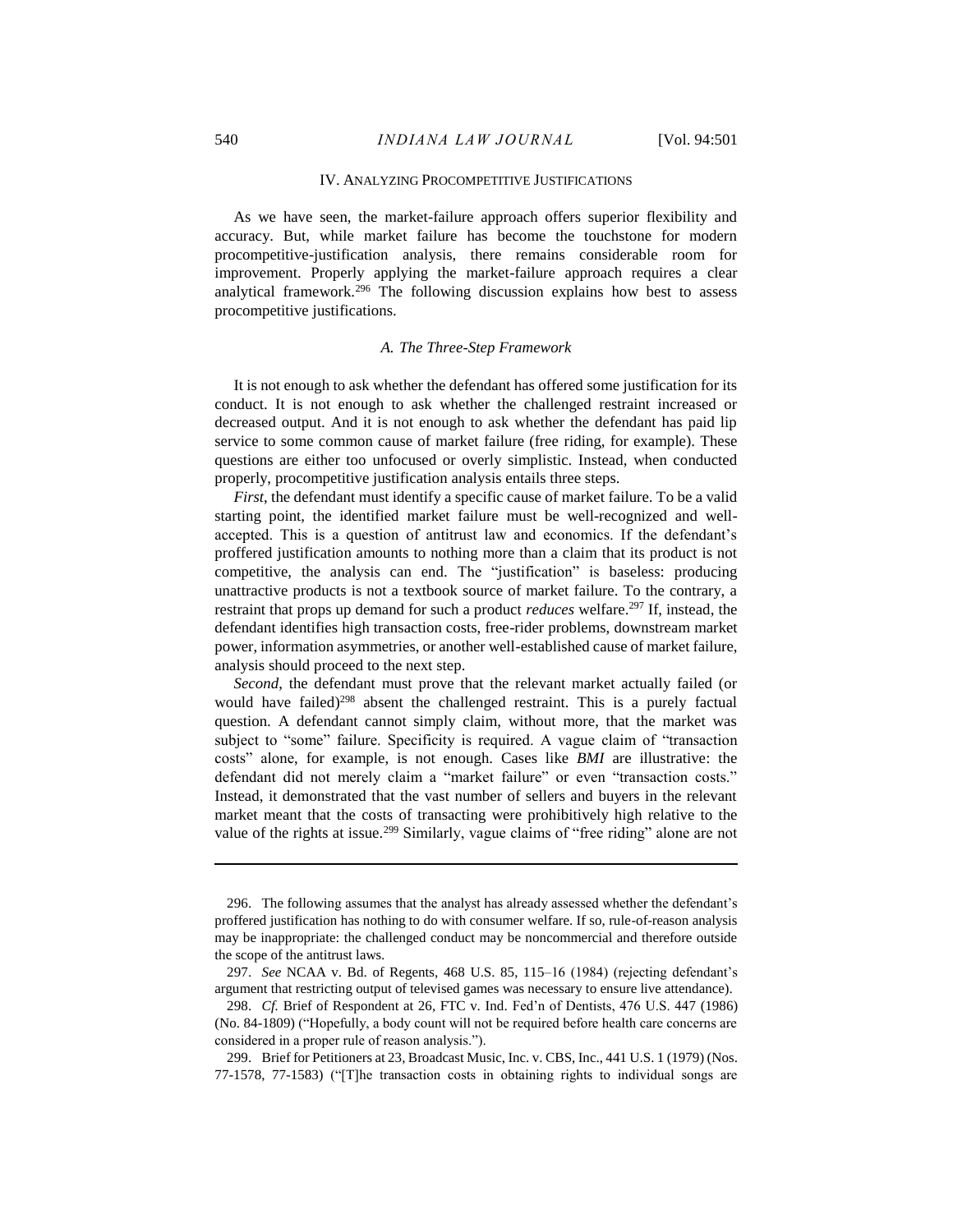## IV. ANALYZING PROCOMPETITIVE JUSTIFICATIONS

As we have seen, the market-failure approach offers superior flexibility and accuracy. But, while market failure has become the touchstone for modern procompetitive-justification analysis, there remains considerable room for improvement. Properly applying the market-failure approach requires a clear analytical framework.[296] The following discussion explains how best to assess procompetitive justifications.

### *A. The Three-Step Framework*

It is not enough to ask whether the defendant has offered some justification for its conduct. It is not enough to ask whether the challenged restraint increased or decreased output. And it is not enough to ask whether the defendant has paid lip service to some common cause of market failure (free riding, for example). These questions are either too unfocused or overly simplistic. Instead, when conducted properly, procompetitive justification analysis entails three steps.

*First*, the defendant must identify a specific cause of market failure. To be a valid starting point, the identified market failure must be well-recognized and well-accepted. This is a question of antitrust law and economics. If the defendant's proffered justification amounts to nothing more than a claim that its product is not competitive, the analysis can end. The "justification" is baseless: producing unattractive products is not a textbook source of market failure. To the contrary, a restraint that props up demand for such a product *reduces* welfare.[297] If, instead, the defendant identifies high transaction costs, free-rider problems, downstream market power, information asymmetries, or another well-established cause of market failure, analysis should proceed to the next step.

*Second*, the defendant must prove that the relevant market actually failed (or would have failed)[298] absent the challenged restraint. This is a purely factual question. A defendant cannot simply claim, without more, that the market was subject to "some" failure. Specificity is required. A vague claim of "transaction costs" alone, for example, is not enough. Cases like *BMI* are illustrative: the defendant did not merely claim a "market failure" or even "transaction costs." Instead, it demonstrated that the vast number of sellers and buyers in the relevant market meant that the costs of transacting were prohibitively high relative to the value of the rights at issue.[299] Similarly, vague claims of "free riding" alone are not

---

296. The following assumes that the analyst has already assessed whether the defendant's proffered justification has nothing to do with consumer welfare. If so, rule-of-reason analysis may be inappropriate: the challenged conduct may be noncommercial and therefore outside the scope of the antitrust laws.

297. *See* NCAA v. Bd. of Regents, 468 U.S. 85, 115–16 (1984) (rejecting defendant's argument that restricting output of televised games was necessary to ensure live attendance).

298. *Cf.* Brief of Respondent at 26, FTC v. Ind. Fed'n of Dentists, 476 U.S. 447 (1986) (No. 84-1809) ("Hopefully, a body count will not be required before health care concerns are considered in a proper rule of reason analysis.").

299. Brief for Petitioners at 23, Broadcast Music, Inc. v. CBS, Inc., 441 U.S. 1 (1979) (Nos. 77-1578, 77-1583) ("[T]he transaction costs in obtaining rights to individual songs are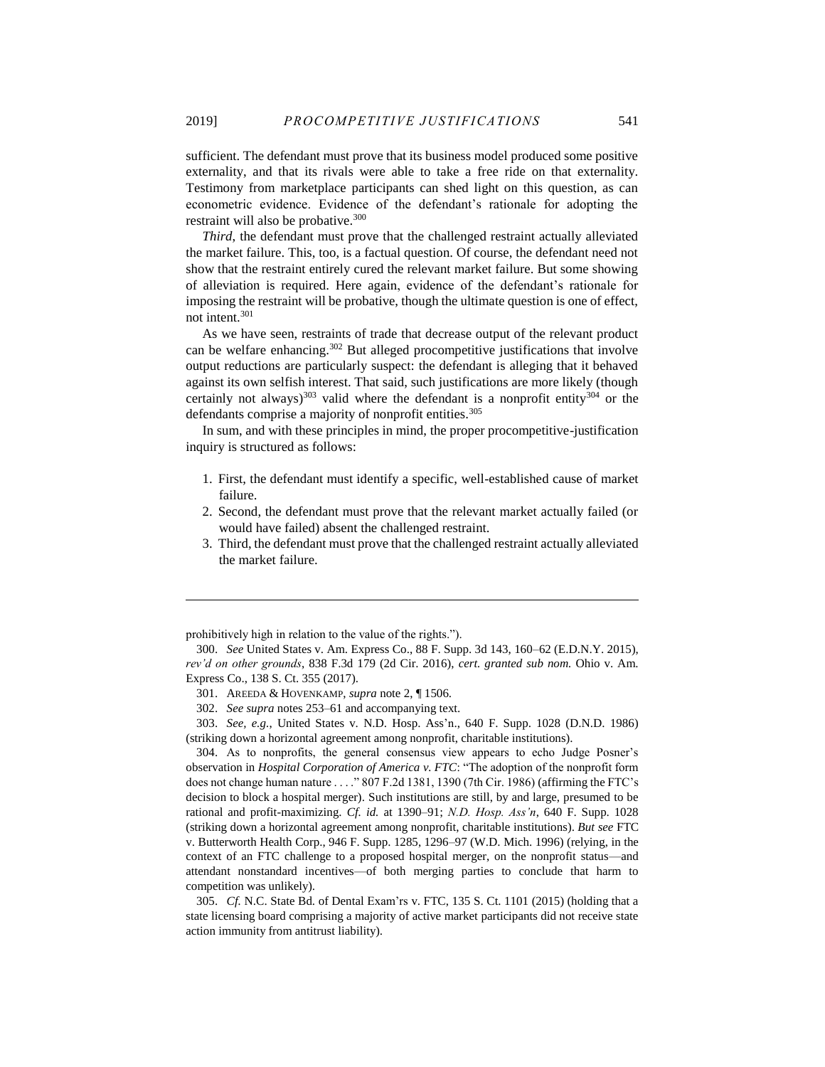sufficient. The defendant must prove that its business model produced some positive externality, and that its rivals were able to take a free ride on that externality. Testimony from marketplace participants can shed light on this question, as can econometric evidence. Evidence of the defendant's rationale for adopting the restraint will also be probative.[300]

*Third*, the defendant must prove that the challenged restraint actually alleviated the market failure. This, too, is a factual question. Of course, the defendant need not show that the restraint entirely cured the relevant market failure. But some showing of alleviation is required. Here again, evidence of the defendant's rationale for imposing the restraint will be probative, though the ultimate question is one of effect, not intent.[301]

As we have seen, restraints of trade that decrease output of the relevant product can be welfare enhancing.[302] But alleged procompetitive justifications that involve output reductions are particularly suspect: the defendant is alleging that it behaved against its own selfish interest. That said, such justifications are more likely (though certainly not always)[303] valid where the defendant is a nonprofit entity[304] or the defendants comprise a majority of nonprofit entities.[305]

In sum, and with these principles in mind, the proper procompetitive-justification inquiry is structured as follows:

1. First, the defendant must identify a specific, well-established cause of market failure.
2. Second, the defendant must prove that the relevant market actually failed (or would have failed) absent the challenged restraint.
3. Third, the defendant must prove that the challenged restraint actually alleviated the market failure.

---

prohibitively high in relation to the value of the rights.").

300. *See* United States v. Am. Express Co., 88 F. Supp. 3d 143, 160–62 (E.D.N.Y. 2015), *rev'd on other grounds*, 838 F.3d 179 (2d Cir. 2016), *cert. granted sub nom.* Ohio v. Am. Express Co., 138 S. Ct. 355 (2017).

301. AREEDA & HOVENKAMP, *supra* note 2, ¶ 1506.

302. *See supra* notes 253–61 and accompanying text.

303. *See, e.g.*, United States v. N.D. Hosp. Ass'n., 640 F. Supp. 1028 (D.N.D. 1986) (striking down a horizontal agreement among nonprofit, charitable institutions).

304. As to nonprofits, the general consensus view appears to echo Judge Posner's observation in *Hospital Corporation of America v. FTC*: "The adoption of the nonprofit form does not change human nature . . . ." 807 F.2d 1381, 1390 (7th Cir. 1986) (affirming the FTC's decision to block a hospital merger). Such institutions are still, by and large, presumed to be rational and profit-maximizing. *Cf. id.* at 1390–91; *N.D. Hosp. Ass'n*, 640 F. Supp. 1028 (striking down a horizontal agreement among nonprofit, charitable institutions). *But see* FTC v. Butterworth Health Corp., 946 F. Supp. 1285, 1296–97 (W.D. Mich. 1996) (relying, in the context of an FTC challenge to a proposed hospital merger, on the nonprofit status—and attendant nonstandard incentives—of both merging parties to conclude that harm to competition was unlikely).

305. *Cf.* N.C. State Bd. of Dental Exam'rs v. FTC, 135 S. Ct. 1101 (2015) (holding that a state licensing board comprising a majority of active market participants did not receive state action immunity from antitrust liability).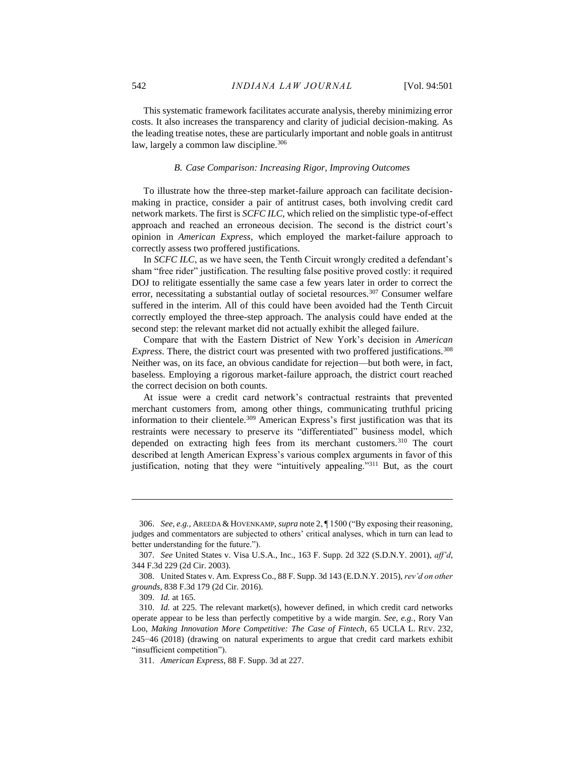This systematic framework facilitates accurate analysis, thereby minimizing error costs. It also increases the transparency and clarity of judicial decision-making. As the leading treatise notes, these are particularly important and noble goals in antitrust law, largely a common law discipline.[306]

### *B. Case Comparison: Increasing Rigor, Improving Outcomes*

To illustrate how the three-step market-failure approach can facilitate decision-making in practice, consider a pair of antitrust cases, both involving credit card network markets. The first is *SCFC ILC*, which relied on the simplistic type-of-effect approach and reached an erroneous decision. The second is the district court's opinion in *American Express*, which employed the market-failure approach to correctly assess two proffered justifications.

In *SCFC ILC*, as we have seen, the Tenth Circuit wrongly credited a defendant's sham "free rider" justification. The resulting false positive proved costly: it required DOJ to relitigate essentially the same case a few years later in order to correct the error, necessitating a substantial outlay of societal resources.[307] Consumer welfare suffered in the interim. All of this could have been avoided had the Tenth Circuit correctly employed the three-step approach. The analysis could have ended at the second step: the relevant market did not actually exhibit the alleged failure.

Compare that with the Eastern District of New York's decision in *American Express*. There, the district court was presented with two proffered justifications.[308] Neither was, on its face, an obvious candidate for rejection—but both were, in fact, baseless. Employing a rigorous market-failure approach, the district court reached the correct decision on both counts.

At issue were a credit card network's contractual restraints that prevented merchant customers from, among other things, communicating truthful pricing information to their clientele.[309] American Express's first justification was that its restraints were necessary to preserve its "differentiated" business model, which depended on extracting high fees from its merchant customers.[310] The court described at length American Express's various complex arguments in favor of this justification, noting that they were "intuitively appealing."[311] But, as the court

---

306. *See, e.g.*, AREEDA & HOVENKAMP, *supra* note 2, ¶ 1500 ("By exposing their reasoning, judges and commentators are subjected to others' critical analyses, which in turn can lead to better understanding for the future.").

307. *See* United States v. Visa U.S.A., Inc., 163 F. Supp. 2d 322 (S.D.N.Y. 2001), *aff'd*, 344 F.3d 229 (2d Cir. 2003).

308. United States v. Am. Express Co., 88 F. Supp. 3d 143 (E.D.N.Y. 2015), *rev'd on other grounds*, 838 F.3d 179 (2d Cir. 2016).

309. *Id.* at 165.

310. *Id.* at 225. The relevant market(s), however defined, in which credit card networks operate appear to be less than perfectly competitive by a wide margin. *See, e.g.*, Rory Van Loo, *Making Innovation More Competitive: The Case of Fintech*, 65 UCLA L. REV. 232, 245−46 (2018) (drawing on natural experiments to argue that credit card markets exhibit "insufficient competition").

311. *American Express*, 88 F. Supp. 3d at 227.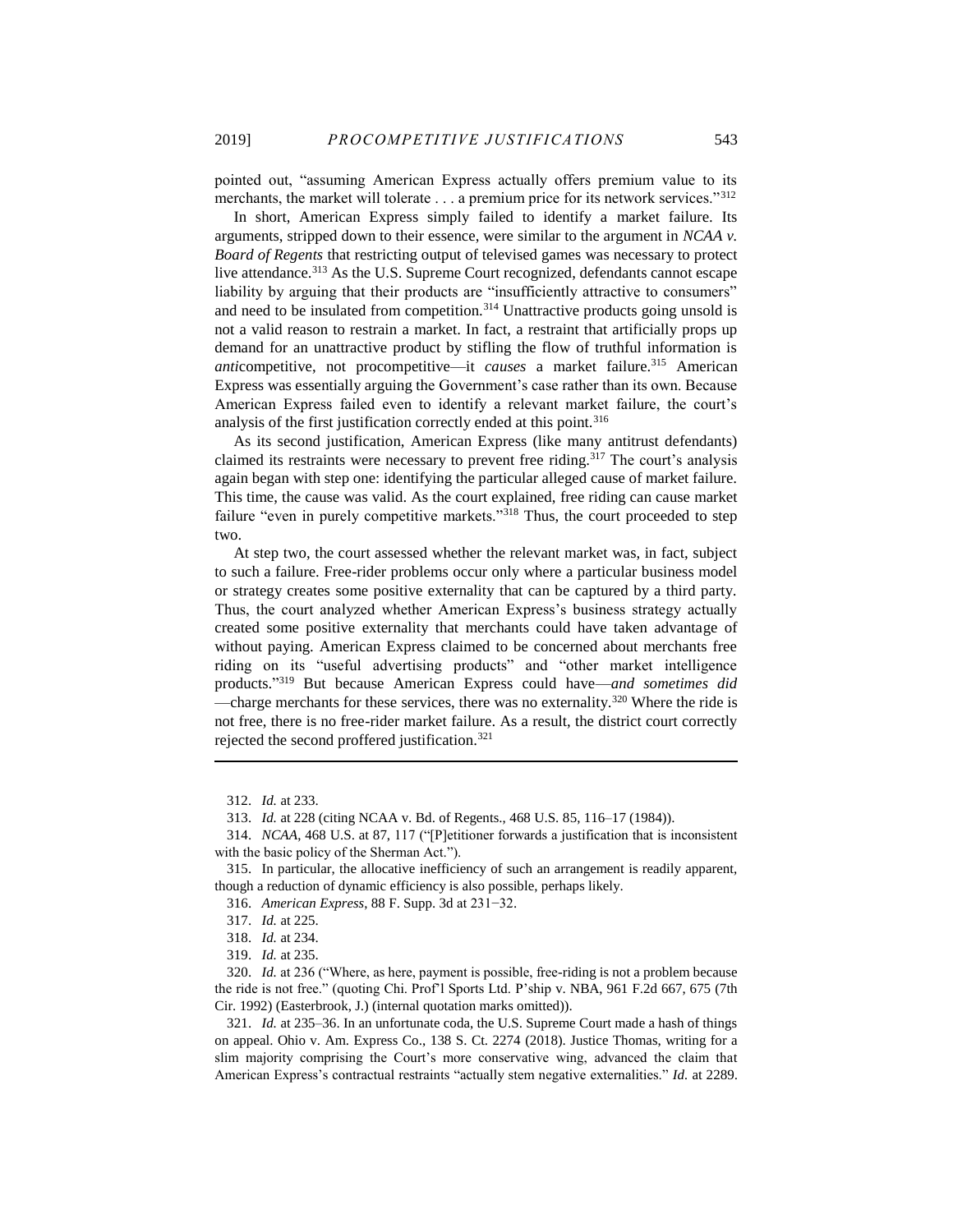pointed out, "assuming American Express actually offers premium value to its merchants, the market will tolerate . . . a premium price for its network services."[312]

In short, American Express simply failed to identify a market failure. Its arguments, stripped down to their essence, were similar to the argument in *NCAA v. Board of Regents* that restricting output of televised games was necessary to protect live attendance.[313] As the U.S. Supreme Court recognized, defendants cannot escape liability by arguing that their products are "insufficiently attractive to consumers" and need to be insulated from competition.[314] Unattractive products going unsold is not a valid reason to restrain a market. In fact, a restraint that artificially props up demand for an unattractive product by stifling the flow of truthful information is *anti*competitive, not procompetitive—it *causes* a market failure.[315] American Express was essentially arguing the Government's case rather than its own. Because American Express failed even to identify a relevant market failure, the court's analysis of the first justification correctly ended at this point.[316]

As its second justification, American Express (like many antitrust defendants) claimed its restraints were necessary to prevent free riding.[317] The court's analysis again began with step one: identifying the particular alleged cause of market failure. This time, the cause was valid. As the court explained, free riding can cause market failure "even in purely competitive markets."[318] Thus, the court proceeded to step two.

At step two, the court assessed whether the relevant market was, in fact, subject to such a failure. Free-rider problems occur only where a particular business model or strategy creates some positive externality that can be captured by a third party. Thus, the court analyzed whether American Express's business strategy actually created some positive externality that merchants could have taken advantage of without paying. American Express claimed to be concerned about merchants free riding on its "useful advertising products" and "other market intelligence products."[319] But because American Express could have—*and sometimes did*—charge merchants for these services, there was no externality.[320] Where the ride is not free, there is no free-rider market failure. As a result, the district court correctly rejected the second proffered justification.[321]

---

312. *Id.* at 233.

313. *Id.* at 228 (citing NCAA v. Bd. of Regents., 468 U.S. 85, 116–17 (1984)).

314. *NCAA*, 468 U.S. at 87, 117 ("[P]etitioner forwards a justification that is inconsistent with the basic policy of the Sherman Act.").

315. In particular, the allocative inefficiency of such an arrangement is readily apparent, though a reduction of dynamic efficiency is also possible, perhaps likely.

316. *American Express*, 88 F. Supp. 3d at 231−32.

317. *Id.* at 225.

318. *Id.* at 234.

319. *Id.* at 235.

320. *Id.* at 236 ("Where, as here, payment is possible, free-riding is not a problem because the ride is not free." (quoting Chi. Prof'l Sports Ltd. P'ship v. NBA, 961 F.2d 667, 675 (7th Cir. 1992) (Easterbrook, J.) (internal quotation marks omitted)).

321. *Id.* at 235–36. In an unfortunate coda, the U.S. Supreme Court made a hash of things on appeal. Ohio v. Am. Express Co., 138 S. Ct. 2274 (2018). Justice Thomas, writing for a slim majority comprising the Court's more conservative wing, advanced the claim that American Express's contractual restraints "actually stem negative externalities." *Id.* at 2289.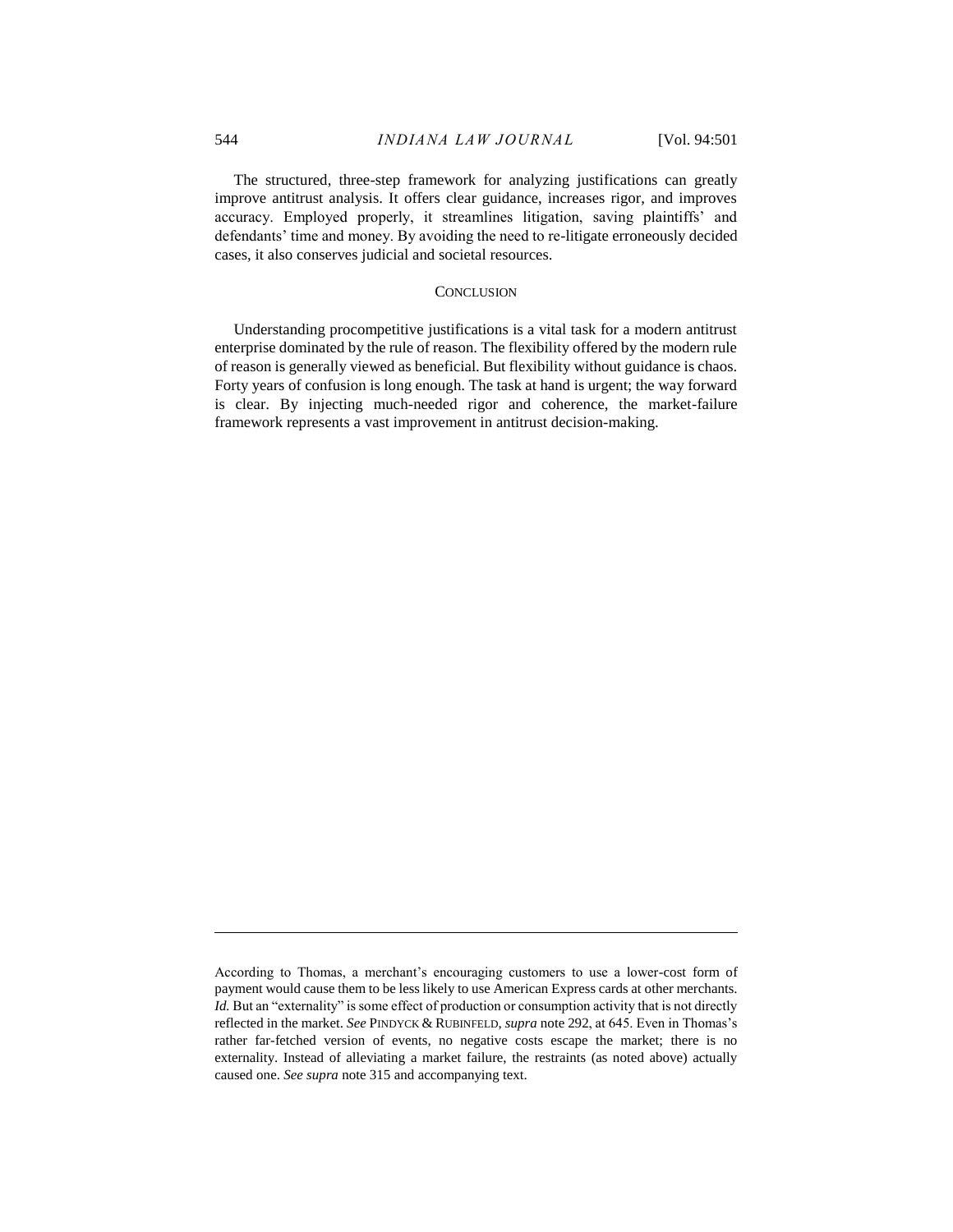The structured, three-step framework for analyzing justifications can greatly improve antitrust analysis. It offers clear guidance, increases rigor, and improves accuracy. Employed properly, it streamlines litigation, saving plaintiffs' and defendants' time and money. By avoiding the need to re-litigate erroneously decided cases, it also conserves judicial and societal resources.

## CONCLUSION

Understanding procompetitive justifications is a vital task for a modern antitrust enterprise dominated by the rule of reason. The flexibility offered by the modern rule of reason is generally viewed as beneficial. But flexibility without guidance is chaos. Forty years of confusion is long enough. The task at hand is urgent; the way forward is clear. By injecting much-needed rigor and coherence, the market-failure framework represents a vast improvement in antitrust decision-making.

---

According to Thomas, a merchant's encouraging customers to use a lower-cost form of payment would cause them to be less likely to use American Express cards at other merchants. *Id.* But an "externality" is some effect of production or consumption activity that is not directly reflected in the market. *See* PINDYCK & RUBINFELD, *supra* note 292, at 645. Even in Thomas's rather far-fetched version of events, no negative costs escape the market; there is no externality. Instead of alleviating a market failure, the restraints (as noted above) actually caused one. *See supra* note 315 and accompanying text.